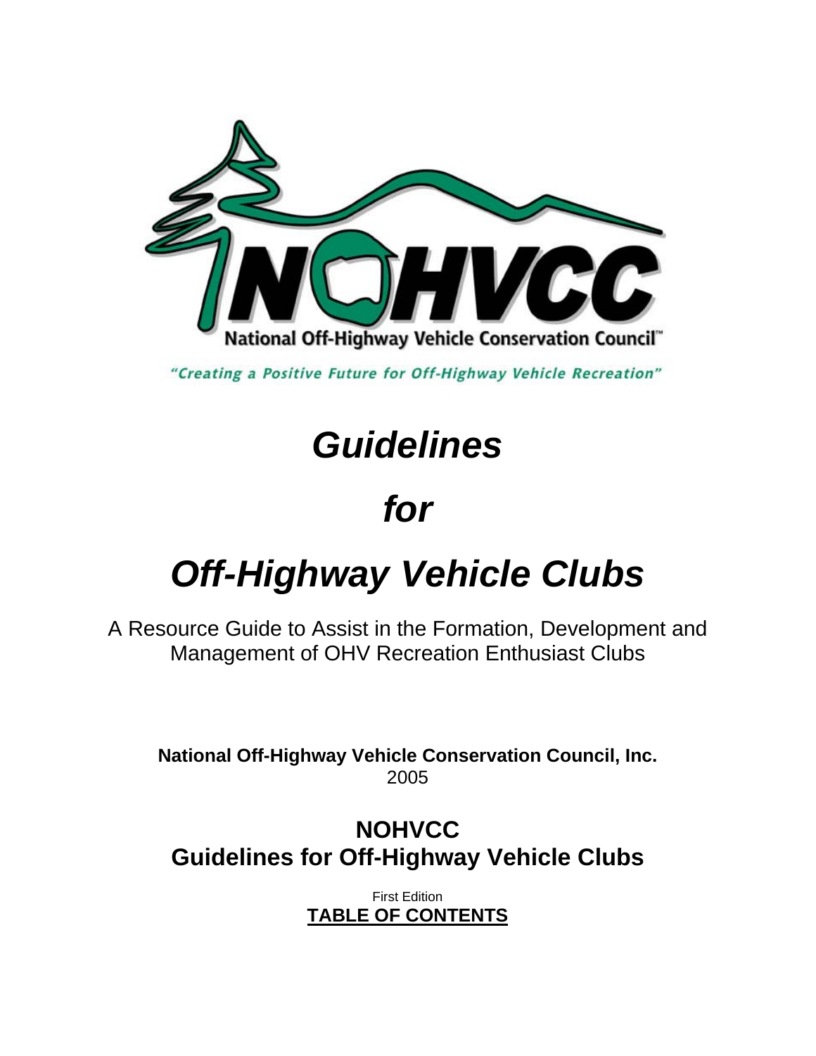NOHVCC

National Off-Highway Vehicle Conservation Council™

*"Creating a Positive Future for Off-Highway Vehicle Recreation"*

# *Guidelines*

# *for*

# *Off-Highway Vehicle Clubs*

A Resource Guide to Assist in the Formation, Development and Management of OHV Recreation Enthusiast Clubs

**National Off-Highway Vehicle Conservation Council, Inc.**
2005

## NOHVCC
## Guidelines for Off-Highway Vehicle Clubs

First Edition

**TABLE OF CONTENTS**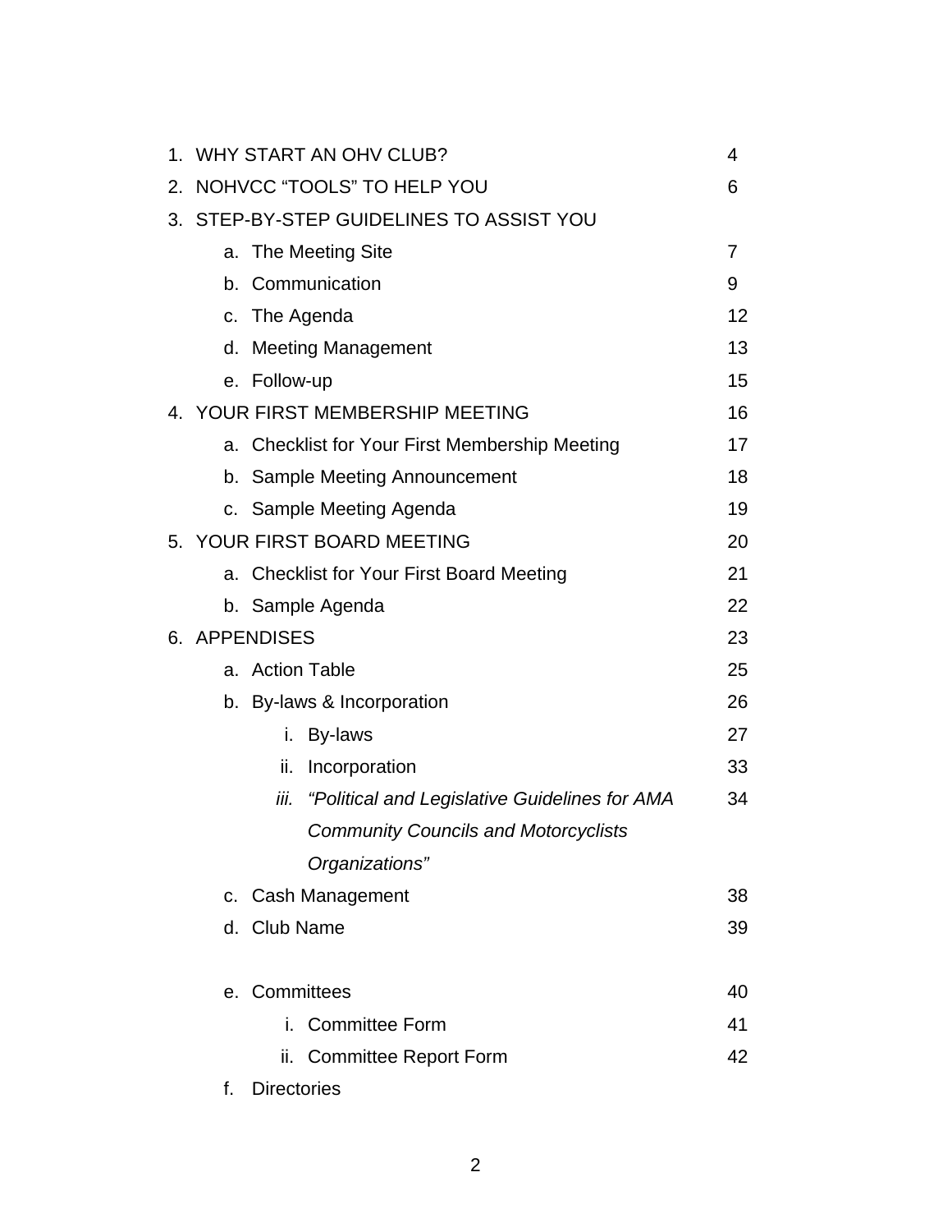| | |
|---|---|
| 1. WHY START AN OHV CLUB? | 4 |
| 2. NOHVCC "TOOLS" TO HELP YOU | 6 |
| 3. STEP-BY-STEP GUIDELINES TO ASSIST YOU | |
| &nbsp;&nbsp;&nbsp;&nbsp;a. The Meeting Site | 7 |
| &nbsp;&nbsp;&nbsp;&nbsp;b. Communication | 9 |
| &nbsp;&nbsp;&nbsp;&nbsp;c. The Agenda | 12 |
| &nbsp;&nbsp;&nbsp;&nbsp;d. Meeting Management | 13 |
| &nbsp;&nbsp;&nbsp;&nbsp;e. Follow-up | 15 |
| 4. YOUR FIRST MEMBERSHIP MEETING | 16 |
| &nbsp;&nbsp;&nbsp;&nbsp;a. Checklist for Your First Membership Meeting | 17 |
| &nbsp;&nbsp;&nbsp;&nbsp;b. Sample Meeting Announcement | 18 |
| &nbsp;&nbsp;&nbsp;&nbsp;c. Sample Meeting Agenda | 19 |
| 5. YOUR FIRST BOARD MEETING | 20 |
| &nbsp;&nbsp;&nbsp;&nbsp;a. Checklist for Your First Board Meeting | 21 |
| &nbsp;&nbsp;&nbsp;&nbsp;b. Sample Agenda | 22 |
| 6. APPENDISES | 23 |
| &nbsp;&nbsp;&nbsp;&nbsp;a. Action Table | 25 |
| &nbsp;&nbsp;&nbsp;&nbsp;b. By-laws & Incorporation | 26 |
| &nbsp;&nbsp;&nbsp;&nbsp;&nbsp;&nbsp;&nbsp;&nbsp;i. By-laws | 27 |
| &nbsp;&nbsp;&nbsp;&nbsp;&nbsp;&nbsp;&nbsp;&nbsp;ii. Incorporation | 33 |
| &nbsp;&nbsp;&nbsp;&nbsp;&nbsp;&nbsp;&nbsp;&nbsp;*iii. "Political and Legislative Guidelines for AMA Community Councils and Motorcyclists Organizations"* | 34 |
| &nbsp;&nbsp;&nbsp;&nbsp;c. Cash Management | 38 |
| &nbsp;&nbsp;&nbsp;&nbsp;d. Club Name | 39 |
| &nbsp;&nbsp;&nbsp;&nbsp;e. Committees | 40 |
| &nbsp;&nbsp;&nbsp;&nbsp;&nbsp;&nbsp;&nbsp;&nbsp;i. Committee Form | 41 |
| &nbsp;&nbsp;&nbsp;&nbsp;&nbsp;&nbsp;&nbsp;&nbsp;ii. Committee Report Form | 42 |
| &nbsp;&nbsp;&nbsp;&nbsp;f. Directories | |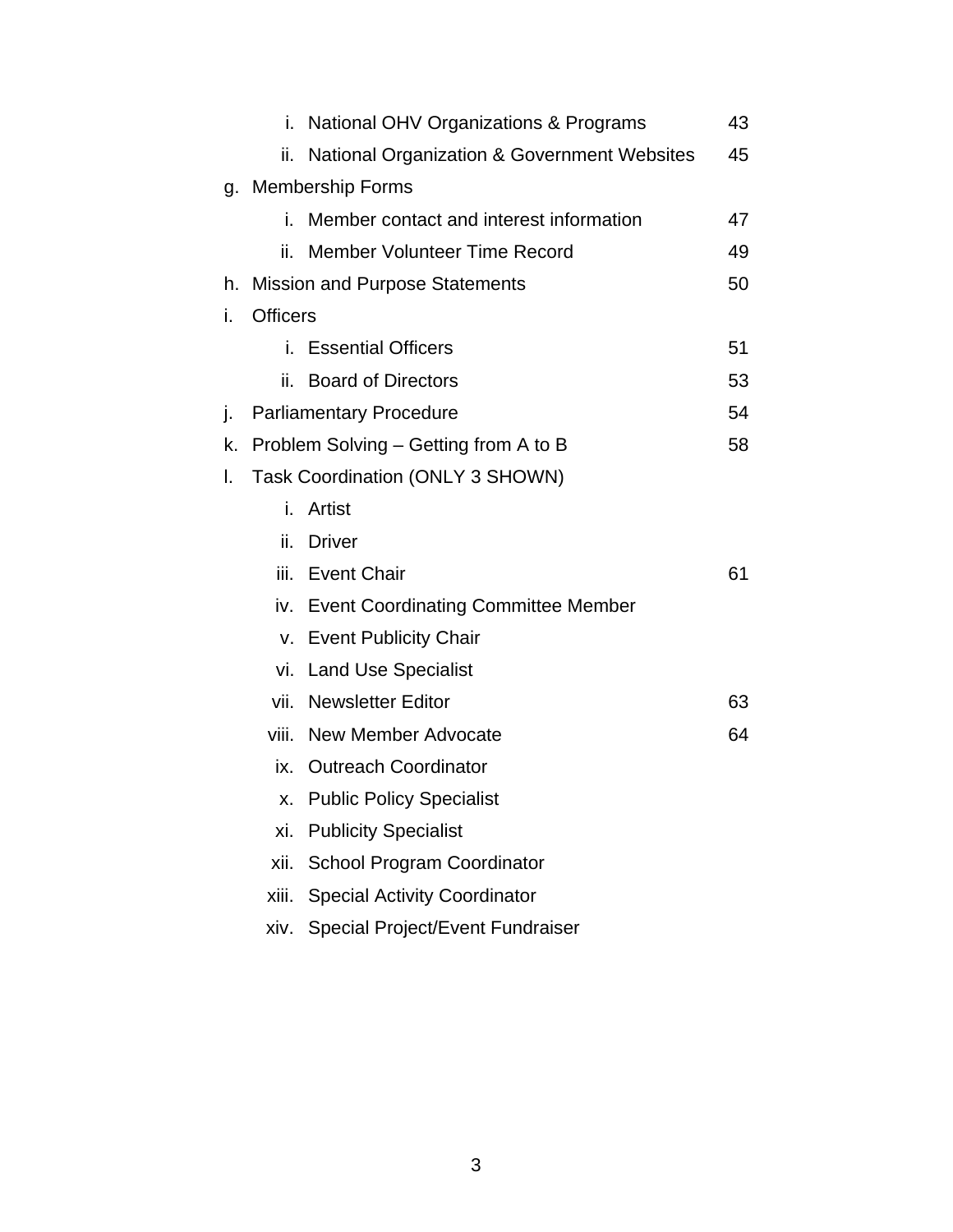- i. National OHV Organizations & Programs 43
- ii. National Organization & Government Websites 45

g. Membership Forms

- i. Member contact and interest information 47
- ii. Member Volunteer Time Record 49

h. Mission and Purpose Statements 50

i. Officers

- i. Essential Officers 51
- ii. Board of Directors 53

j. Parliamentary Procedure 54

k. Problem Solving – Getting from A to B 58

l. Task Coordination (ONLY 3 SHOWN)

- i. Artist
- ii. Driver
- iii. Event Chair 61
- iv. Event Coordinating Committee Member
- v. Event Publicity Chair
- vi. Land Use Specialist
- vii. Newsletter Editor 63
- viii. New Member Advocate 64
- ix. Outreach Coordinator
- x. Public Policy Specialist
- xi. Publicity Specialist
- xii. School Program Coordinator
- xiii. Special Activity Coordinator
- xiv. Special Project/Event Fundraiser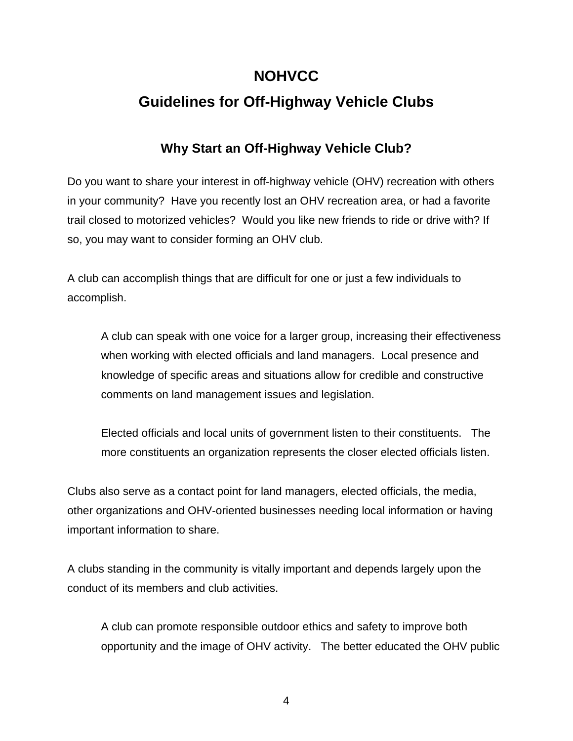# NOHVCC

# Guidelines for Off-Highway Vehicle Clubs

## Why Start an Off-Highway Vehicle Club?

Do you want to share your interest in off-highway vehicle (OHV) recreation with others in your community? Have you recently lost an OHV recreation area, or had a favorite trail closed to motorized vehicles? Would you like new friends to ride or drive with? If so, you may want to consider forming an OHV club.

A club can accomplish things that are difficult for one or just a few individuals to accomplish.

> A club can speak with one voice for a larger group, increasing their effectiveness when working with elected officials and land managers. Local presence and knowledge of specific areas and situations allow for credible and constructive comments on land management issues and legislation.
>
> Elected officials and local units of government listen to their constituents. The more constituents an organization represents the closer elected officials listen.

Clubs also serve as a contact point for land managers, elected officials, the media, other organizations and OHV-oriented businesses needing local information or having important information to share.

A clubs standing in the community is vitally important and depends largely upon the conduct of its members and club activities.

> A club can promote responsible outdoor ethics and safety to improve both opportunity and the image of OHV activity. The better educated the OHV public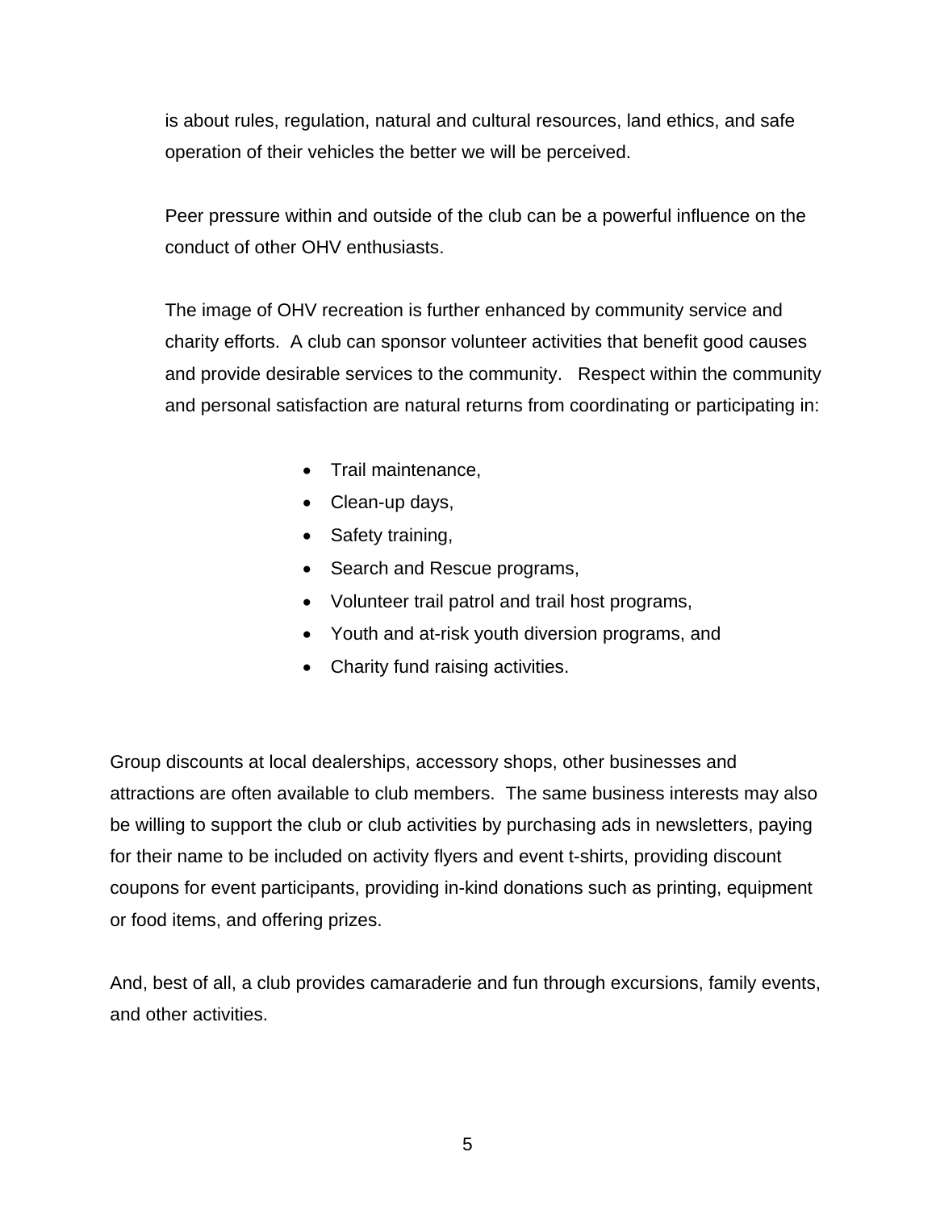is about rules, regulation, natural and cultural resources, land ethics, and safe operation of their vehicles the better we will be perceived.

Peer pressure within and outside of the club can be a powerful influence on the conduct of other OHV enthusiasts.

The image of OHV recreation is further enhanced by community service and charity efforts. A club can sponsor volunteer activities that benefit good causes and provide desirable services to the community. Respect within the community and personal satisfaction are natural returns from coordinating or participating in:

- Trail maintenance,
- Clean-up days,
- Safety training,
- Search and Rescue programs,
- Volunteer trail patrol and trail host programs,
- Youth and at-risk youth diversion programs, and
- Charity fund raising activities.

Group discounts at local dealerships, accessory shops, other businesses and attractions are often available to club members. The same business interests may also be willing to support the club or club activities by purchasing ads in newsletters, paying for their name to be included on activity flyers and event t-shirts, providing discount coupons for event participants, providing in-kind donations such as printing, equipment or food items, and offering prizes.

And, best of all, a club provides camaraderie and fun through excursions, family events, and other activities.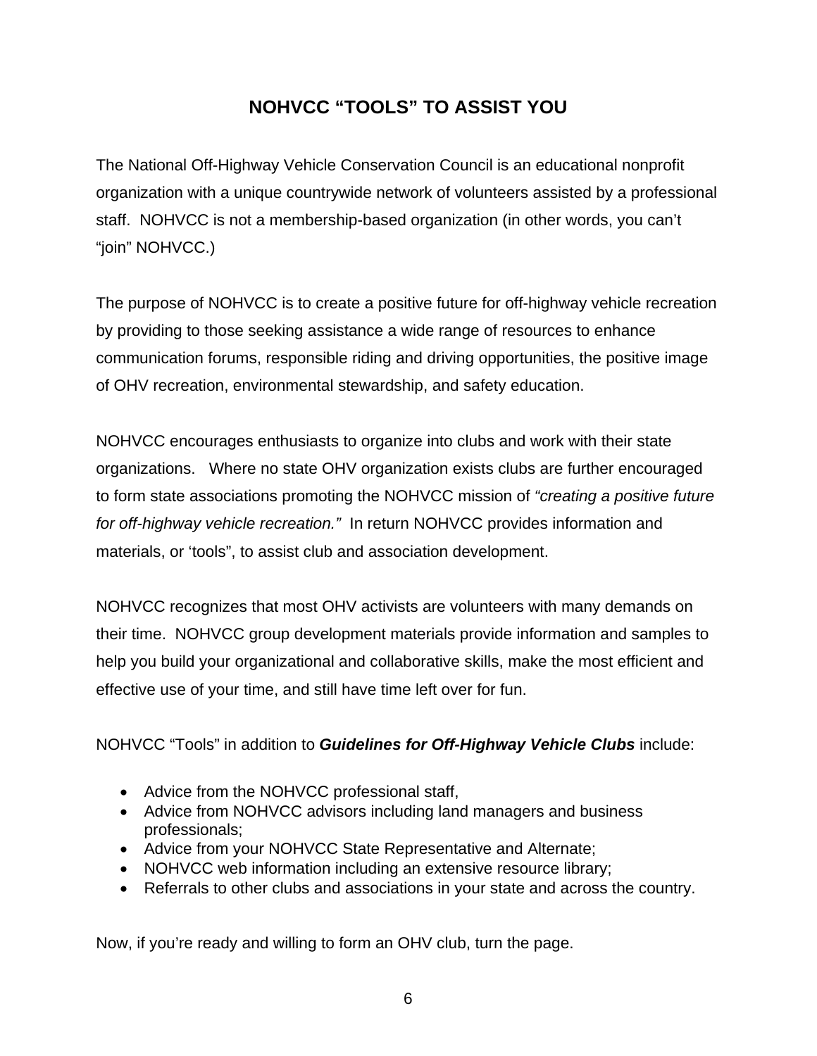# NOHVCC "TOOLS" TO ASSIST YOU

The National Off-Highway Vehicle Conservation Council is an educational nonprofit organization with a unique countrywide network of volunteers assisted by a professional staff. NOHVCC is not a membership-based organization (in other words, you can't "join" NOHVCC.)

The purpose of NOHVCC is to create a positive future for off-highway vehicle recreation by providing to those seeking assistance a wide range of resources to enhance communication forums, responsible riding and driving opportunities, the positive image of OHV recreation, environmental stewardship, and safety education.

NOHVCC encourages enthusiasts to organize into clubs and work with their state organizations. Where no state OHV organization exists clubs are further encouraged to form state associations promoting the NOHVCC mission of *"creating a positive future for off-highway vehicle recreation."* In return NOHVCC provides information and materials, or 'tools", to assist club and association development.

NOHVCC recognizes that most OHV activists are volunteers with many demands on their time. NOHVCC group development materials provide information and samples to help you build your organizational and collaborative skills, make the most efficient and effective use of your time, and still have time left over for fun.

NOHVCC "Tools" in addition to ***Guidelines for Off-Highway Vehicle Clubs*** include:

- Advice from the NOHVCC professional staff,
- Advice from NOHVCC advisors including land managers and business professionals;
- Advice from your NOHVCC State Representative and Alternate;
- NOHVCC web information including an extensive resource library;
- Referrals to other clubs and associations in your state and across the country.

Now, if you're ready and willing to form an OHV club, turn the page.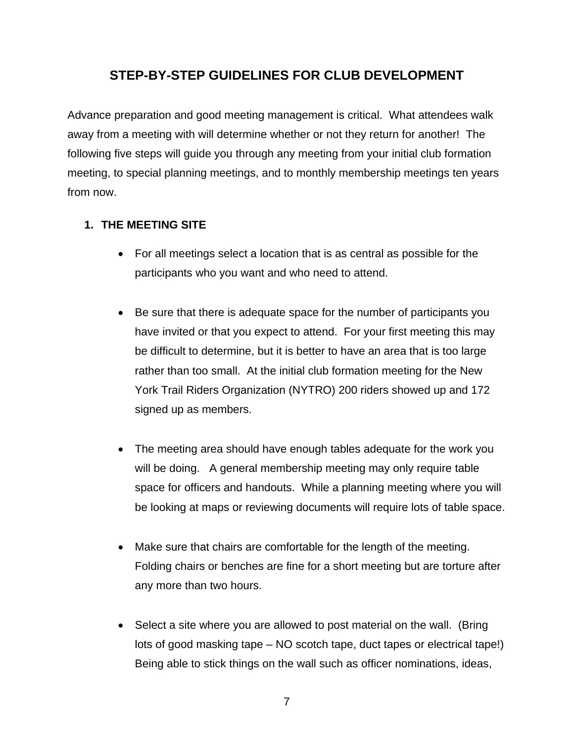# STEP-BY-STEP GUIDELINES FOR CLUB DEVELOPMENT

Advance preparation and good meeting management is critical. What attendees walk away from a meeting with will determine whether or not they return for another! The following five steps will guide you through any meeting from your initial club formation meeting, to special planning meetings, and to monthly membership meetings ten years from now.

## 1. THE MEETING SITE

- For all meetings select a location that is as central as possible for the participants who you want and who need to attend.

- Be sure that there is adequate space for the number of participants you have invited or that you expect to attend. For your first meeting this may be difficult to determine, but it is better to have an area that is too large rather than too small. At the initial club formation meeting for the New York Trail Riders Organization (NYTRO) 200 riders showed up and 172 signed up as members.

- The meeting area should have enough tables adequate for the work you will be doing. A general membership meeting may only require table space for officers and handouts. While a planning meeting where you will be looking at maps or reviewing documents will require lots of table space.

- Make sure that chairs are comfortable for the length of the meeting. Folding chairs or benches are fine for a short meeting but are torture after any more than two hours.

- Select a site where you are allowed to post material on the wall. (Bring lots of good masking tape – NO scotch tape, duct tapes or electrical tape!) Being able to stick things on the wall such as officer nominations, ideas,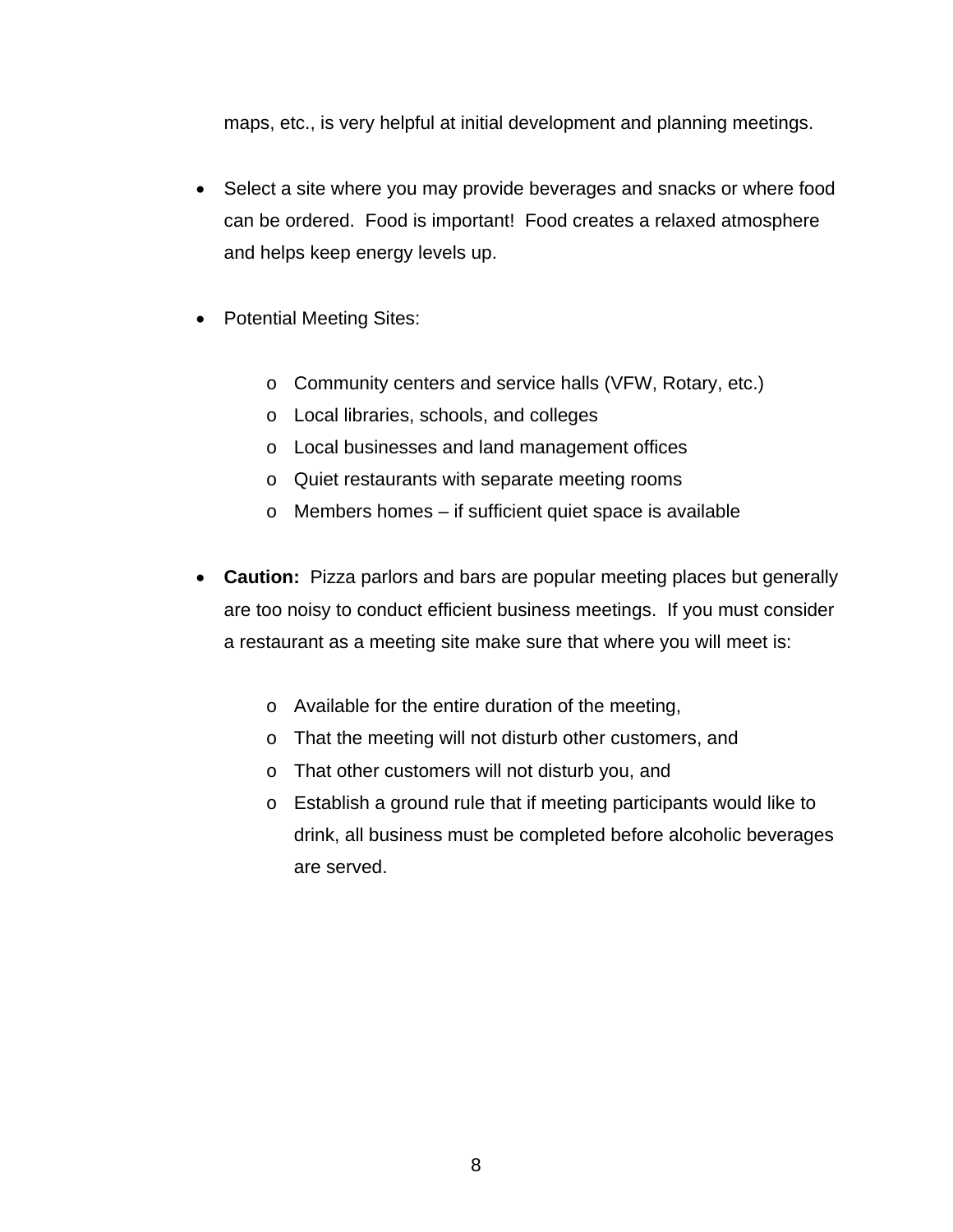maps, etc., is very helpful at initial development and planning meetings.

- Select a site where you may provide beverages and snacks or where food can be ordered. Food is important! Food creates a relaxed atmosphere and helps keep energy levels up.

- Potential Meeting Sites:

  - Community centers and service halls (VFW, Rotary, etc.)
  - Local libraries, schools, and colleges
  - Local businesses and land management offices
  - Quiet restaurants with separate meeting rooms
  - Members homes – if sufficient quiet space is available

- **Caution:** Pizza parlors and bars are popular meeting places but generally are too noisy to conduct efficient business meetings. If you must consider a restaurant as a meeting site make sure that where you will meet is:

  - Available for the entire duration of the meeting,
  - That the meeting will not disturb other customers, and
  - That other customers will not disturb you, and
  - Establish a ground rule that if meeting participants would like to drink, all business must be completed before alcoholic beverages are served.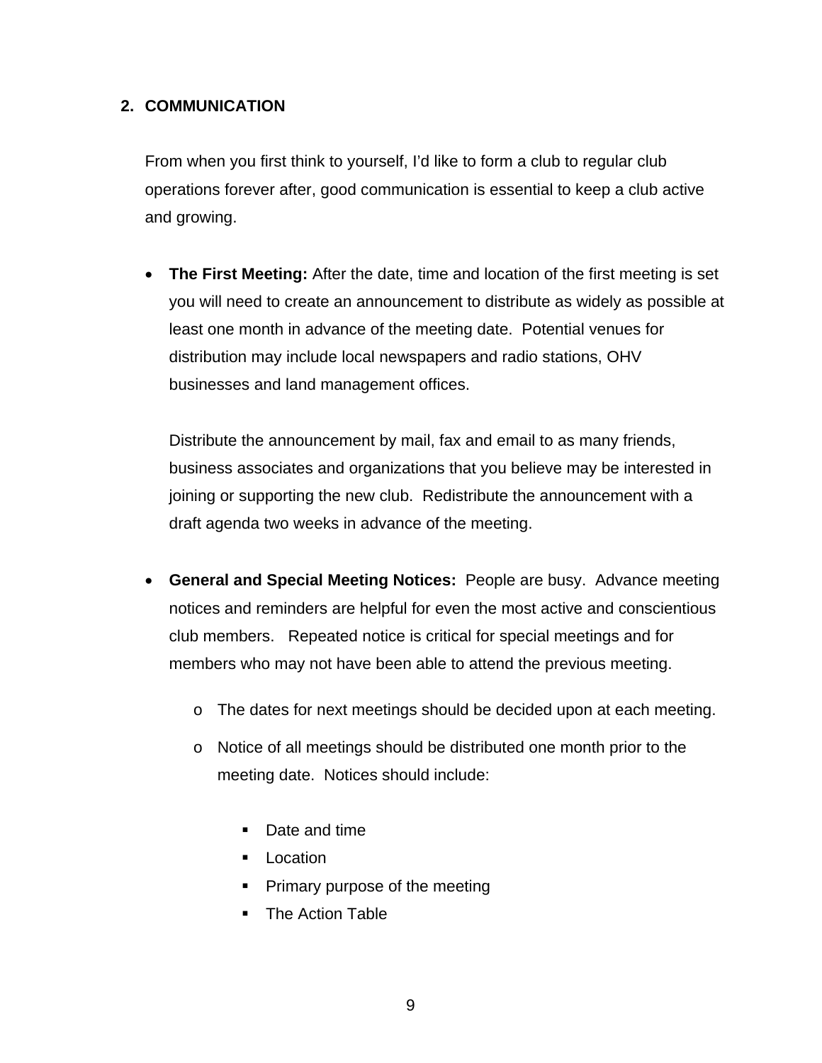## 2. COMMUNICATION

From when you first think to yourself, I'd like to form a club to regular club operations forever after, good communication is essential to keep a club active and growing.

- **The First Meeting:** After the date, time and location of the first meeting is set you will need to create an announcement to distribute as widely as possible at least one month in advance of the meeting date. Potential venues for distribution may include local newspapers and radio stations, OHV businesses and land management offices.

  Distribute the announcement by mail, fax and email to as many friends, business associates and organizations that you believe may be interested in joining or supporting the new club. Redistribute the announcement with a draft agenda two weeks in advance of the meeting.

- **General and Special Meeting Notices:** People are busy. Advance meeting notices and reminders are helpful for even the most active and conscientious club members. Repeated notice is critical for special meetings and for members who may not have been able to attend the previous meeting.
  - The dates for next meetings should be decided upon at each meeting.
  - Notice of all meetings should be distributed one month prior to the meeting date. Notices should include:
    - Date and time
    - Location
    - Primary purpose of the meeting
    - The Action Table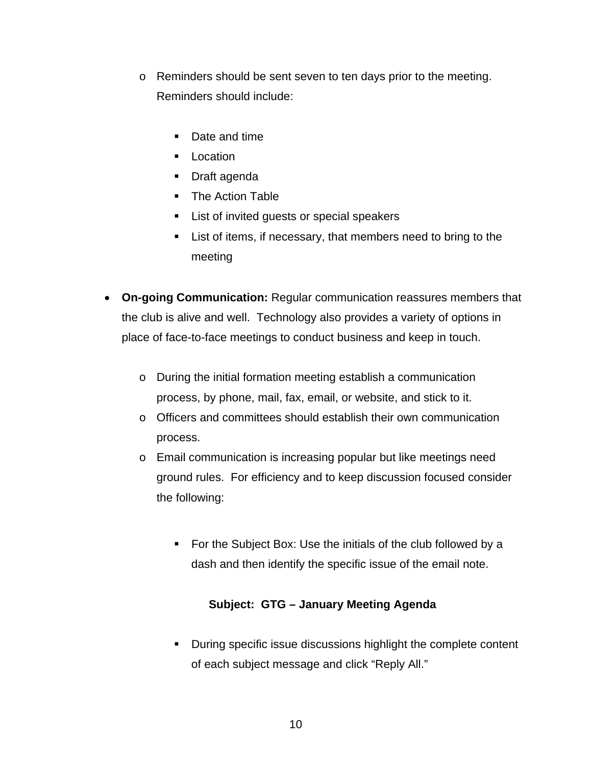- Reminders should be sent seven to ten days prior to the meeting. Reminders should include:

    - Date and time
    - Location
    - Draft agenda
    - The Action Table
    - List of invited guests or special speakers
    - List of items, if necessary, that members need to bring to the meeting

- **On-going Communication:** Regular communication reassures members that the club is alive and well. Technology also provides a variety of options in place of face-to-face meetings to conduct business and keep in touch.

    - During the initial formation meeting establish a communication process, by phone, mail, fax, email, or website, and stick to it.
    - Officers and committees should establish their own communication process.
    - Email communication is increasing popular but like meetings need ground rules. For efficiency and to keep discussion focused consider the following:

        - For the Subject Box: Use the initials of the club followed by a dash and then identify the specific issue of the email note.

          **Subject: GTG – January Meeting Agenda**

        - During specific issue discussions highlight the complete content of each subject message and click "Reply All."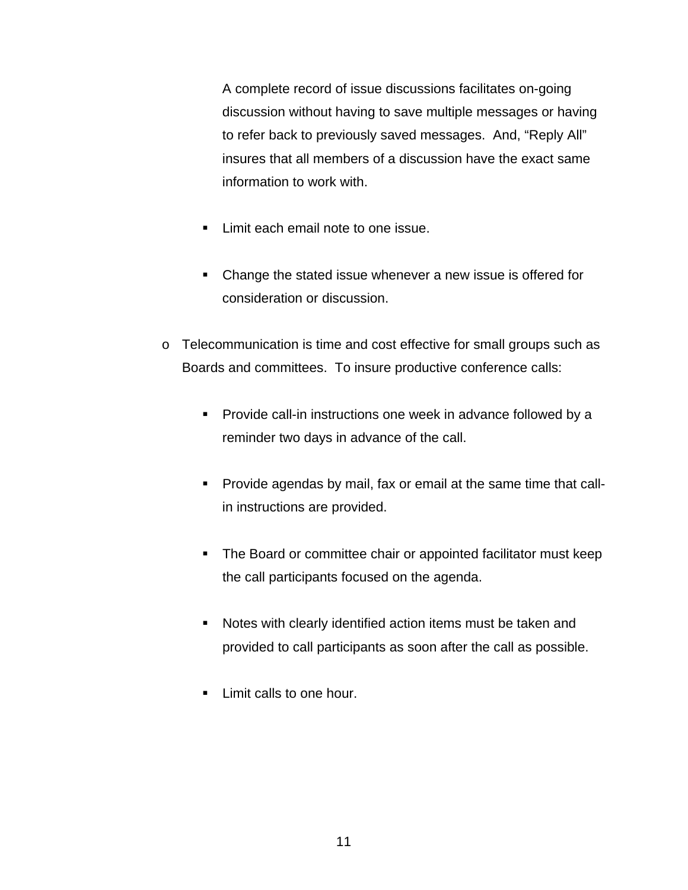A complete record of issue discussions facilitates on-going discussion without having to save multiple messages or having to refer back to previously saved messages. And, “Reply All” insures that all members of a discussion have the exact same information to work with.

    - Limit each email note to one issue.

    - Change the stated issue whenever a new issue is offered for consideration or discussion.

- Telecommunication is time and cost effective for small groups such as Boards and committees. To insure productive conference calls:

    - Provide call-in instructions one week in advance followed by a reminder two days in advance of the call.

    - Provide agendas by mail, fax or email at the same time that call-in instructions are provided.

    - The Board or committee chair or appointed facilitator must keep the call participants focused on the agenda.

    - Notes with clearly identified action items must be taken and provided to call participants as soon after the call as possible.

    - Limit calls to one hour.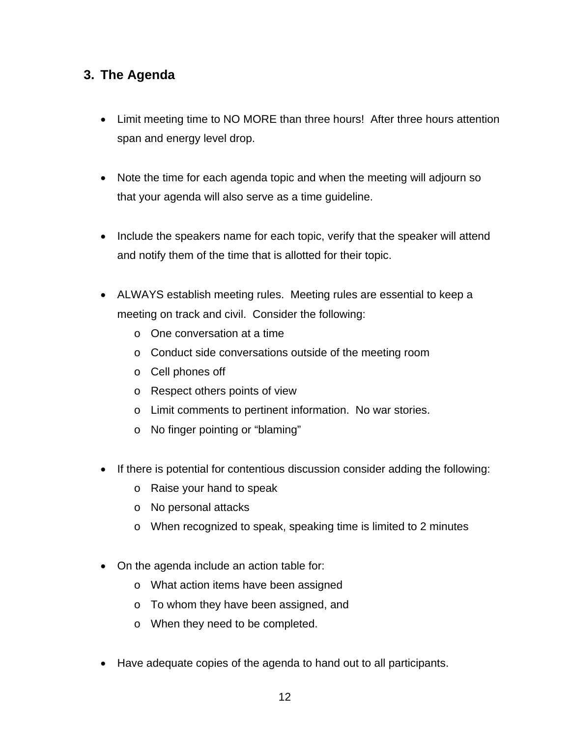## 3. The Agenda

- Limit meeting time to NO MORE than three hours! After three hours attention span and energy level drop.

- Note the time for each agenda topic and when the meeting will adjourn so that your agenda will also serve as a time guideline.

- Include the speakers name for each topic, verify that the speaker will attend and notify them of the time that is allotted for their topic.

- ALWAYS establish meeting rules. Meeting rules are essential to keep a meeting on track and civil. Consider the following:
  - One conversation at a time
  - Conduct side conversations outside of the meeting room
  - Cell phones off
  - Respect others points of view
  - Limit comments to pertinent information. No war stories.
  - No finger pointing or "blaming"

- If there is potential for contentious discussion consider adding the following:
  - Raise your hand to speak
  - No personal attacks
  - When recognized to speak, speaking time is limited to 2 minutes

- On the agenda include an action table for:
  - What action items have been assigned
  - To whom they have been assigned, and
  - When they need to be completed.

- Have adequate copies of the agenda to hand out to all participants.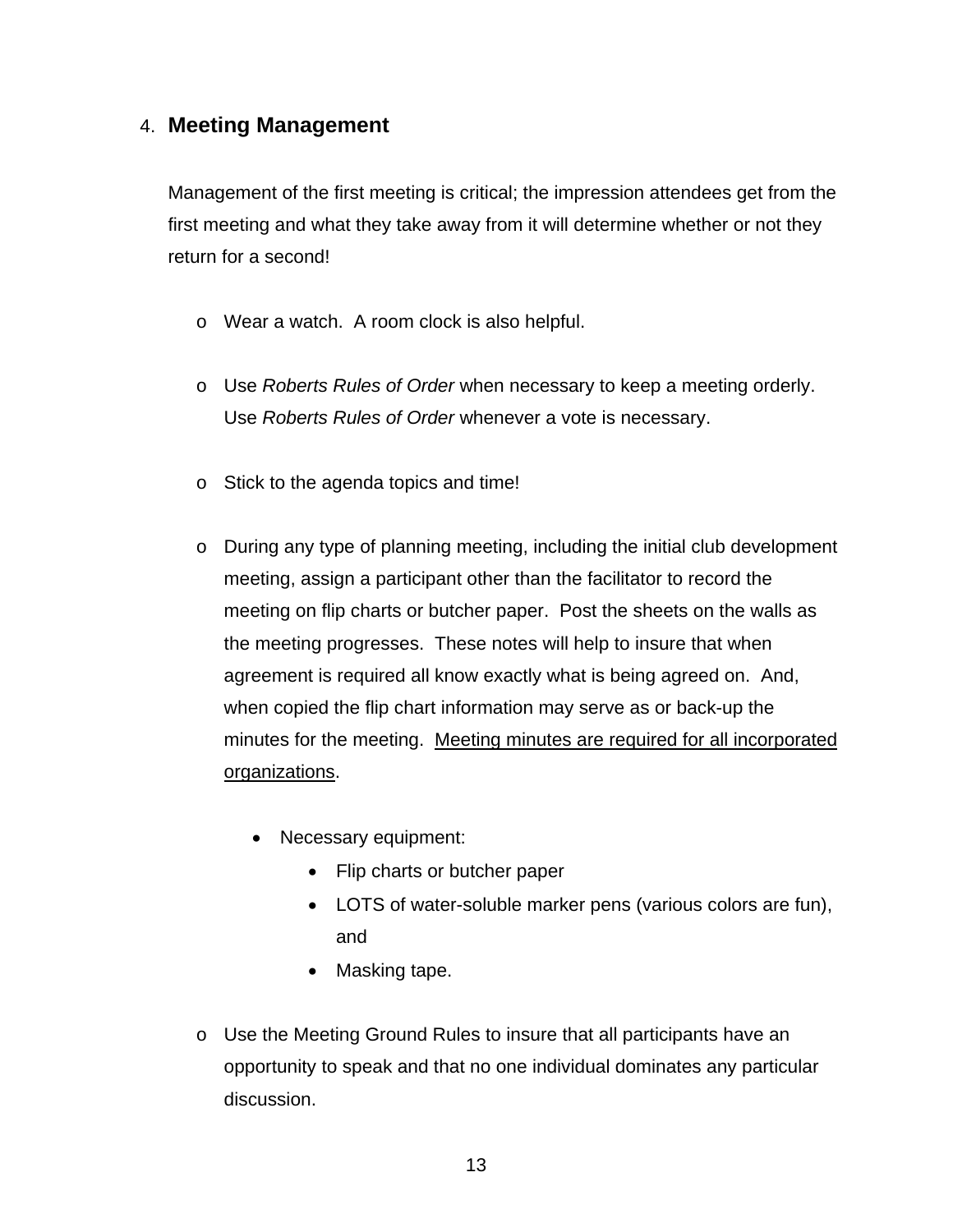## 4. Meeting Management

Management of the first meeting is critical; the impression attendees get from the first meeting and what they take away from it will determine whether or not they return for a second!

- Wear a watch. A room clock is also helpful.

- Use *Roberts Rules of Order* when necessary to keep a meeting orderly. Use *Roberts Rules of Order* whenever a vote is necessary.

- Stick to the agenda topics and time!

- During any type of planning meeting, including the initial club development meeting, assign a participant other than the facilitator to record the meeting on flip charts or butcher paper. Post the sheets on the walls as the meeting progresses. These notes will help to insure that when agreement is required all know exactly what is being agreed on. And, when copied the flip chart information may serve as or back-up the minutes for the meeting. <u>Meeting minutes are required for all incorporated organizations</u>.

  - Necessary equipment:
    - Flip charts or butcher paper
    - LOTS of water-soluble marker pens (various colors are fun), and
    - Masking tape.

- Use the Meeting Ground Rules to insure that all participants have an opportunity to speak and that no one individual dominates any particular discussion.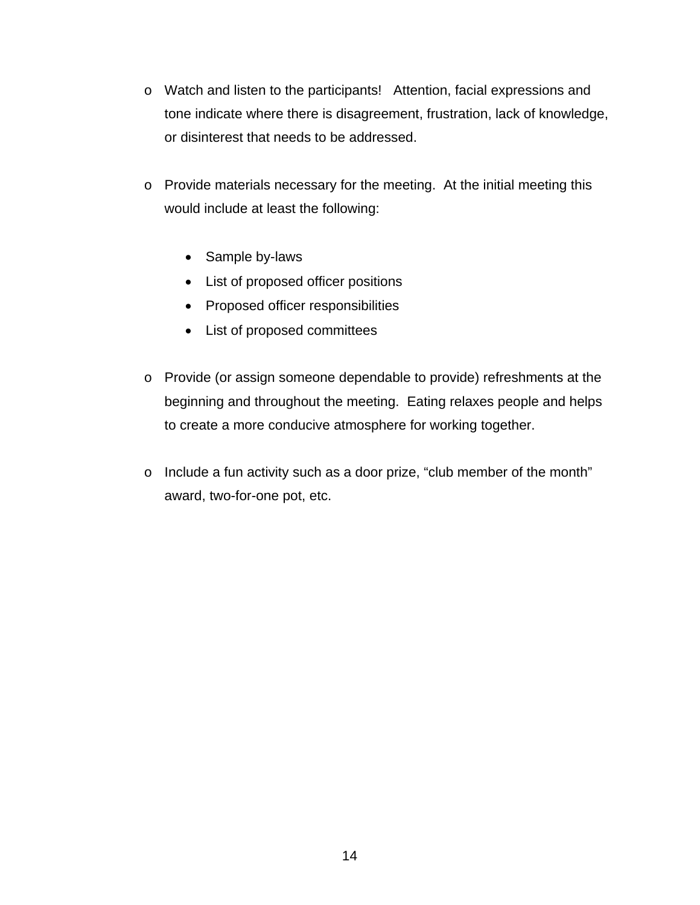- Watch and listen to the participants! Attention, facial expressions and tone indicate where there is disagreement, frustration, lack of knowledge, or disinterest that needs to be addressed.

- Provide materials necessary for the meeting. At the initial meeting this would include at least the following:

  - Sample by-laws
  - List of proposed officer positions
  - Proposed officer responsibilities
  - List of proposed committees

- Provide (or assign someone dependable to provide) refreshments at the beginning and throughout the meeting. Eating relaxes people and helps to create a more conducive atmosphere for working together.

- Include a fun activity such as a door prize, "club member of the month" award, two-for-one pot, etc.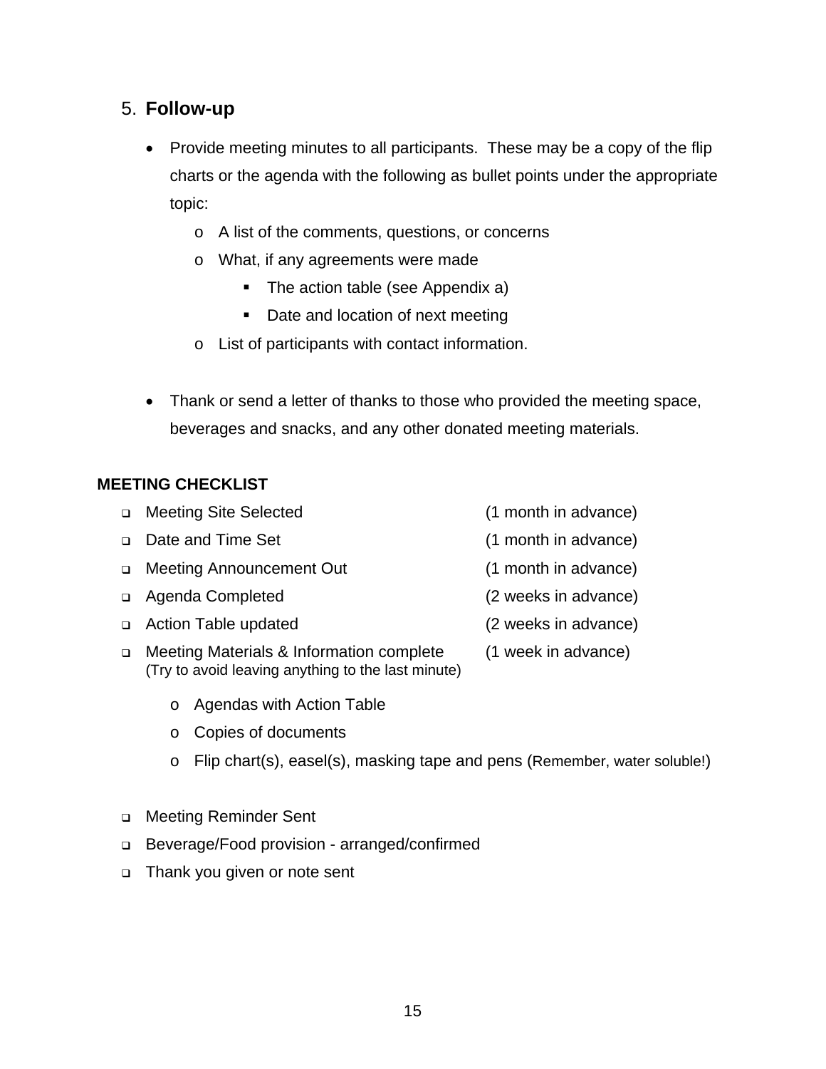## 5. Follow-up

- Provide meeting minutes to all participants.  These may be a copy of the flip charts or the agenda with the following as bullet points under the appropriate topic:
  - A list of the comments, questions, or concerns
  - What, if any agreements were made
    - The action table (see Appendix a)
    - Date and location of next meeting
  - List of participants with contact information.

- Thank or send a letter of thanks to those who provided the meeting space, beverages and snacks, and any other donated meeting materials.

**MEETING CHECKLIST**

- ❑ Meeting Site Selected (1 month in advance)
- ❑ Date and Time Set (1 month in advance)
- ❑ Meeting Announcement Out (1 month in advance)
- ❑ Agenda Completed (2 weeks in advance)
- ❑ Action Table updated (2 weeks in advance)
- ❑ Meeting Materials & Information complete (1 week in advance)
  (Try to avoid leaving anything to the last minute)
  - Agendas with Action Table
  - Copies of documents
  - Flip chart(s), easel(s), masking tape and pens (Remember, water soluble!)

- ❑ Meeting Reminder Sent
- ❑ Beverage/Food provision - arranged/confirmed
- ❑ Thank you given or note sent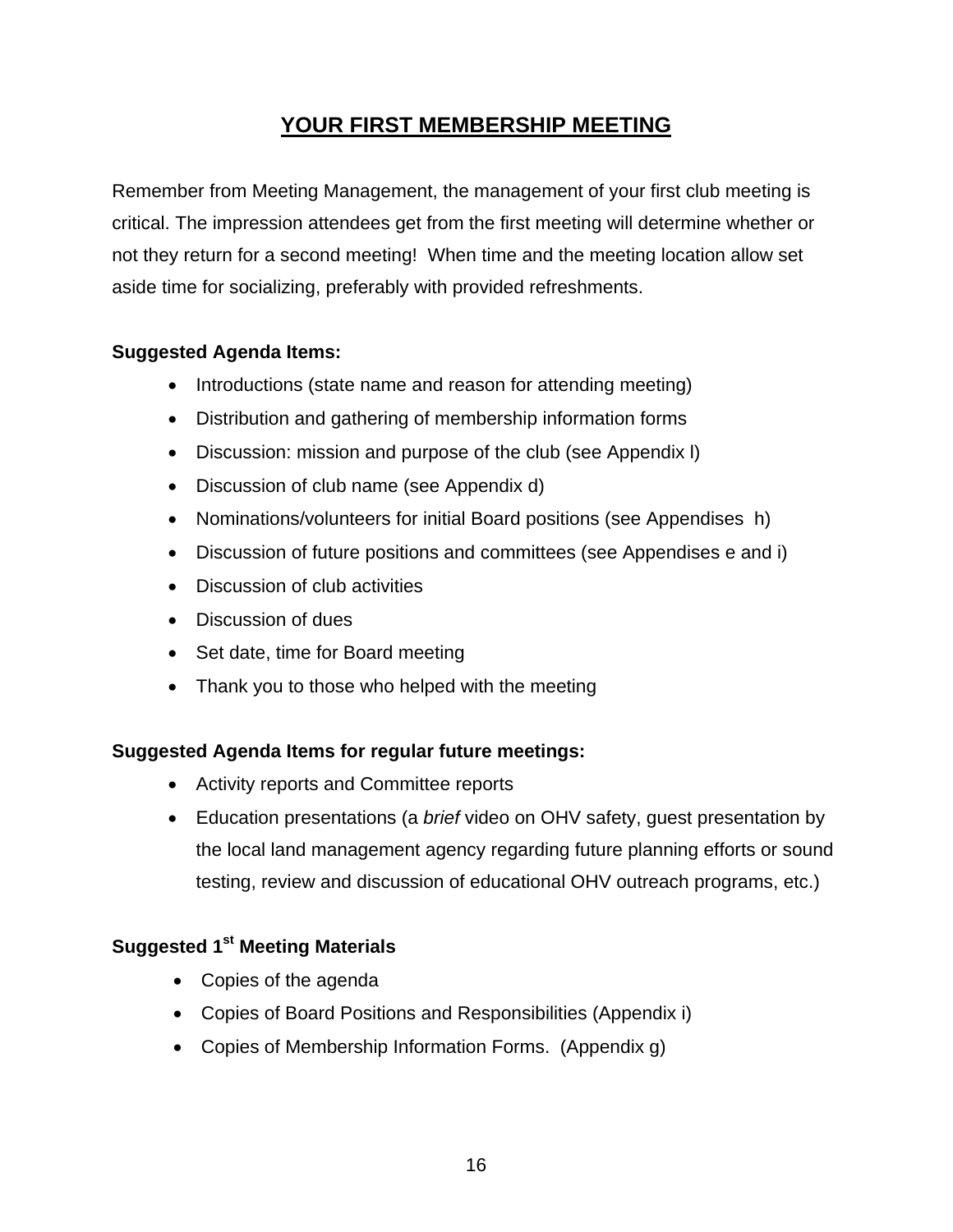# YOUR FIRST MEMBERSHIP MEETING

Remember from Meeting Management, the management of your first club meeting is critical. The impression attendees get from the first meeting will determine whether or not they return for a second meeting! When time and the meeting location allow set aside time for socializing, preferably with provided refreshments.

**Suggested Agenda Items:**

- Introductions (state name and reason for attending meeting)
- Distribution and gathering of membership information forms
- Discussion: mission and purpose of the club (see Appendix l)
- Discussion of club name (see Appendix d)
- Nominations/volunteers for initial Board positions (see Appendises h)
- Discussion of future positions and committees (see Appendises e and i)
- Discussion of club activities
- Discussion of dues
- Set date, time for Board meeting
- Thank you to those who helped with the meeting

**Suggested Agenda Items for regular future meetings:**

- Activity reports and Committee reports
- Education presentations (a *brief* video on OHV safety, guest presentation by the local land management agency regarding future planning efforts or sound testing, review and discussion of educational OHV outreach programs, etc.)

**Suggested 1st Meeting Materials**

- Copies of the agenda
- Copies of Board Positions and Responsibilities (Appendix i)
- Copies of Membership Information Forms. (Appendix g)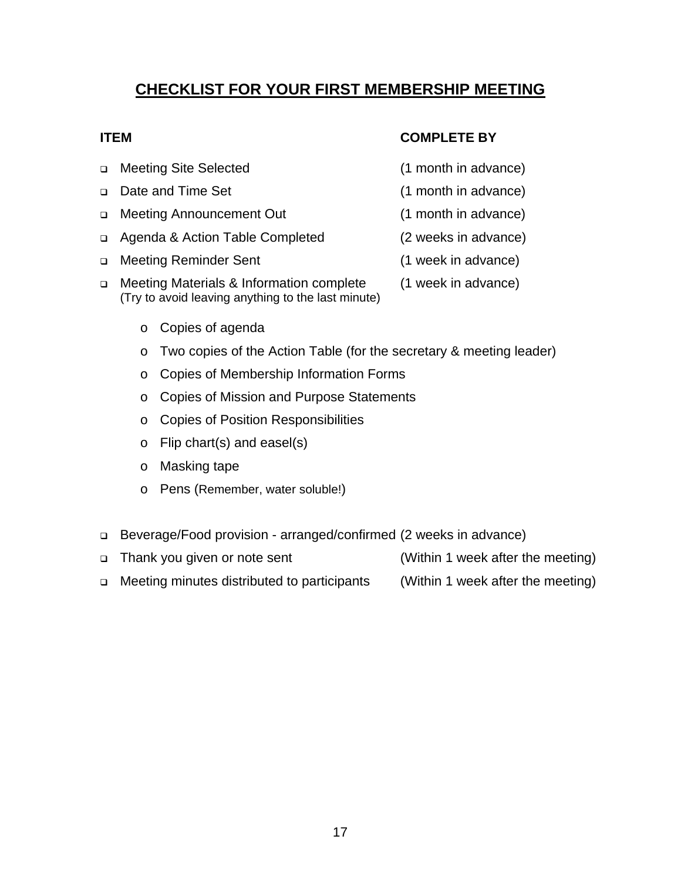## CHECKLIST FOR YOUR FIRST MEMBERSHIP MEETING

| ITEM | COMPLETE BY |
|---|---|
| ❑ Meeting Site Selected | (1 month in advance) |
| ❑ Date and Time Set | (1 month in advance) |
| ❑ Meeting Announcement Out | (1 month in advance) |
| ❑ Agenda & Action Table Completed | (2 weeks in advance) |
| ❑ Meeting Reminder Sent | (1 week in advance) |
| ❑ Meeting Materials & Information complete (Try to avoid leaving anything to the last minute) | (1 week in advance) |

- Copies of agenda
- Two copies of the Action Table (for the secretary & meeting leader)
- Copies of Membership Information Forms
- Copies of Mission and Purpose Statements
- Copies of Position Responsibilities
- Flip chart(s) and easel(s)
- Masking tape
- Pens (Remember, water soluble!)

| ITEM | COMPLETE BY |
|---|---|
| ❑ Beverage/Food provision - arranged/confirmed | (2 weeks in advance) |
| ❑ Thank you given or note sent | (Within 1 week after the meeting) |
| ❑ Meeting minutes distributed to participants | (Within 1 week after the meeting) |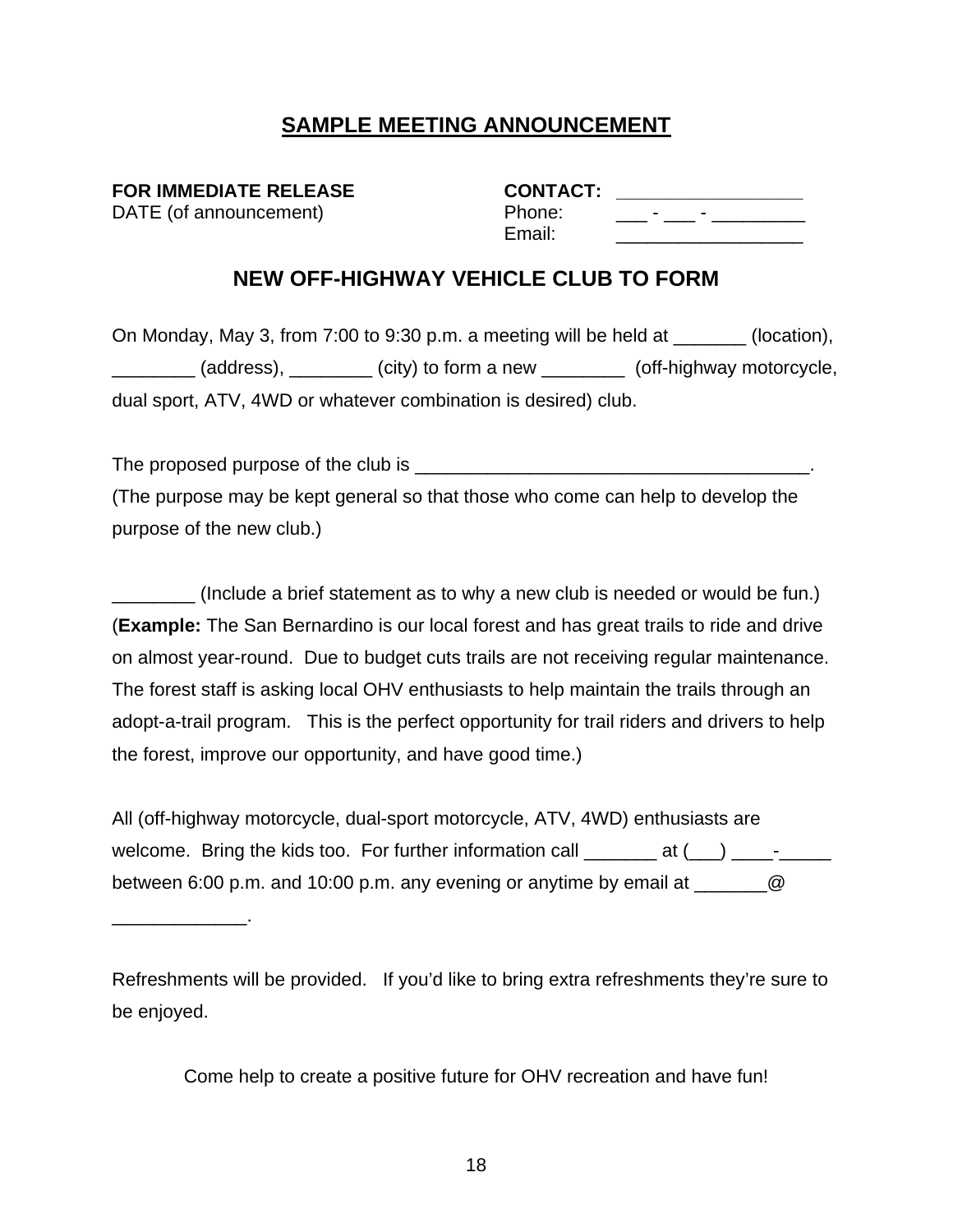## SAMPLE MEETING ANNOUNCEMENT

**FOR IMMEDIATE RELEASE**
DATE (of announcement)

**CONTACT:** __________________
Phone: ___ - ___ - _________
Email: __________________

### NEW OFF-HIGHWAY VEHICLE CLUB TO FORM

On Monday, May 3, from 7:00 to 9:30 p.m. a meeting will be held at _______ (location), ________ (address), ________ (city) to form a new ________ (off-highway motorcycle, dual sport, ATV, 4WD or whatever combination is desired) club.

The proposed purpose of the club is _______________________________________. (The purpose may be kept general so that those who come can help to develop the purpose of the new club.)

________ (Include a brief statement as to why a new club is needed or would be fun.) (**Example:** The San Bernardino is our local forest and has great trails to ride and drive on almost year-round. Due to budget cuts trails are not receiving regular maintenance. The forest staff is asking local OHV enthusiasts to help maintain the trails through an adopt-a-trail program. This is the perfect opportunity for trail riders and drivers to help the forest, improve our opportunity, and have good time.)

All (off-highway motorcycle, dual-sport motorcycle, ATV, 4WD) enthusiasts are welcome. Bring the kids too. For further information call _______ at (___) ____-_____ between 6:00 p.m. and 10:00 p.m. any evening or anytime by email at _______@ _____________.

Refreshments will be provided. If you'd like to bring extra refreshments they're sure to be enjoyed.

Come help to create a positive future for OHV recreation and have fun!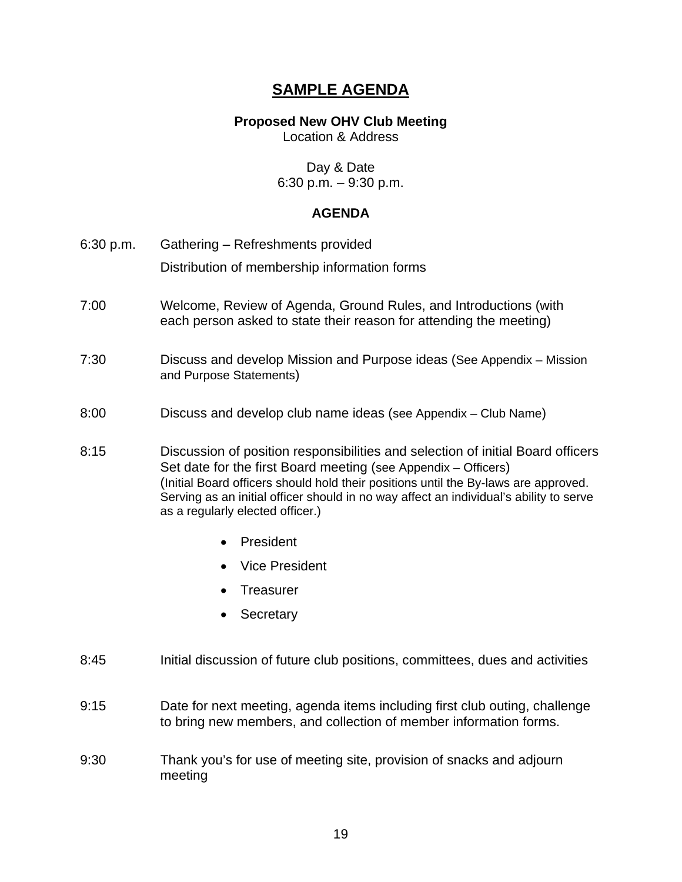# SAMPLE AGENDA

**Proposed New OHV Club Meeting**
Location & Address

Day & Date
6:30 p.m. – 9:30 p.m.

**AGENDA**

| | |
|---|---|
| 6:30 p.m. | Gathering – Refreshments provided<br>Distribution of membership information forms |
| 7:00 | Welcome, Review of Agenda, Ground Rules, and Introductions (with each person asked to state their reason for attending the meeting) |
| 7:30 | Discuss and develop Mission and Purpose ideas (See Appendix – Mission and Purpose Statements) |
| 8:00 | Discuss and develop club name ideas (see Appendix – Club Name) |
| 8:15 | Discussion of position responsibilities and selection of initial Board officers Set date for the first Board meeting (see Appendix – Officers) (Initial Board officers should hold their positions until the By-laws are approved. Serving as an initial officer should in no way affect an individual's ability to serve as a regularly elected officer.)<br>• President<br>• Vice President<br>• Treasurer<br>• Secretary |
| 8:45 | Initial discussion of future club positions, committees, dues and activities |
| 9:15 | Date for next meeting, agenda items including first club outing, challenge to bring new members, and collection of member information forms. |
| 9:30 | Thank you's for use of meeting site, provision of snacks and adjourn meeting |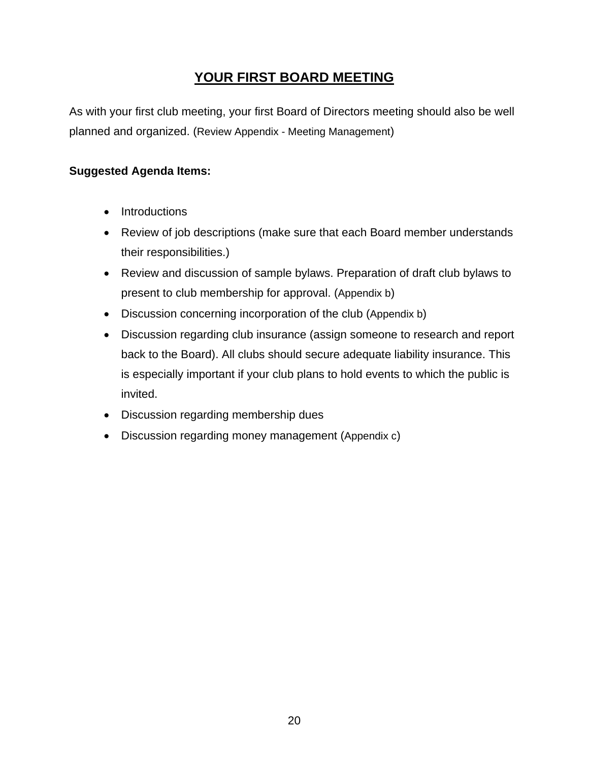## YOUR FIRST BOARD MEETING

As with your first club meeting, your first Board of Directors meeting should also be well planned and organized. (Review Appendix - Meeting Management)

**Suggested Agenda Items:**

- Introductions
- Review of job descriptions (make sure that each Board member understands their responsibilities.)
- Review and discussion of sample bylaws. Preparation of draft club bylaws to present to club membership for approval. (Appendix b)
- Discussion concerning incorporation of the club (Appendix b)
- Discussion regarding club insurance (assign someone to research and report back to the Board). All clubs should secure adequate liability insurance. This is especially important if your club plans to hold events to which the public is invited.
- Discussion regarding membership dues
- Discussion regarding money management (Appendix c)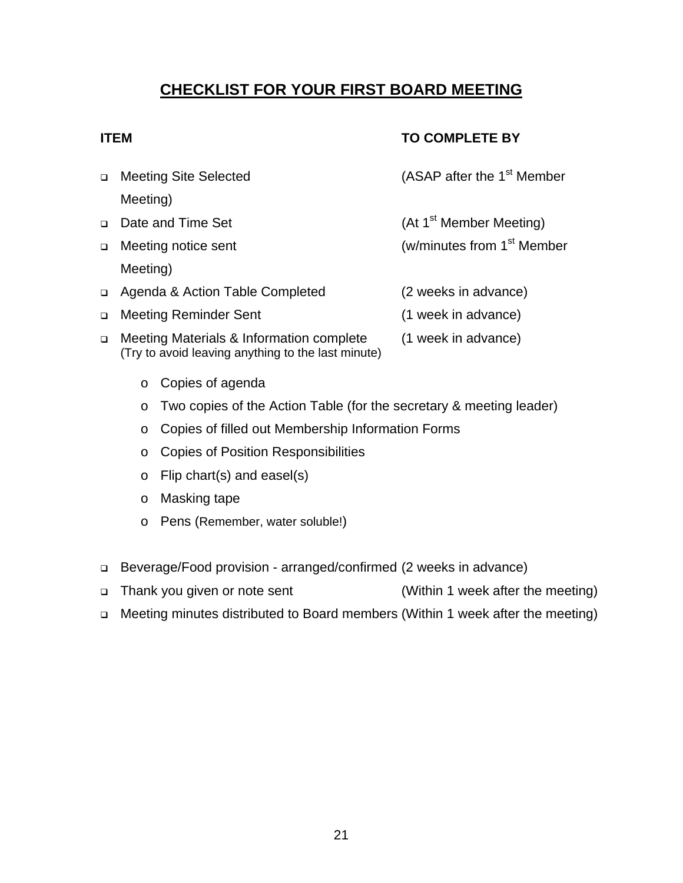## CHECKLIST FOR YOUR FIRST BOARD MEETING

| ITEM | TO COMPLETE BY |
|---|---|
| ❑ Meeting Site Selected | (ASAP after the 1st Member Meeting) |
| ❑ Date and Time Set | (At 1st Member Meeting) |
| ❑ Meeting notice sent | (w/minutes from 1st Member Meeting) |
| ❑ Agenda & Action Table Completed | (2 weeks in advance) |
| ❑ Meeting Reminder Sent | (1 week in advance) |
| ❑ Meeting Materials & Information complete (Try to avoid leaving anything to the last minute) | (1 week in advance) |

- Copies of agenda
- Two copies of the Action Table (for the secretary & meeting leader)
- Copies of filled out Membership Information Forms
- Copies of Position Responsibilities
- Flip chart(s) and easel(s)
- Masking tape
- Pens (Remember, water soluble!)

| ITEM | TO COMPLETE BY |
|---|---|
| ❑ Beverage/Food provision - arranged/confirmed | (2 weeks in advance) |
| ❑ Thank you given or note sent | (Within 1 week after the meeting) |
| ❑ Meeting minutes distributed to Board members | (Within 1 week after the meeting) |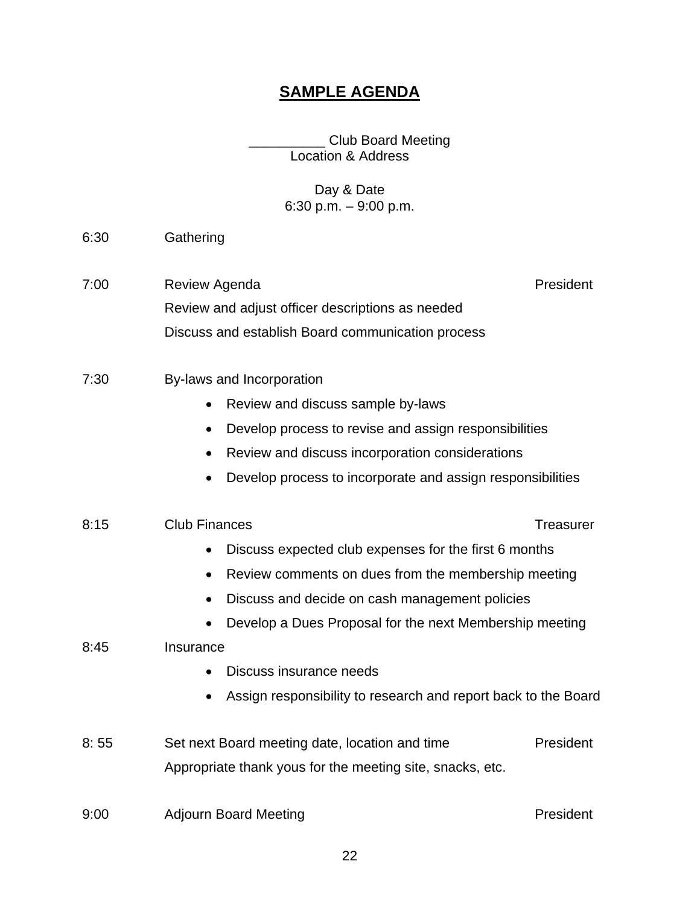# SAMPLE AGENDA

__________ Club Board Meeting
Location & Address

Day & Date
6:30 p.m. – 9:00 p.m.

| | | |
|---|---|---|
| 6:30 | Gathering | |
| 7:00 | Review Agenda | President |
| | Review and adjust officer descriptions as needed | |
| | Discuss and establish Board communication process | |
| 7:30 | By-laws and Incorporation<br>• Review and discuss sample by-laws<br>• Develop process to revise and assign responsibilities<br>• Review and discuss incorporation considerations<br>• Develop process to incorporate and assign responsibilities | |
| 8:15 | Club Finances<br>• Discuss expected club expenses for the first 6 months<br>• Review comments on dues from the membership meeting<br>• Discuss and decide on cash management policies<br>• Develop a Dues Proposal for the next Membership meeting | Treasurer |
| 8:45 | Insurance<br>• Discuss insurance needs<br>• Assign responsibility to research and report back to the Board | |
| 8: 55 | Set next Board meeting date, location and time | President |
| | Appropriate thank yous for the meeting site, snacks, etc. | |
| 9:00 | Adjourn Board Meeting | President |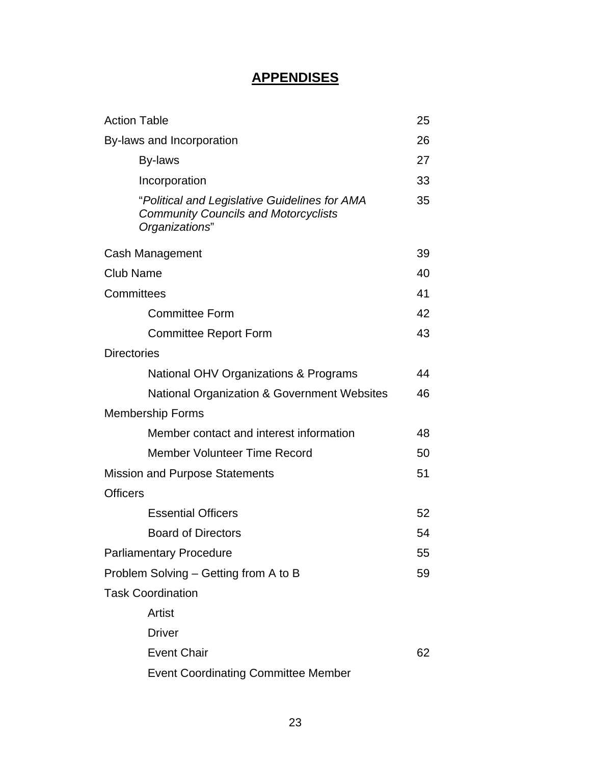## APPENDISES

| | |
|---|---|
| Action Table | 25 |
| By-laws and Incorporation | 26 |
| By-laws | 27 |
| Incorporation | 33 |
| "*Political and Legislative Guidelines for AMA Community Councils and Motorcyclists Organizations*" | 35 |
| Cash Management | 39 |
| Club Name | 40 |
| Committees | 41 |
| Committee Form | 42 |
| Committee Report Form | 43 |
| Directories | |
| National OHV Organizations & Programs | 44 |
| National Organization & Government Websites | 46 |
| Membership Forms | |
| Member contact and interest information | 48 |
| Member Volunteer Time Record | 50 |
| Mission and Purpose Statements | 51 |
| Officers | |
| Essential Officers | 52 |
| Board of Directors | 54 |
| Parliamentary Procedure | 55 |
| Problem Solving – Getting from A to B | 59 |
| Task Coordination | |
| Artist | |
| Driver | |
| Event Chair | 62 |
| Event Coordinating Committee Member | |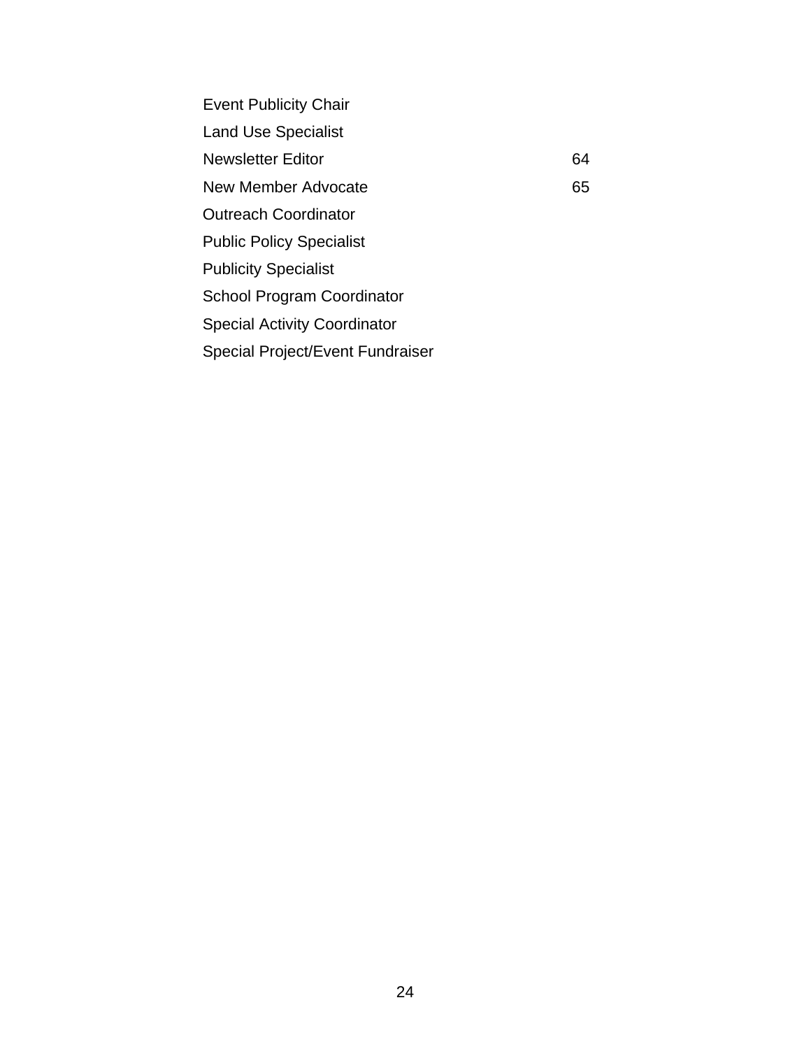| | |
|---|---|
| Event Publicity Chair | |
| Land Use Specialist | |
| Newsletter Editor | 64 |
| New Member Advocate | 65 |
| Outreach Coordinator | |
| Public Policy Specialist | |
| Publicity Specialist | |
| School Program Coordinator | |
| Special Activity Coordinator | |
| Special Project/Event Fundraiser | |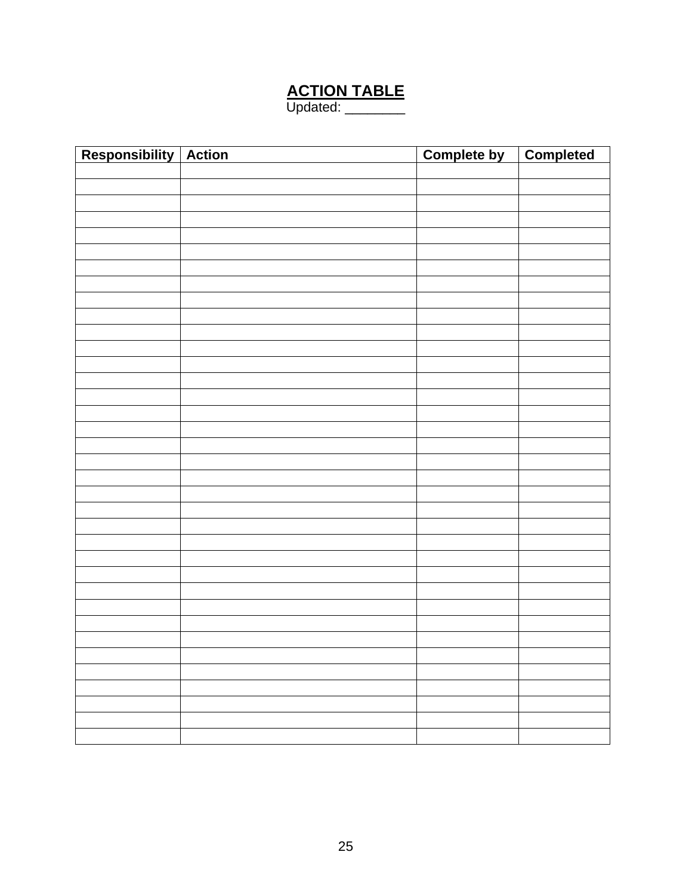# ACTION TABLE

Updated: ________

| Responsibility | Action | Complete by | Completed |
|---|---|---|---|
| | | | |
| | | | |
| | | | |
| | | | |
| | | | |
| | | | |
| | | | |
| | | | |
| | | | |
| | | | |
| | | | |
| | | | |
| | | | |
| | | | |
| | | | |
| | | | |
| | | | |
| | | | |
| | | | |
| | | | |
| | | | |
| | | | |
| | | | |
| | | | |
| | | | |
| | | | |
| | | | |
| | | | |
| | | | |
| | | | |
| | | | |
| | | | |
| | | | |
| | | | |
| | | | |
| | | | |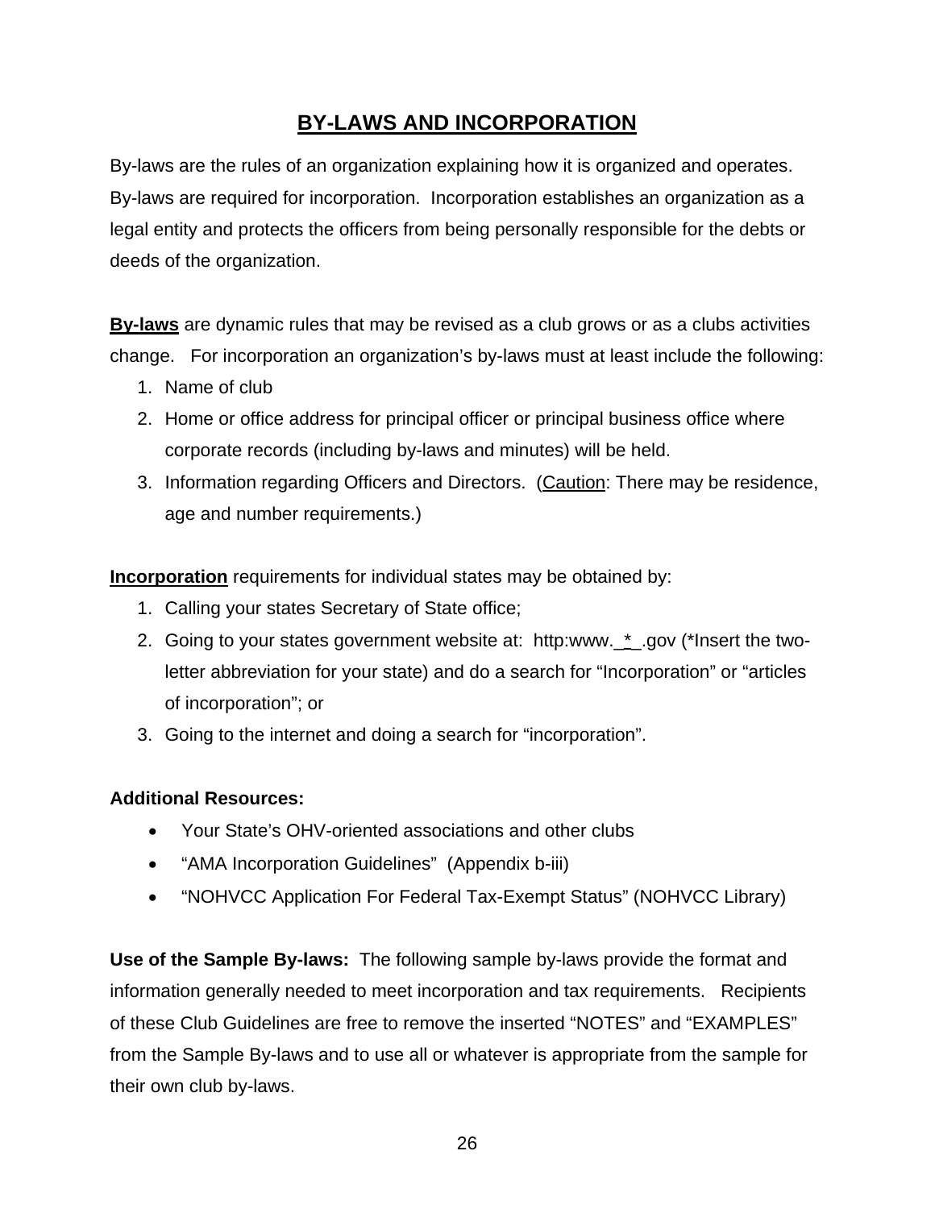# BY-LAWS AND INCORPORATION

By-laws are the rules of an organization explaining how it is organized and operates. By-laws are required for incorporation. Incorporation establishes an organization as a legal entity and protects the officers from being personally responsible for the debts or deeds of the organization.

**By-laws** are dynamic rules that may be revised as a club grows or as a clubs activities change. For incorporation an organization's by-laws must at least include the following:

1. Name of club
2. Home or office address for principal officer or principal business office where corporate records (including by-laws and minutes) will be held.
3. Information regarding Officers and Directors. (Caution: There may be residence, age and number requirements.)

**Incorporation** requirements for individual states may be obtained by:

1. Calling your states Secretary of State office;
2. Going to your states government website at: http:www._*_.gov (*Insert the two-letter abbreviation for your state) and do a search for "Incorporation" or "articles of incorporation"; or
3. Going to the internet and doing a search for "incorporation".

**Additional Resources:**

- Your State's OHV-oriented associations and other clubs
- "AMA Incorporation Guidelines" (Appendix b-iii)
- "NOHVCC Application For Federal Tax-Exempt Status" (NOHVCC Library)

**Use of the Sample By-laws:** The following sample by-laws provide the format and information generally needed to meet incorporation and tax requirements. Recipients of these Club Guidelines are free to remove the inserted "NOTES" and "EXAMPLES" from the Sample By-laws and to use all or whatever is appropriate from the sample for their own club by-laws.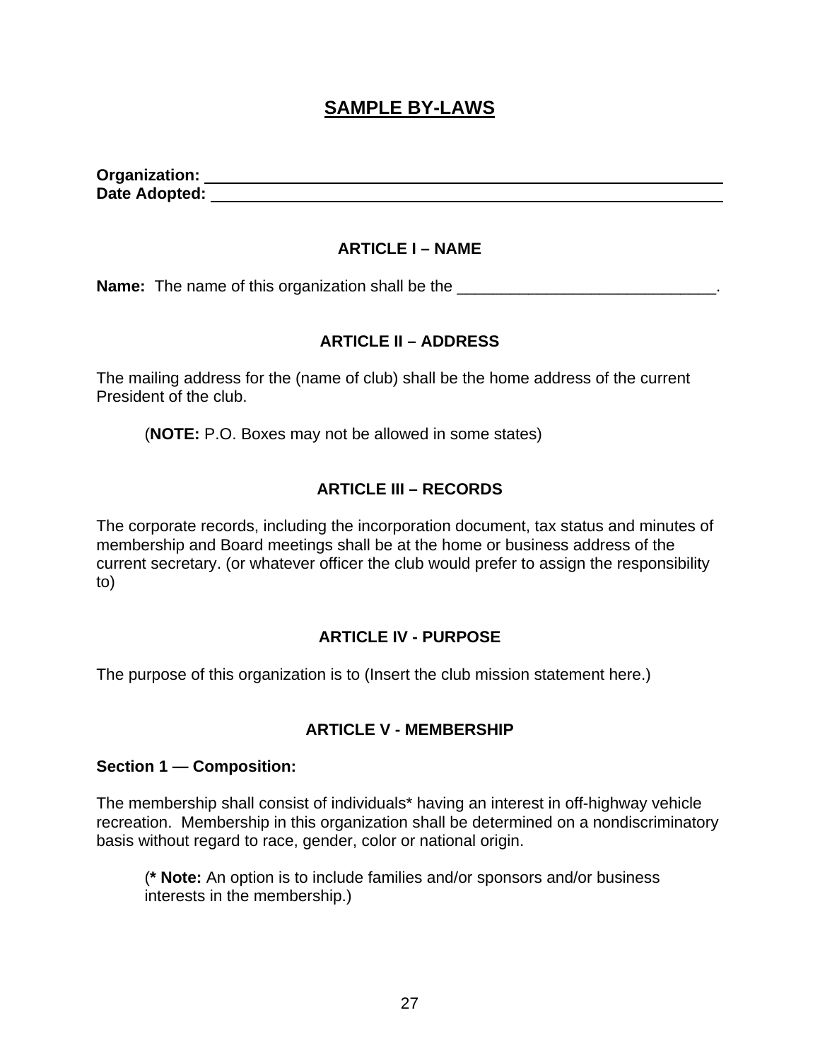# SAMPLE BY-LAWS

**Organization:** ______________________________________________
**Date Adopted:** ______________________________________________

## ARTICLE I – NAME

**Name:** The name of this organization shall be the ______________________________.

## ARTICLE II – ADDRESS

The mailing address for the (name of club) shall be the home address of the current President of the club.

> (**NOTE:** P.O. Boxes may not be allowed in some states)

## ARTICLE III – RECORDS

The corporate records, including the incorporation document, tax status and minutes of membership and Board meetings shall be at the home or business address of the current secretary. (or whatever officer the club would prefer to assign the responsibility to)

## ARTICLE IV - PURPOSE

The purpose of this organization is to (Insert the club mission statement here.)

## ARTICLE V - MEMBERSHIP

### Section 1 — Composition:

The membership shall consist of individuals* having an interest in off-highway vehicle recreation. Membership in this organization shall be determined on a nondiscriminatory basis without regard to race, gender, color or national origin.

> (**\* Note:** An option is to include families and/or sponsors and/or business interests in the membership.)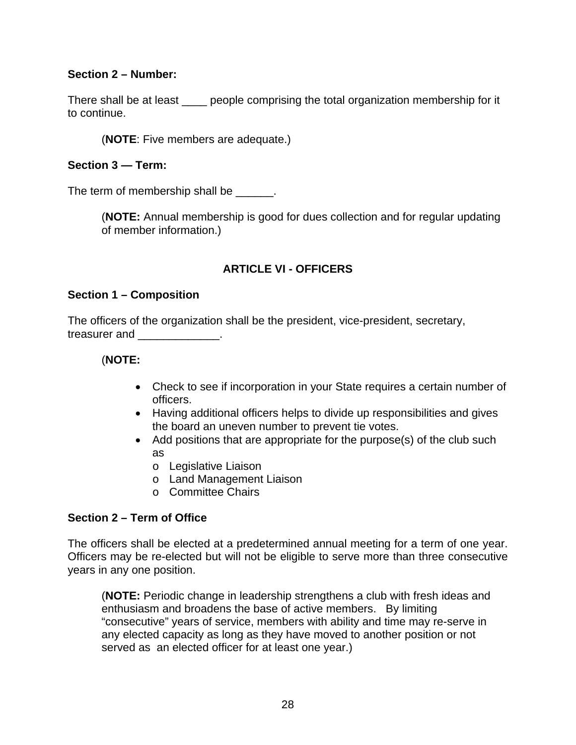**Section 2 – Number:**

There shall be at least ____ people comprising the total organization membership for it to continue.

> (**NOTE**: Five members are adequate.)

**Section 3 — Term:**

The term of membership shall be ______.

> (**NOTE:** Annual membership is good for dues collection and for regular updating of member information.)

## ARTICLE VI - OFFICERS

**Section 1 – Composition**

The officers of the organization shall be the president, vice-president, secretary, treasurer and _____________.

(**NOTE:**

- Check to see if incorporation in your State requires a certain number of officers.
- Having additional officers helps to divide up responsibilities and gives the board an uneven number to prevent tie votes.
- Add positions that are appropriate for the purpose(s) of the club such as
  - Legislative Liaison
  - Land Management Liaison
  - Committee Chairs

**Section 2 – Term of Office**

The officers shall be elected at a predetermined annual meeting for a term of one year. Officers may be re-elected but will not be eligible to serve more than three consecutive years in any one position.

> (**NOTE:** Periodic change in leadership strengthens a club with fresh ideas and enthusiasm and broadens the base of active members. By limiting "consecutive" years of service, members with ability and time may re-serve in any elected capacity as long as they have moved to another position or not served as an elected officer for at least one year.)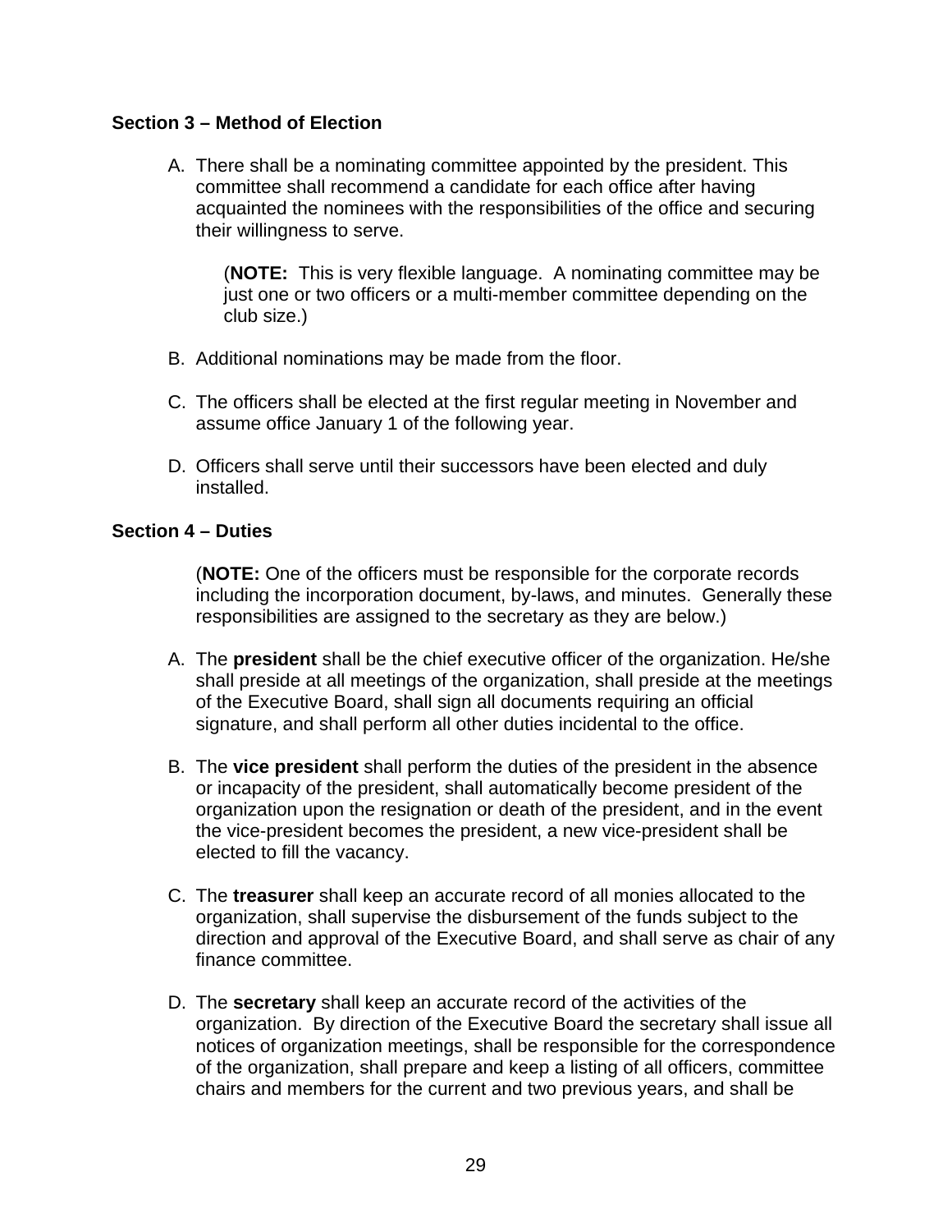### Section 3 – Method of Election

A. There shall be a nominating committee appointed by the president. This committee shall recommend a candidate for each office after having acquainted the nominees with the responsibilities of the office and securing their willingness to serve.

   (**NOTE:** This is very flexible language. A nominating committee may be just one or two officers or a multi-member committee depending on the club size.)

B. Additional nominations may be made from the floor.

C. The officers shall be elected at the first regular meeting in November and assume office January 1 of the following year.

D. Officers shall serve until their successors have been elected and duly installed.

### Section 4 – Duties

(**NOTE:** One of the officers must be responsible for the corporate records including the incorporation document, by-laws, and minutes. Generally these responsibilities are assigned to the secretary as they are below.)

A. The **president** shall be the chief executive officer of the organization. He/she shall preside at all meetings of the organization, shall preside at the meetings of the Executive Board, shall sign all documents requiring an official signature, and shall perform all other duties incidental to the office.

B. The **vice president** shall perform the duties of the president in the absence or incapacity of the president, shall automatically become president of the organization upon the resignation or death of the president, and in the event the vice-president becomes the president, a new vice-president shall be elected to fill the vacancy.

C. The **treasurer** shall keep an accurate record of all monies allocated to the organization, shall supervise the disbursement of the funds subject to the direction and approval of the Executive Board, and shall serve as chair of any finance committee.

D. The **secretary** shall keep an accurate record of the activities of the organization. By direction of the Executive Board the secretary shall issue all notices of organization meetings, shall be responsible for the correspondence of the organization, shall prepare and keep a listing of all officers, committee chairs and members for the current and two previous years, and shall be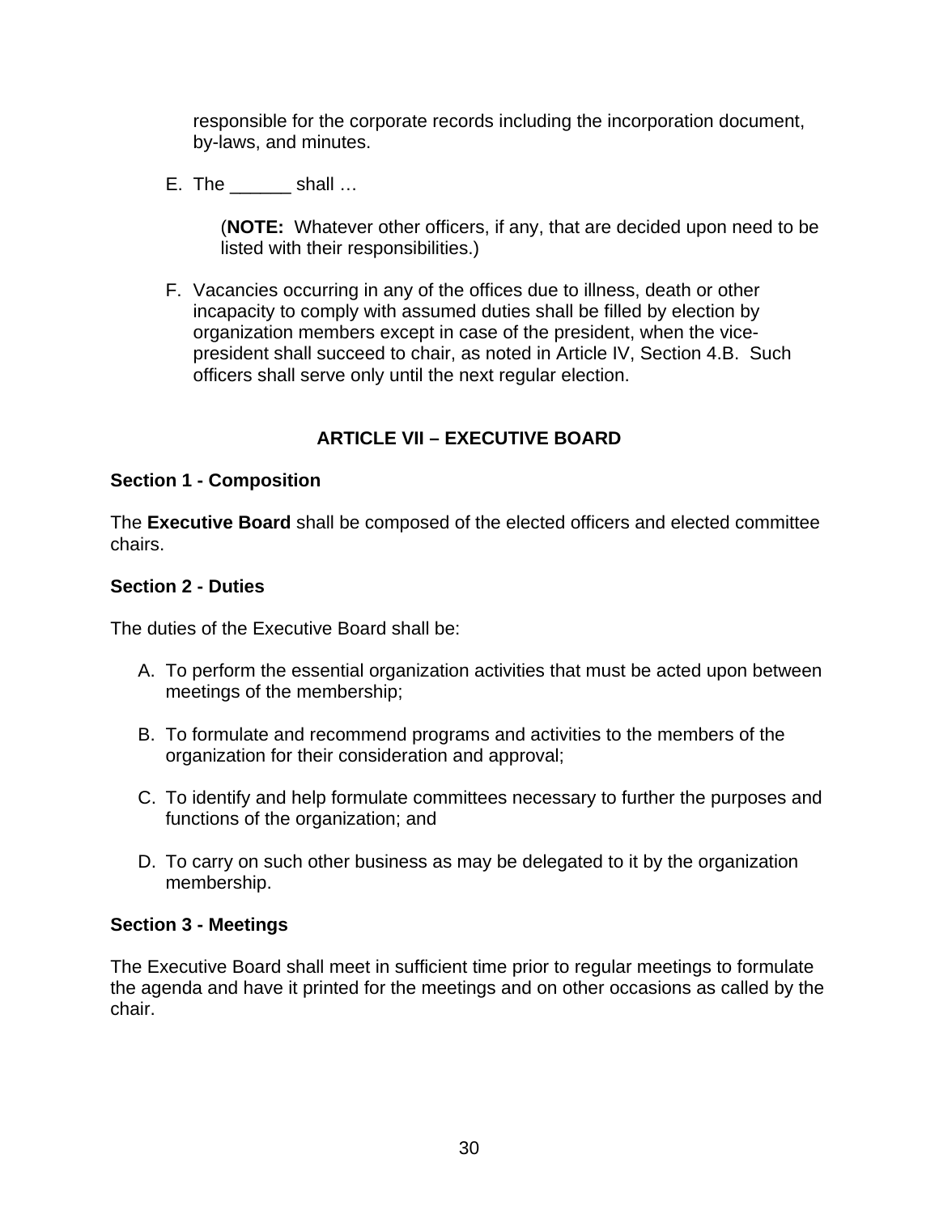responsible for the corporate records including the incorporation document, by-laws, and minutes.

E. The ______ shall …

   (**NOTE:** Whatever other officers, if any, that are decided upon need to be listed with their responsibilities.)

F. Vacancies occurring in any of the offices due to illness, death or other incapacity to comply with assumed duties shall be filled by election by organization members except in case of the president, when the vice-president shall succeed to chair, as noted in Article IV, Section 4.B. Such officers shall serve only until the next regular election.

## ARTICLE VII – EXECUTIVE BOARD

### Section 1 - Composition

The **Executive Board** shall be composed of the elected officers and elected committee chairs.

### Section 2 - Duties

The duties of the Executive Board shall be:

A. To perform the essential organization activities that must be acted upon between meetings of the membership;

B. To formulate and recommend programs and activities to the members of the organization for their consideration and approval;

C. To identify and help formulate committees necessary to further the purposes and functions of the organization; and

D. To carry on such other business as may be delegated to it by the organization membership.

### Section 3 - Meetings

The Executive Board shall meet in sufficient time prior to regular meetings to formulate the agenda and have it printed for the meetings and on other occasions as called by the chair.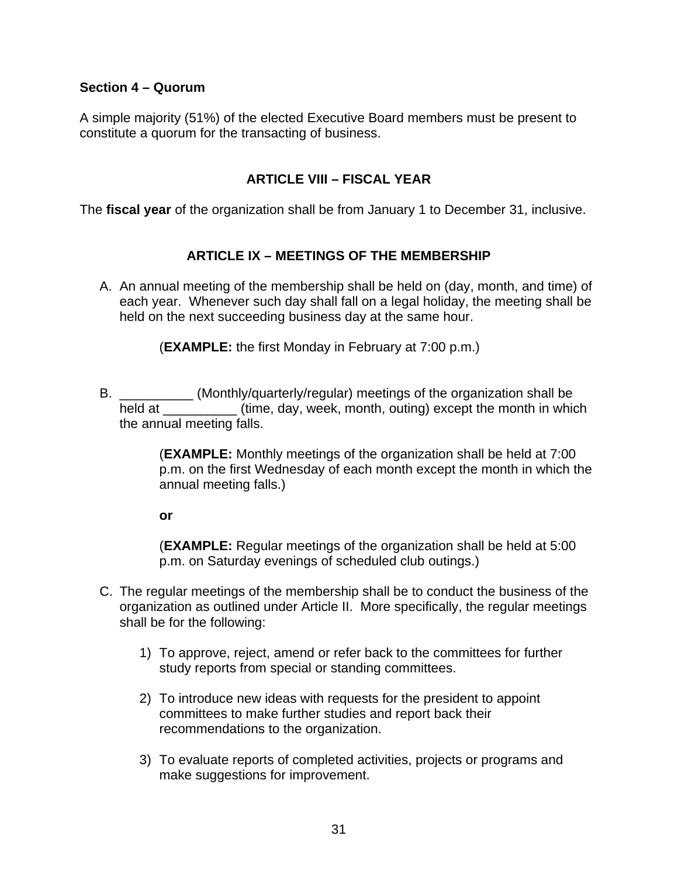**Section 4 – Quorum**

A simple majority (51%) of the elected Executive Board members must be present to constitute a quorum for the transacting of business.

## ARTICLE VIII – FISCAL YEAR

The **fiscal year** of the organization shall be from January 1 to December 31, inclusive.

## ARTICLE IX – MEETINGS OF THE MEMBERSHIP

A. An annual meeting of the membership shall be held on (day, month, and time) of each year. Whenever such day shall fall on a legal holiday, the meeting shall be held on the next succeeding business day at the same hour.

   (**EXAMPLE:** the first Monday in February at 7:00 p.m.)

B. __________ (Monthly/quarterly/regular) meetings of the organization shall be held at __________ (time, day, week, month, outing) except the month in which the annual meeting falls.

   (**EXAMPLE:** Monthly meetings of the organization shall be held at 7:00 p.m. on the first Wednesday of each month except the month in which the annual meeting falls.)

   **or**

   (**EXAMPLE:** Regular meetings of the organization shall be held at 5:00 p.m. on Saturday evenings of scheduled club outings.)

C. The regular meetings of the membership shall be to conduct the business of the organization as outlined under Article II. More specifically, the regular meetings shall be for the following:

   1) To approve, reject, amend or refer back to the committees for further study reports from special or standing committees.

   2) To introduce new ideas with requests for the president to appoint committees to make further studies and report back their recommendations to the organization.

   3) To evaluate reports of completed activities, projects or programs and make suggestions for improvement.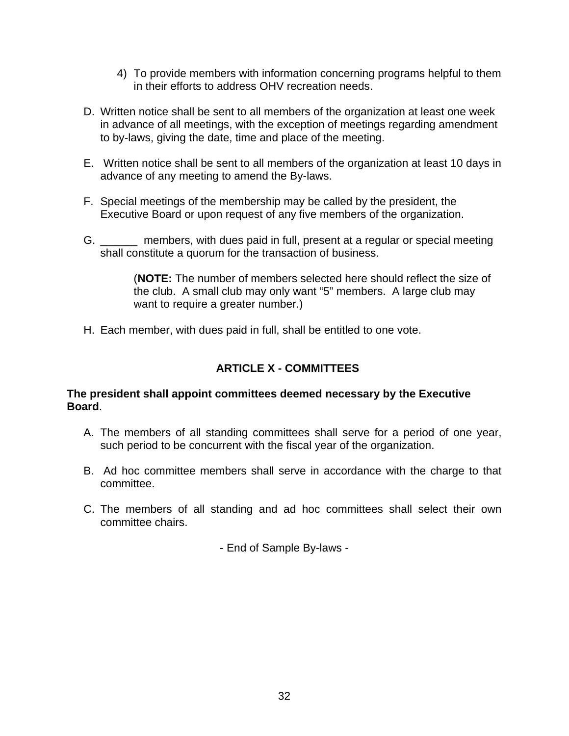4) To provide members with information concerning programs helpful to them in their efforts to address OHV recreation needs.

D. Written notice shall be sent to all members of the organization at least one week in advance of all meetings, with the exception of meetings regarding amendment to by-laws, giving the date, time and place of the meeting.

E. Written notice shall be sent to all members of the organization at least 10 days in advance of any meeting to amend the By-laws.

F. Special meetings of the membership may be called by the president, the Executive Board or upon request of any five members of the organization.

G. ______ members, with dues paid in full, present at a regular or special meeting shall constitute a quorum for the transaction of business.

> (**NOTE:** The number of members selected here should reflect the size of the club. A small club may only want "5" members. A large club may want to require a greater number.)

H. Each member, with dues paid in full, shall be entitled to one vote.

## ARTICLE X - COMMITTEES

**The president shall appoint committees deemed necessary by the Executive Board**.

A. The members of all standing committees shall serve for a period of one year, such period to be concurrent with the fiscal year of the organization.

B. Ad hoc committee members shall serve in accordance with the charge to that committee.

C. The members of all standing and ad hoc committees shall select their own committee chairs.

- End of Sample By-laws -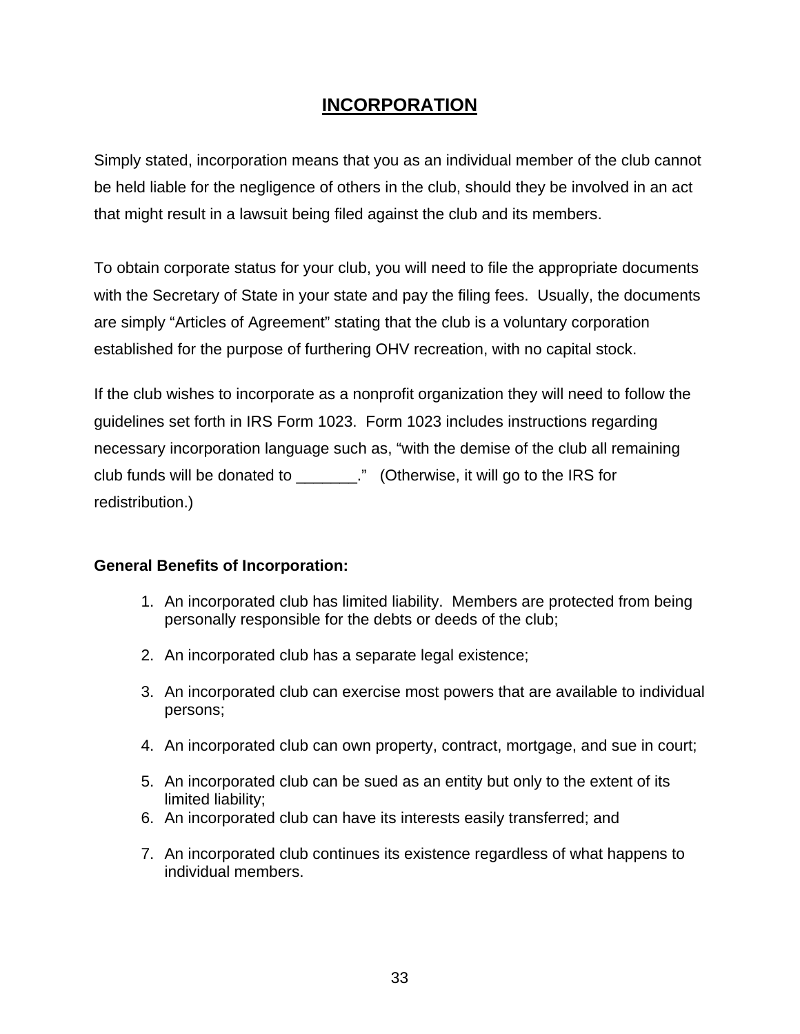# INCORPORATION

Simply stated, incorporation means that you as an individual member of the club cannot be held liable for the negligence of others in the club, should they be involved in an act that might result in a lawsuit being filed against the club and its members.

To obtain corporate status for your club, you will need to file the appropriate documents with the Secretary of State in your state and pay the filing fees. Usually, the documents are simply "Articles of Agreement" stating that the club is a voluntary corporation established for the purpose of furthering OHV recreation, with no capital stock.

If the club wishes to incorporate as a nonprofit organization they will need to follow the guidelines set forth in IRS Form 1023. Form 1023 includes instructions regarding necessary incorporation language such as, "with the demise of the club all remaining club funds will be donated to _______." (Otherwise, it will go to the IRS for redistribution.)

**General Benefits of Incorporation:**

1. An incorporated club has limited liability. Members are protected from being personally responsible for the debts or deeds of the club;
2. An incorporated club has a separate legal existence;
3. An incorporated club can exercise most powers that are available to individual persons;
4. An incorporated club can own property, contract, mortgage, and sue in court;
5. An incorporated club can be sued as an entity but only to the extent of its limited liability;
6. An incorporated club can have its interests easily transferred; and
7. An incorporated club continues its existence regardless of what happens to individual members.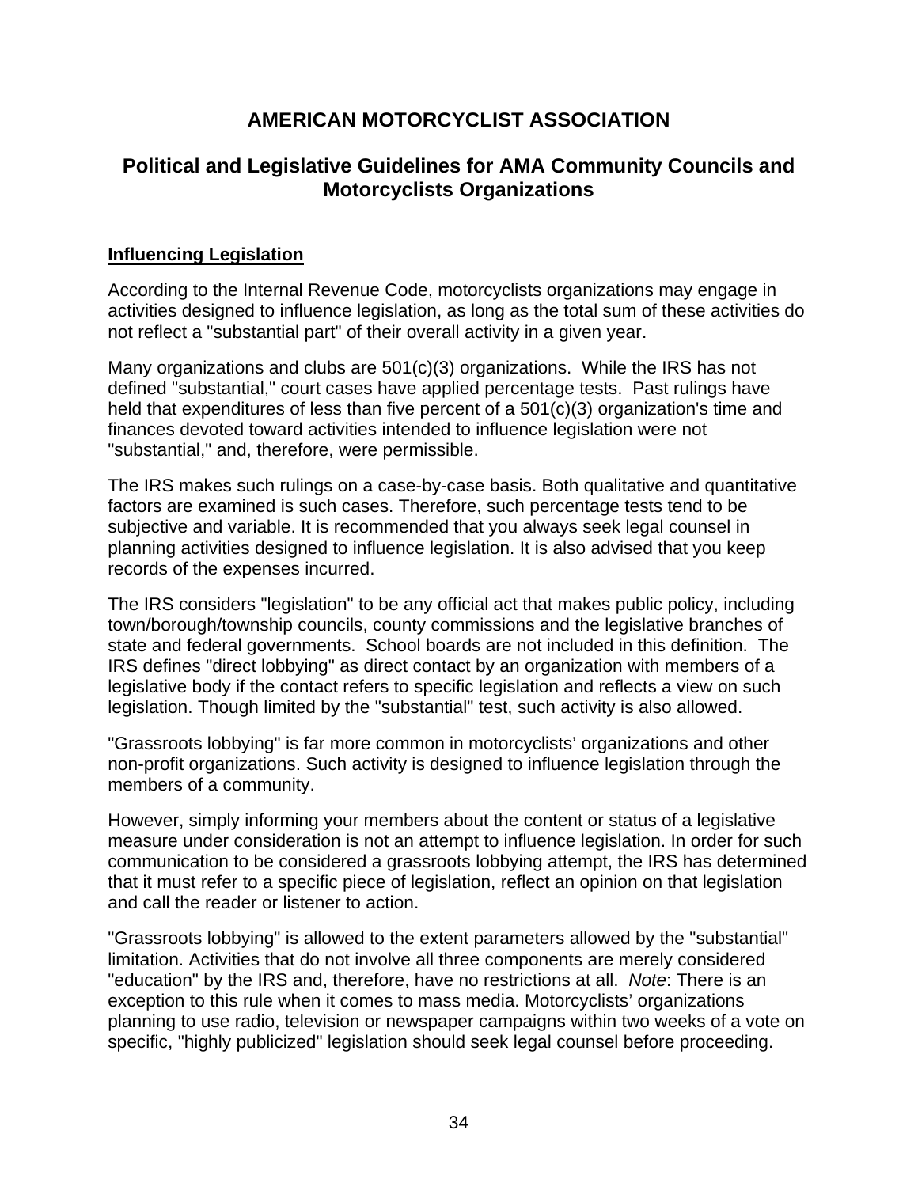# AMERICAN MOTORCYCLIST ASSOCIATION

## Political and Legislative Guidelines for AMA Community Councils and Motorcyclists Organizations

**Influencing Legislation**

According to the Internal Revenue Code, motorcyclists organizations may engage in activities designed to influence legislation, as long as the total sum of these activities do not reflect a "substantial part" of their overall activity in a given year.

Many organizations and clubs are 501(c)(3) organizations. While the IRS has not defined "substantial," court cases have applied percentage tests. Past rulings have held that expenditures of less than five percent of a 501(c)(3) organization's time and finances devoted toward activities intended to influence legislation were not "substantial," and, therefore, were permissible.

The IRS makes such rulings on a case-by-case basis. Both qualitative and quantitative factors are examined is such cases. Therefore, such percentage tests tend to be subjective and variable. It is recommended that you always seek legal counsel in planning activities designed to influence legislation. It is also advised that you keep records of the expenses incurred.

The IRS considers "legislation" to be any official act that makes public policy, including town/borough/township councils, county commissions and the legislative branches of state and federal governments. School boards are not included in this definition. The IRS defines "direct lobbying" as direct contact by an organization with members of a legislative body if the contact refers to specific legislation and reflects a view on such legislation. Though limited by the "substantial" test, such activity is also allowed.

"Grassroots lobbying" is far more common in motorcyclists' organizations and other non-profit organizations. Such activity is designed to influence legislation through the members of a community.

However, simply informing your members about the content or status of a legislative measure under consideration is not an attempt to influence legislation. In order for such communication to be considered a grassroots lobbying attempt, the IRS has determined that it must refer to a specific piece of legislation, reflect an opinion on that legislation and call the reader or listener to action.

"Grassroots lobbying" is allowed to the extent parameters allowed by the "substantial" limitation. Activities that do not involve all three components are merely considered "education" by the IRS and, therefore, have no restrictions at all. *Note*: There is an exception to this rule when it comes to mass media. Motorcyclists' organizations planning to use radio, television or newspaper campaigns within two weeks of a vote on specific, "highly publicized" legislation should seek legal counsel before proceeding.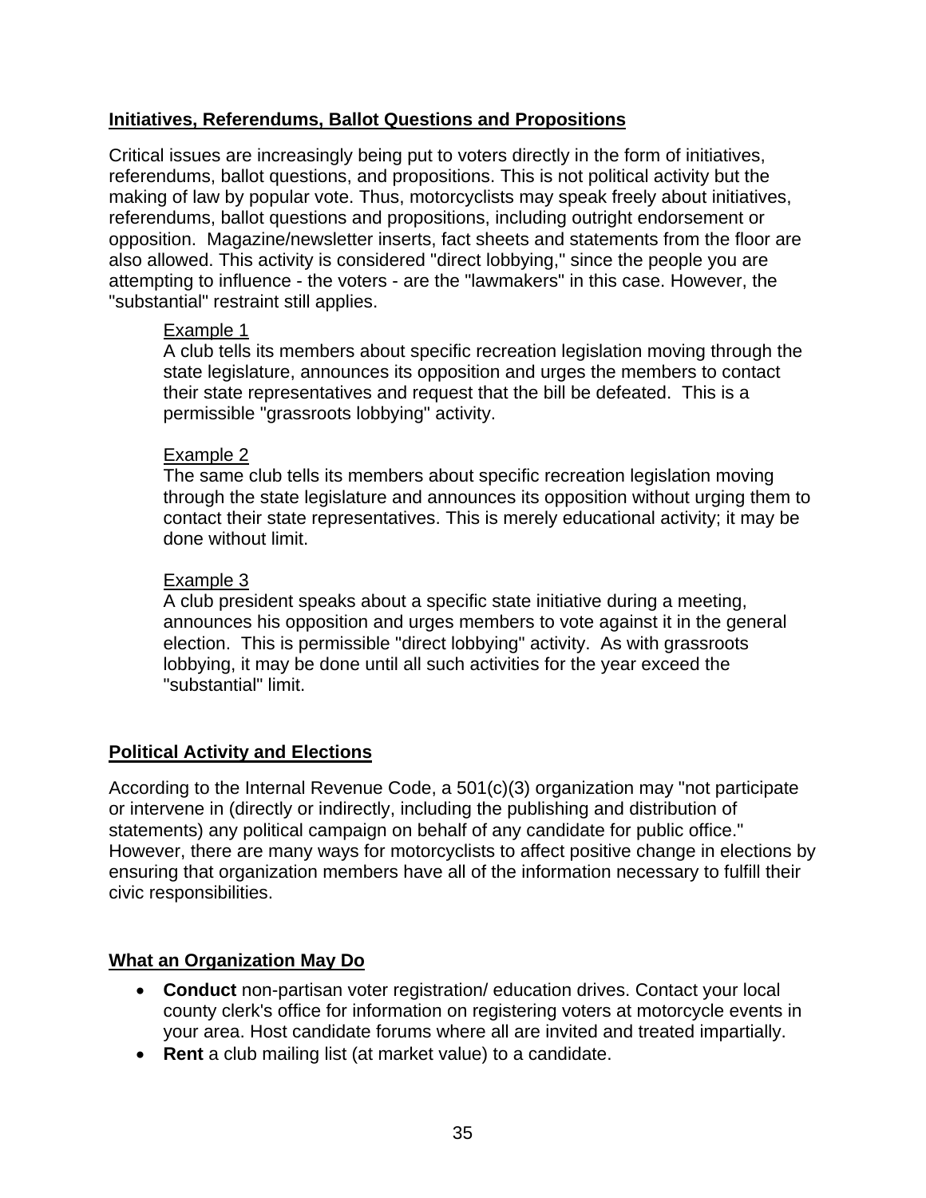## Initiatives, Referendums, Ballot Questions and Propositions

Critical issues are increasingly being put to voters directly in the form of initiatives, referendums, ballot questions, and propositions. This is not political activity but the making of law by popular vote. Thus, motorcyclists may speak freely about initiatives, referendums, ballot questions and propositions, including outright endorsement or opposition. Magazine/newsletter inserts, fact sheets and statements from the floor are also allowed. This activity is considered "direct lobbying," since the people you are attempting to influence - the voters - are the "lawmakers" in this case. However, the "substantial" restraint still applies.

> Example 1
>
> A club tells its members about specific recreation legislation moving through the state legislature, announces its opposition and urges the members to contact their state representatives and request that the bill be defeated. This is a permissible "grassroots lobbying" activity.
>
> Example 2
>
> The same club tells its members about specific recreation legislation moving through the state legislature and announces its opposition without urging them to contact their state representatives. This is merely educational activity; it may be done without limit.
>
> Example 3
>
> A club president speaks about a specific state initiative during a meeting, announces his opposition and urges members to vote against it in the general election. This is permissible "direct lobbying" activity. As with grassroots lobbying, it may be done until all such activities for the year exceed the "substantial" limit.

## Political Activity and Elections

According to the Internal Revenue Code, a 501(c)(3) organization may "not participate or intervene in (directly or indirectly, including the publishing and distribution of statements) any political campaign on behalf of any candidate for public office." However, there are many ways for motorcyclists to affect positive change in elections by ensuring that organization members have all of the information necessary to fulfill their civic responsibilities.

## What an Organization May Do

- **Conduct** non-partisan voter registration/ education drives. Contact your local county clerk's office for information on registering voters at motorcycle events in your area. Host candidate forums where all are invited and treated impartially.
- **Rent** a club mailing list (at market value) to a candidate.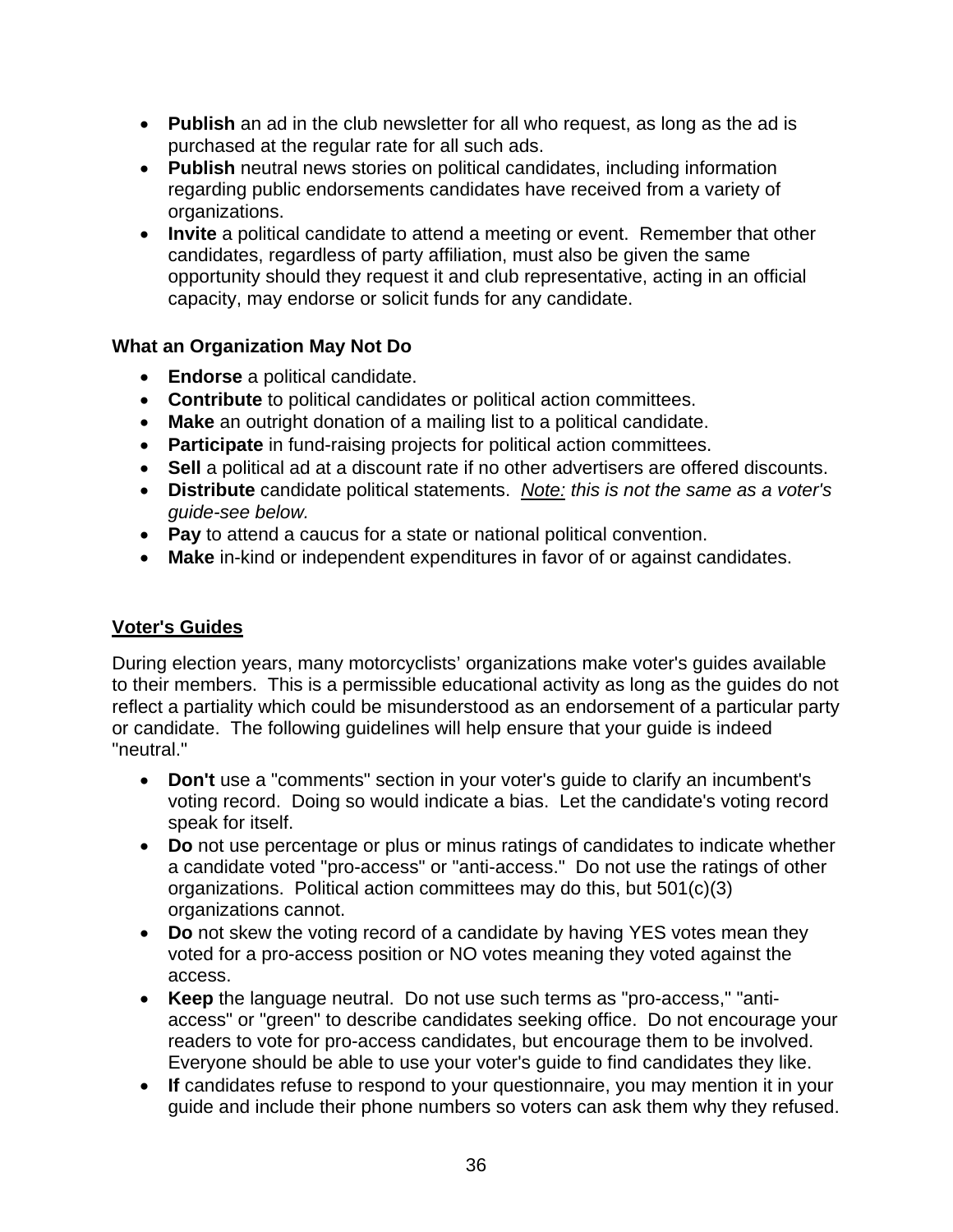- **Publish** an ad in the club newsletter for all who request, as long as the ad is purchased at the regular rate for all such ads.
- **Publish** neutral news stories on political candidates, including information regarding public endorsements candidates have received from a variety of organizations.
- **Invite** a political candidate to attend a meeting or event.  Remember that other candidates, regardless of party affiliation, must also be given the same opportunity should they request it and club representative, acting in an official capacity, may endorse or solicit funds for any candidate.

**What an Organization May Not Do**

- **Endorse** a political candidate.
- **Contribute** to political candidates or political action committees.
- **Make** an outright donation of a mailing list to a political candidate.
- **Participate** in fund-raising projects for political action committees.
- **Sell** a political ad at a discount rate if no other advertisers are offered discounts.
- **Distribute** candidate political statements.  *Note: this is not the same as a voter's guide-see below.*
- **Pay** to attend a caucus for a state or national political convention.
- **Make** in-kind or independent expenditures in favor of or against candidates.

## Voter's Guides

During election years, many motorcyclists' organizations make voter's guides available to their members.  This is a permissible educational activity as long as the guides do not reflect a partiality which could be misunderstood as an endorsement of a particular party or candidate.  The following guidelines will help ensure that your guide is indeed "neutral."

- **Don't** use a "comments" section in your voter's guide to clarify an incumbent's voting record.  Doing so would indicate a bias.  Let the candidate's voting record speak for itself.
- **Do** not use percentage or plus or minus ratings of candidates to indicate whether a candidate voted "pro-access" or "anti-access."  Do not use the ratings of other organizations.  Political action committees may do this, but 501(c)(3) organizations cannot.
- **Do** not skew the voting record of a candidate by having YES votes mean they voted for a pro-access position or NO votes meaning they voted against the access.
- **Keep** the language neutral.  Do not use such terms as "pro-access," "anti-access" or "green" to describe candidates seeking office.  Do not encourage your readers to vote for pro-access candidates, but encourage them to be involved. Everyone should be able to use your voter's guide to find candidates they like.
- **If** candidates refuse to respond to your questionnaire, you may mention it in your guide and include their phone numbers so voters can ask them why they refused.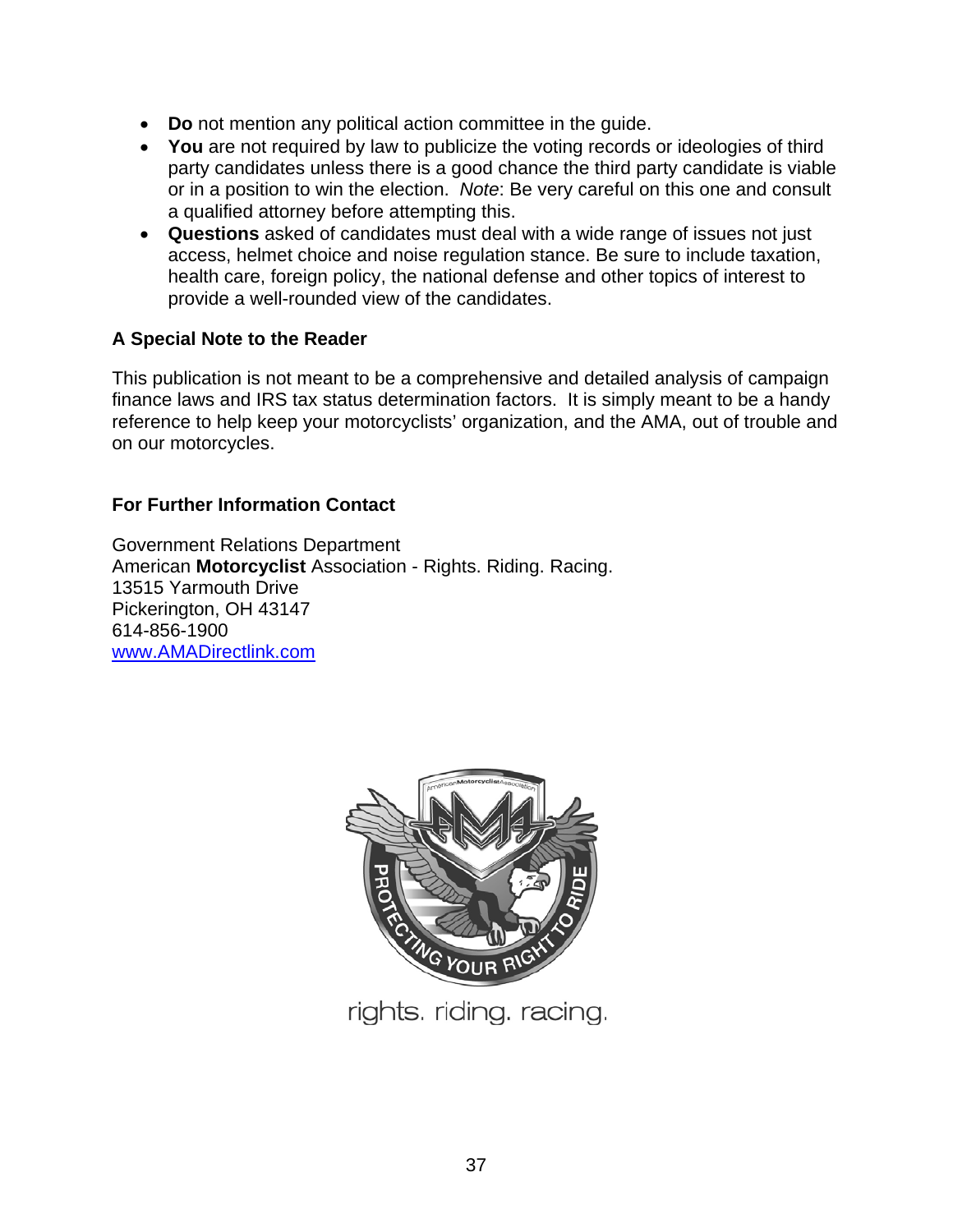- **Do** not mention any political action committee in the guide.
- **You** are not required by law to publicize the voting records or ideologies of third party candidates unless there is a good chance the third party candidate is viable or in a position to win the election. *Note*: Be very careful on this one and consult a qualified attorney before attempting this.
- **Questions** asked of candidates must deal with a wide range of issues not just access, helmet choice and noise regulation stance. Be sure to include taxation, health care, foreign policy, the national defense and other topics of interest to provide a well-rounded view of the candidates.

### A Special Note to the Reader

This publication is not meant to be a comprehensive and detailed analysis of campaign finance laws and IRS tax status determination factors. It is simply meant to be a handy reference to help keep your motorcyclists' organization, and the AMA, out of trouble and on our motorcycles.

### For Further Information Contact

Government Relations Department
American **Motorcyclist** Association - Rights. Riding. Racing.
13515 Yarmouth Drive
Pickerington, OH 43147
614-856-1900
www.AMADirectlink.com

rights. riding. racing.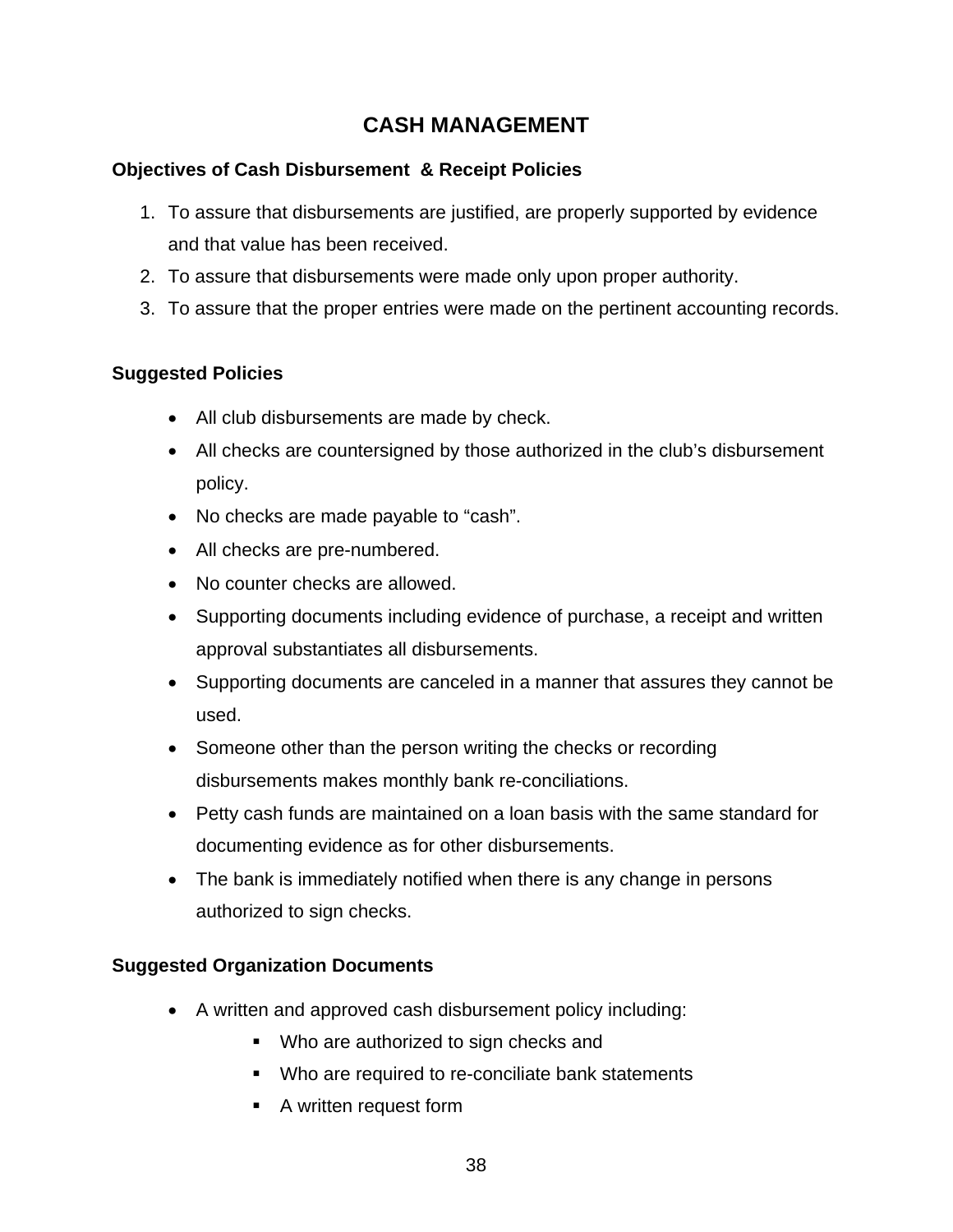# CASH MANAGEMENT

**Objectives of Cash Disbursement & Receipt Policies**

1. To assure that disbursements are justified, are properly supported by evidence and that value has been received.
2. To assure that disbursements were made only upon proper authority.
3. To assure that the proper entries were made on the pertinent accounting records.

**Suggested Policies**

- All club disbursements are made by check.
- All checks are countersigned by those authorized in the club's disbursement policy.
- No checks are made payable to "cash".
- All checks are pre-numbered.
- No counter checks are allowed.
- Supporting documents including evidence of purchase, a receipt and written approval substantiates all disbursements.
- Supporting documents are canceled in a manner that assures they cannot be used.
- Someone other than the person writing the checks or recording disbursements makes monthly bank re-conciliations.
- Petty cash funds are maintained on a loan basis with the same standard for documenting evidence as for other disbursements.
- The bank is immediately notified when there is any change in persons authorized to sign checks.

**Suggested Organization Documents**

- A written and approved cash disbursement policy including:
  - Who are authorized to sign checks and
  - Who are required to re-conciliate bank statements
  - A written request form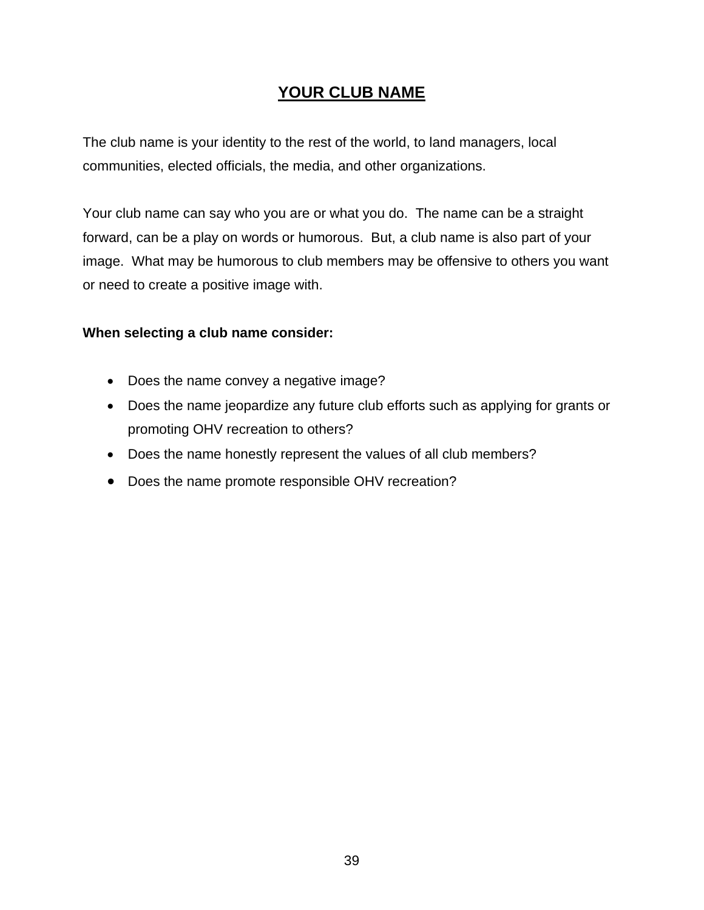# YOUR CLUB NAME

The club name is your identity to the rest of the world, to land managers, local communities, elected officials, the media, and other organizations.

Your club name can say who you are or what you do. The name can be a straight forward, can be a play on words or humorous. But, a club name is also part of your image. What may be humorous to club members may be offensive to others you want or need to create a positive image with.

**When selecting a club name consider:**

- Does the name convey a negative image?
- Does the name jeopardize any future club efforts such as applying for grants or promoting OHV recreation to others?
- Does the name honestly represent the values of all club members?
- Does the name promote responsible OHV recreation?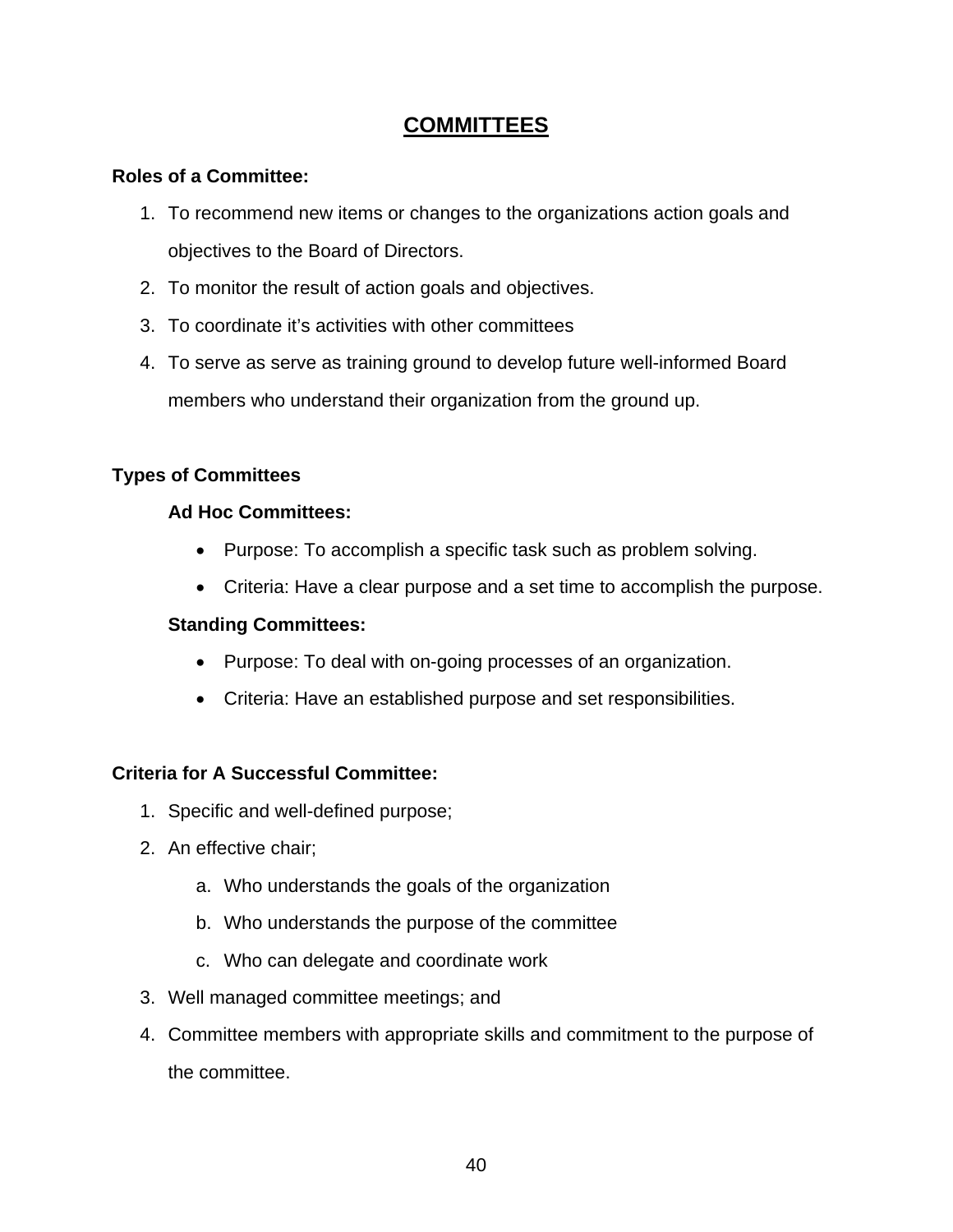# COMMITTEES

**Roles of a Committee:**

1. To recommend new items or changes to the organizations action goals and objectives to the Board of Directors.
2. To monitor the result of action goals and objectives.
3. To coordinate it's activities with other committees
4. To serve as serve as training ground to develop future well-informed Board members who understand their organization from the ground up.

**Types of Committees**

**Ad Hoc Committees:**

- Purpose: To accomplish a specific task such as problem solving.
- Criteria: Have a clear purpose and a set time to accomplish the purpose.

**Standing Committees:**

- Purpose: To deal with on-going processes of an organization.
- Criteria: Have an established purpose and set responsibilities.

**Criteria for A Successful Committee:**

1. Specific and well-defined purpose;
2. An effective chair;
   a. Who understands the goals of the organization
   b. Who understands the purpose of the committee
   c. Who can delegate and coordinate work
3. Well managed committee meetings; and
4. Committee members with appropriate skills and commitment to the purpose of the committee.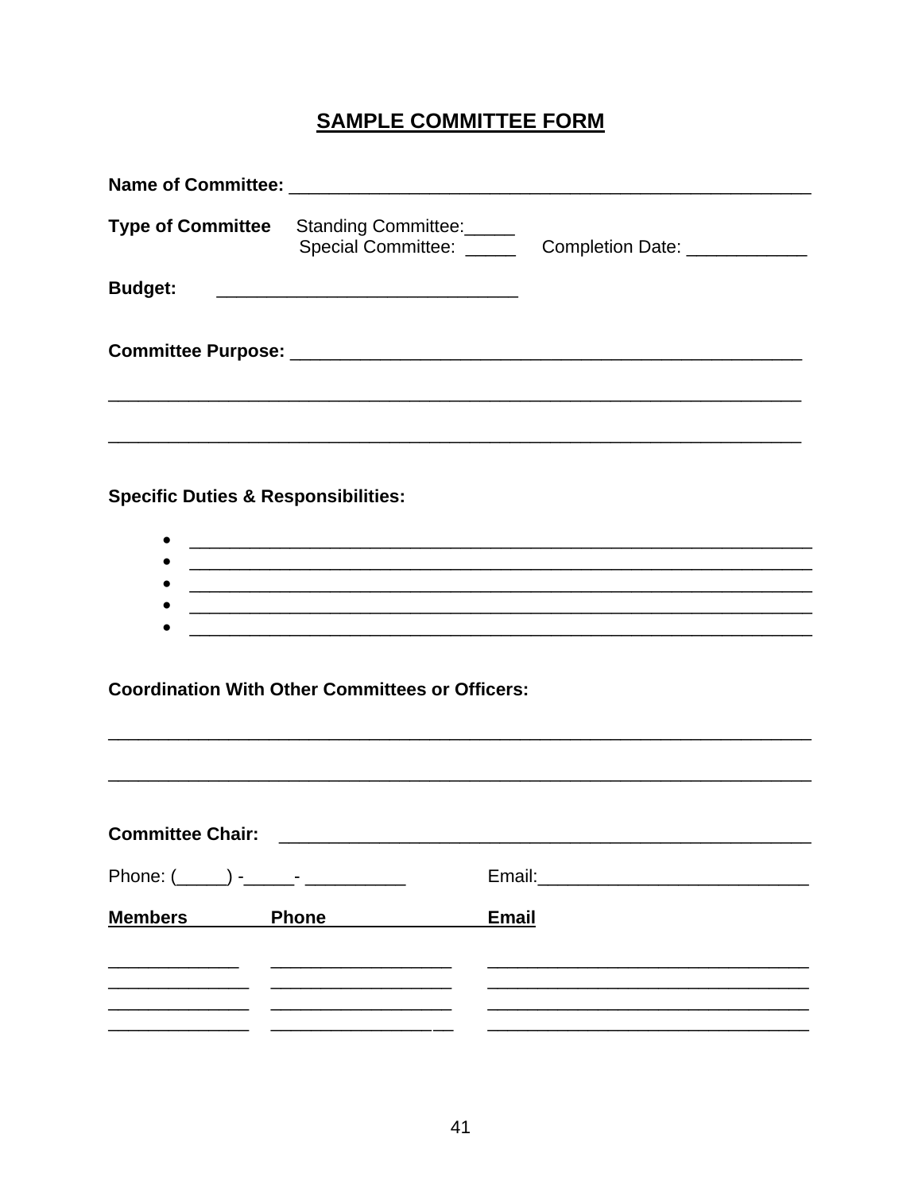# SAMPLE COMMITTEE FORM

**Name of Committee:** ______________________________________________________

**Type of Committee** Standing Committee:_____
Special Committee: _____ Completion Date: ____________

**Budget:** ______________________________

**Committee Purpose:** ____________________________________________________

________________________________________________________________________

________________________________________________________________________

**Specific Duties & Responsibilities:**

- ______________________________________________________________
- ______________________________________________________________
- ______________________________________________________________
- ______________________________________________________________
- ______________________________________________________________

**Coordination With Other Committees or Officers:**

________________________________________________________________________

________________________________________________________________________

**Committee Chair:** ____________________________________________________

Phone: (_____) -_____- __________ Email:___________________________

| Members | Phone | Email |
|---|---|---|
| _____________ | __________________ | ________________________________ |
| ______________ | __________________ | ________________________________ |
| ______________ | __________________ | ________________________________ |
| ______________ | __________________ | ________________________________ |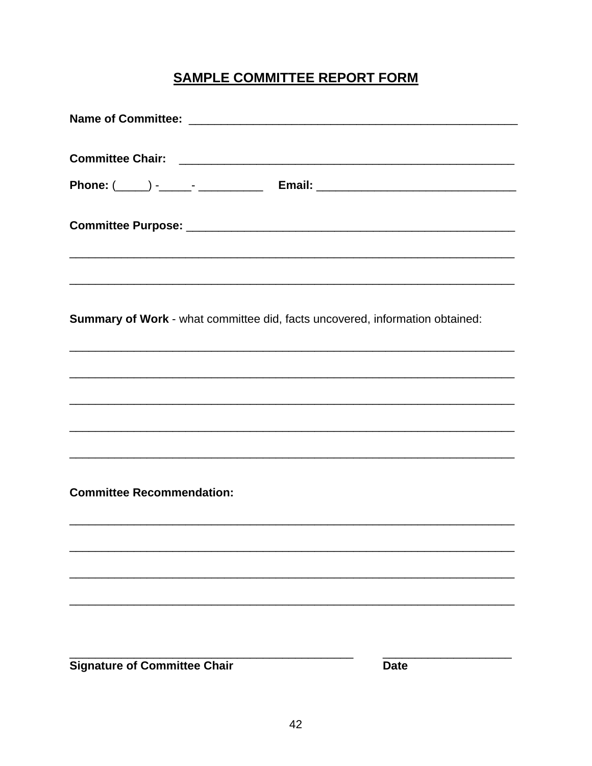## SAMPLE COMMITTEE REPORT FORM

**Name of Committee:** ____________________________________________________

**Committee Chair:** ____________________________________________________

**Phone:** (_____) -_____- __________ **Email:** ______________________________

**Committee Purpose:** ___________________________________________________

_________________________________________________________________________

_________________________________________________________________________

**Summary of Work** - what committee did, facts uncovered, information obtained:

_________________________________________________________________________

_________________________________________________________________________

_________________________________________________________________________

_________________________________________________________________________

_________________________________________________________________________

**Committee Recommendation:**

_________________________________________________________________________

_________________________________________________________________________

_________________________________________________________________________

_________________________________________________________________________

_____________________________________________ ____________________

**Signature of Committee Chair** **Date**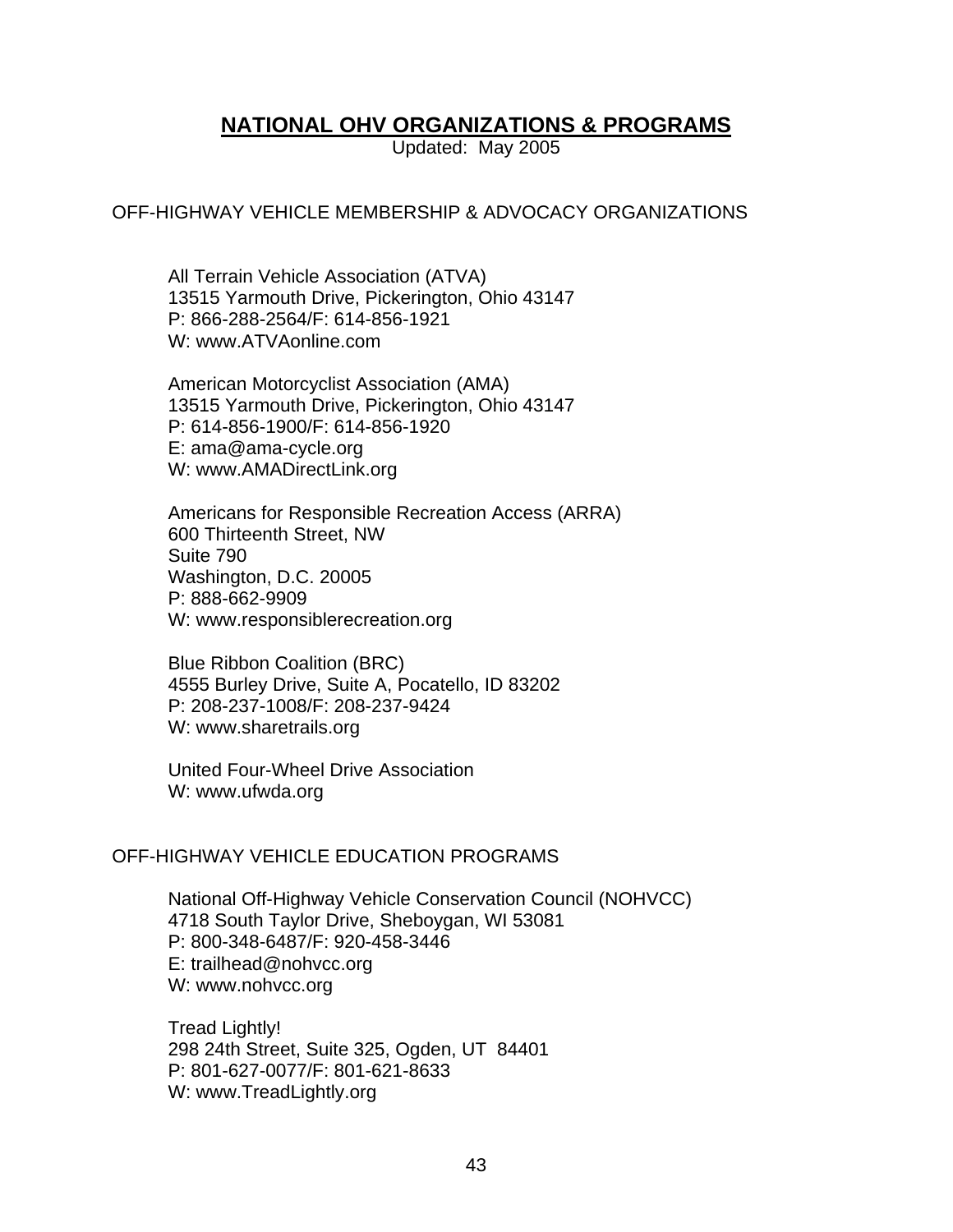# NATIONAL OHV ORGANIZATIONS & PROGRAMS

Updated: May 2005

## OFF-HIGHWAY VEHICLE MEMBERSHIP & ADVOCACY ORGANIZATIONS

All Terrain Vehicle Association (ATVA)
13515 Yarmouth Drive, Pickerington, Ohio 43147
P: 866-288-2564/F: 614-856-1921
W: www.ATVAonline.com

American Motorcyclist Association (AMA)
13515 Yarmouth Drive, Pickerington, Ohio 43147
P: 614-856-1900/F: 614-856-1920
E: ama@ama-cycle.org
W: www.AMADirectLink.org

Americans for Responsible Recreation Access (ARRA)
600 Thirteenth Street, NW
Suite 790
Washington, D.C. 20005
P: 888-662-9909
W: www.responsiblerecreation.org

Blue Ribbon Coalition (BRC)
4555 Burley Drive, Suite A, Pocatello, ID 83202
P: 208-237-1008/F: 208-237-9424
W: www.sharetrails.org

United Four-Wheel Drive Association
W: www.ufwda.org

## OFF-HIGHWAY VEHICLE EDUCATION PROGRAMS

National Off-Highway Vehicle Conservation Council (NOHVCC)
4718 South Taylor Drive, Sheboygan, WI 53081
P: 800-348-6487/F: 920-458-3446
E: trailhead@nohvcc.org
W: www.nohvcc.org

Tread Lightly!
298 24th Street, Suite 325, Ogden, UT 84401
P: 801-627-0077/F: 801-621-8633
W: www.TreadLightly.org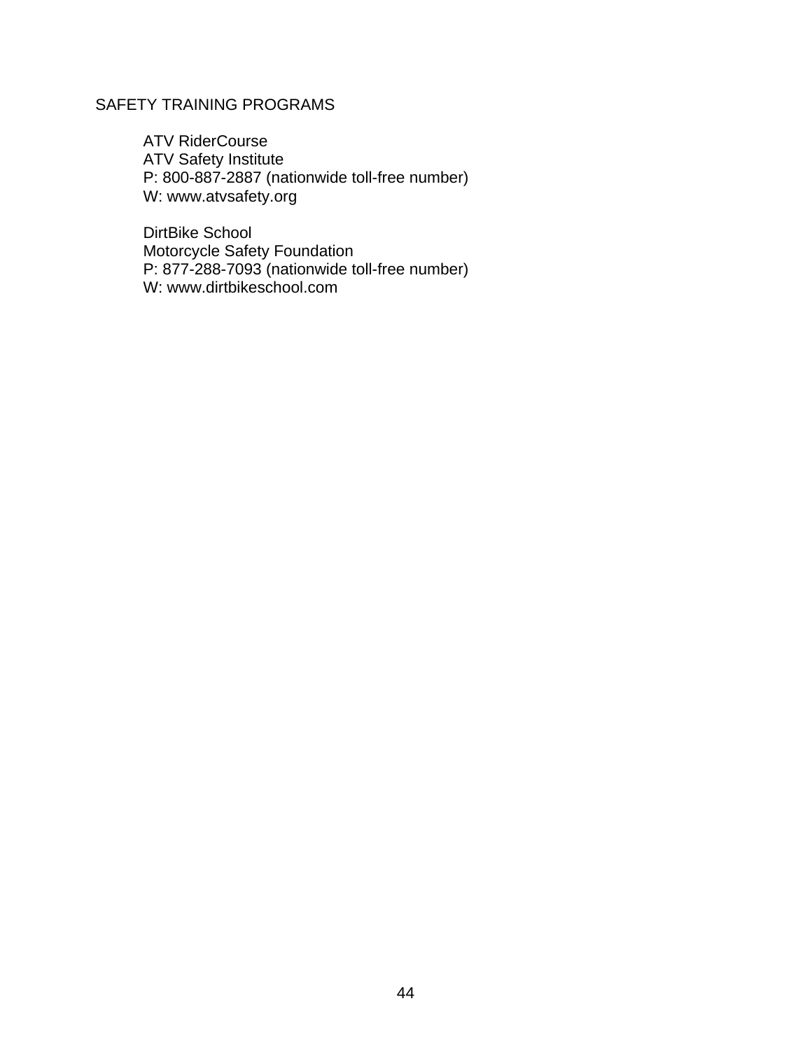## SAFETY TRAINING PROGRAMS

ATV RiderCourse  
ATV Safety Institute  
P: 800-887-2887 (nationwide toll-free number)  
W: www.atvsafety.org

DirtBike School  
Motorcycle Safety Foundation  
P: 877-288-7093 (nationwide toll-free number)  
W: www.dirtbikeschool.com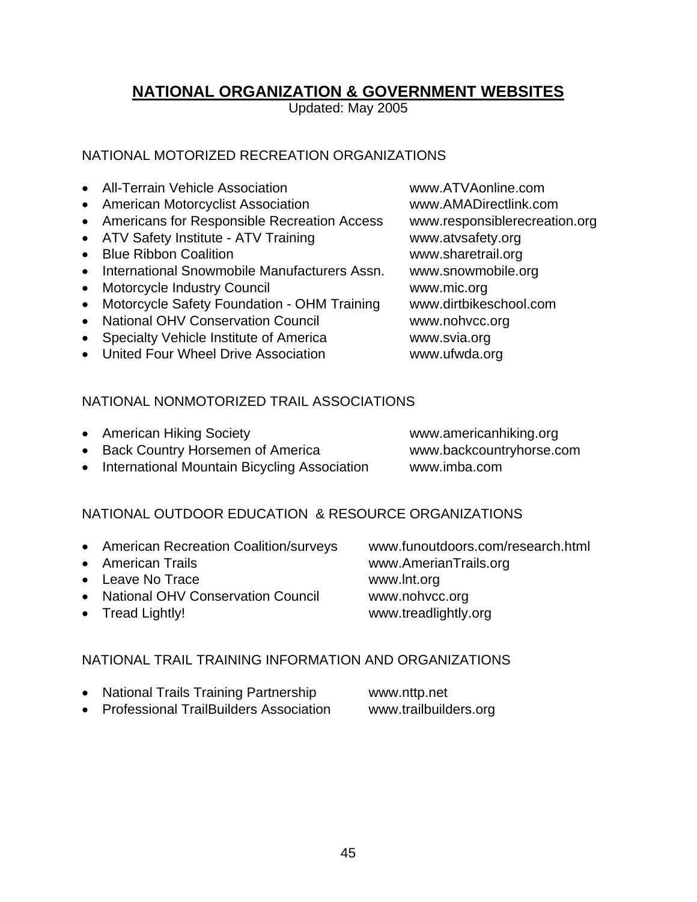# NATIONAL ORGANIZATION & GOVERNMENT WEBSITES

Updated: May 2005

## NATIONAL MOTORIZED RECREATION ORGANIZATIONS

- All-Terrain Vehicle Association — www.ATVAonline.com
- American Motorcyclist Association — www.AMADirectlink.com
- Americans for Responsible Recreation Access — www.responsiblerecreation.org
- ATV Safety Institute - ATV Training — www.atvsafety.org
- Blue Ribbon Coalition — www.sharetrail.org
- International Snowmobile Manufacturers Assn. — www.snowmobile.org
- Motorcycle Industry Council — www.mic.org
- Motorcycle Safety Foundation - OHM Training — www.dirtbikeschool.com
- National OHV Conservation Council — www.nohvcc.org
- Specialty Vehicle Institute of America — www.svia.org
- United Four Wheel Drive Association — www.ufwda.org

## NATIONAL NONMOTORIZED TRAIL ASSOCIATIONS

- American Hiking Society — www.americanhiking.org
- Back Country Horsemen of America — www.backcountryhorse.com
- International Mountain Bicycling Association — www.imba.com

## NATIONAL OUTDOOR EDUCATION & RESOURCE ORGANIZATIONS

- American Recreation Coalition/surveys — www.funoutdoors.com/research.html
- American Trails — www.AmerianTrails.org
- Leave No Trace — www.lnt.org
- National OHV Conservation Council — www.nohvcc.org
- Tread Lightly! — www.treadlightly.org

## NATIONAL TRAIL TRAINING INFORMATION AND ORGANIZATIONS

- National Trails Training Partnership — www.nttp.net
- Professional TrailBuilders Association — www.trailbuilders.org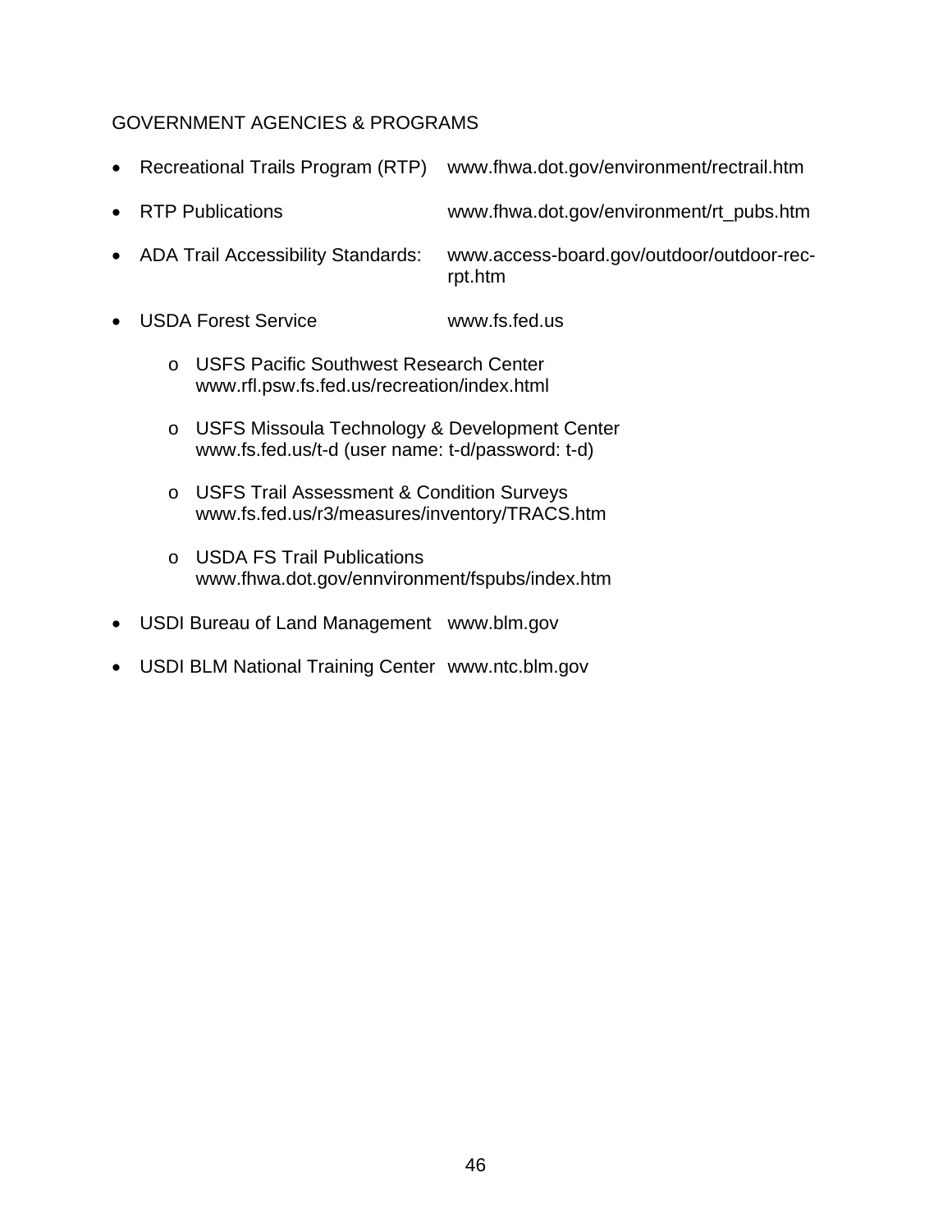## GOVERNMENT AGENCIES & PROGRAMS

- Recreational Trails Program (RTP) www.fhwa.dot.gov/environment/rectrail.htm
- RTP Publications www.fhwa.dot.gov/environment/rt_pubs.htm
- ADA Trail Accessibility Standards: www.access-board.gov/outdoor/outdoor-rec-rpt.htm
- USDA Forest Service www.fs.fed.us
    - USFS Pacific Southwest Research Center  
      www.rfl.psw.fs.fed.us/recreation/index.html
    - USFS Missoula Technology & Development Center  
      www.fs.fed.us/t-d (user name: t-d/password: t-d)
    - USFS Trail Assessment & Condition Surveys  
      www.fs.fed.us/r3/measures/inventory/TRACS.htm
    - USDA FS Trail Publications  
      www.fhwa.dot.gov/ennvironment/fspubs/index.htm
- USDI Bureau of Land Management www.blm.gov
- USDI BLM National Training Center www.ntc.blm.gov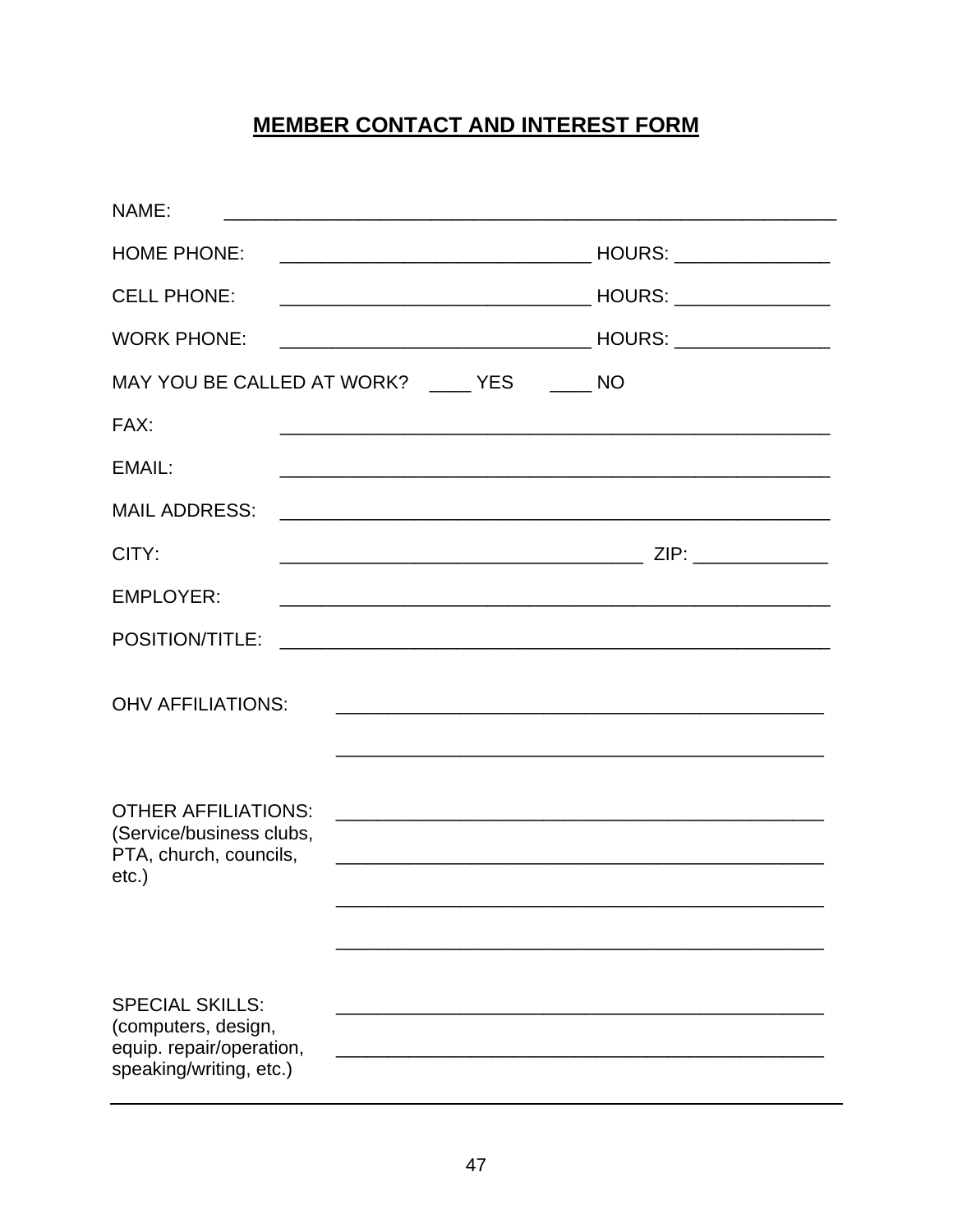## MEMBER CONTACT AND INTEREST FORM

NAME: ____________________________________________________________

HOME PHONE: ______________________________ HOURS: _______________

CELL PHONE: ______________________________ HOURS: _______________

WORK PHONE: ______________________________ HOURS: _______________

MAY YOU BE CALLED AT WORK? ____ YES ____ NO

FAX: ______________________________________________________

EMAIL: ______________________________________________________

MAIL ADDRESS: ______________________________________________________

CITY: ___________________________________ ZIP: _____________

EMPLOYER: ______________________________________________________

POSITION/TITLE: ______________________________________________________

OHV AFFILIATIONS: ________________________________________________

________________________________________________

OTHER AFFILIATIONS: (Service/business clubs, PTA, church, councils, etc.) ________________________________________________

________________________________________________

________________________________________________

________________________________________________

SPECIAL SKILLS: (computers, design, equip. repair/operation, speaking/writing, etc.) ________________________________________________

________________________________________________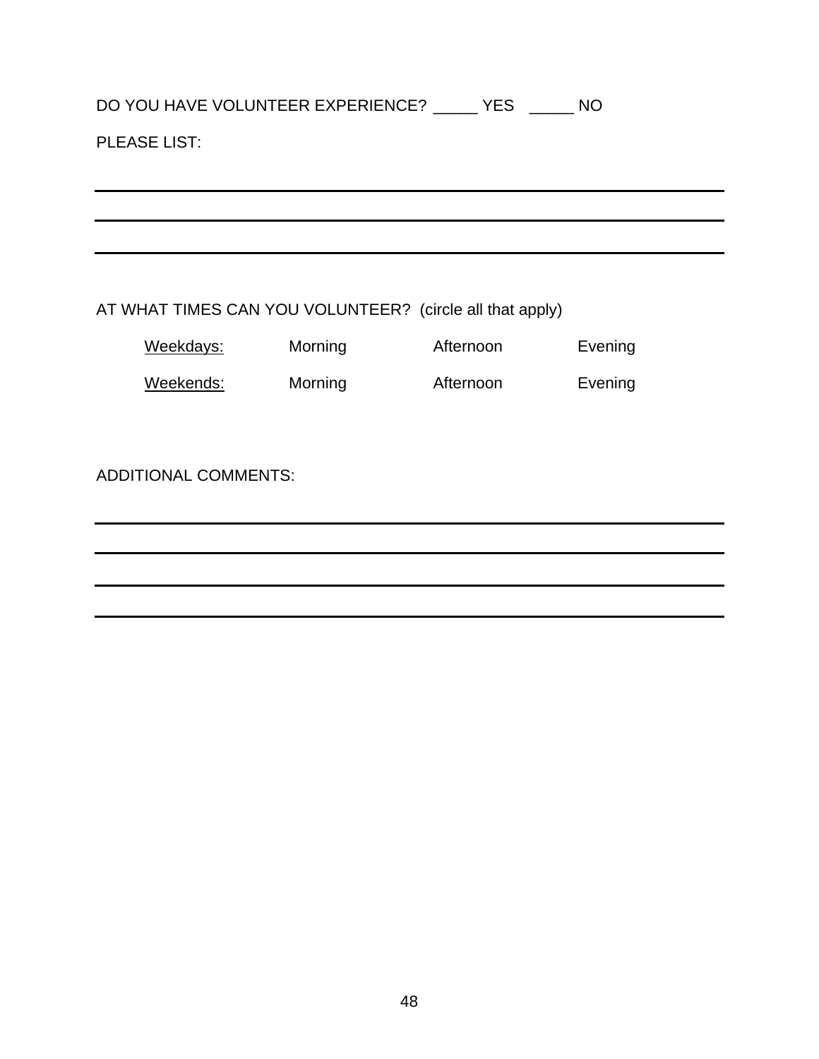DO YOU HAVE VOLUNTEER EXPERIENCE? _____ YES   _____ NO

PLEASE LIST:

______________________________________________________________________

______________________________________________________________________

______________________________________________________________________

AT WHAT TIMES CAN YOU VOLUNTEER? (circle all that apply)

| | | | |
|---|---|---|---|
| Weekdays: | Morning | Afternoon | Evening |
| Weekends: | Morning | Afternoon | Evening |

ADDITIONAL COMMENTS:

______________________________________________________________________

______________________________________________________________________

______________________________________________________________________

______________________________________________________________________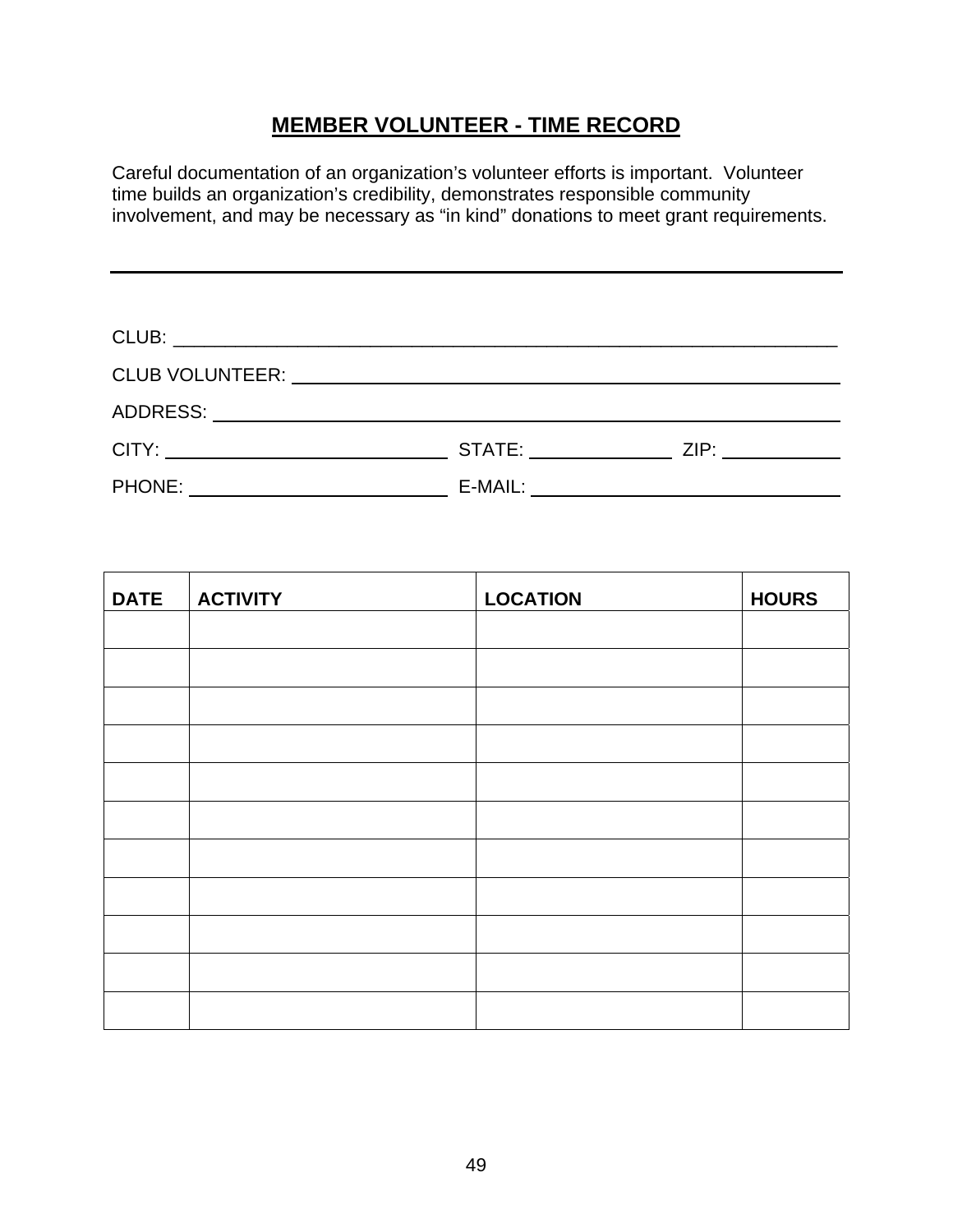## MEMBER VOLUNTEER - TIME RECORD

Careful documentation of an organization's volunteer efforts is important. Volunteer time builds an organization's credibility, demonstrates responsible community involvement, and may be necessary as "in kind" donations to meet grant requirements.

---

CLUB: ______________________________________________________________________

CLUB VOLUNTEER: ____________________________________________________________

ADDRESS: __________________________________________________________________

CITY: ____________________________ STATE: ______________ ZIP: ____________

PHONE: __________________________ E-MAIL: ______________________________

| DATE | ACTIVITY | LOCATION | HOURS |
|---|---|---|---|
| | | | |
| | | | |
| | | | |
| | | | |
| | | | |
| | | | |
| | | | |
| | | | |
| | | | |
| | | | |
| | | | |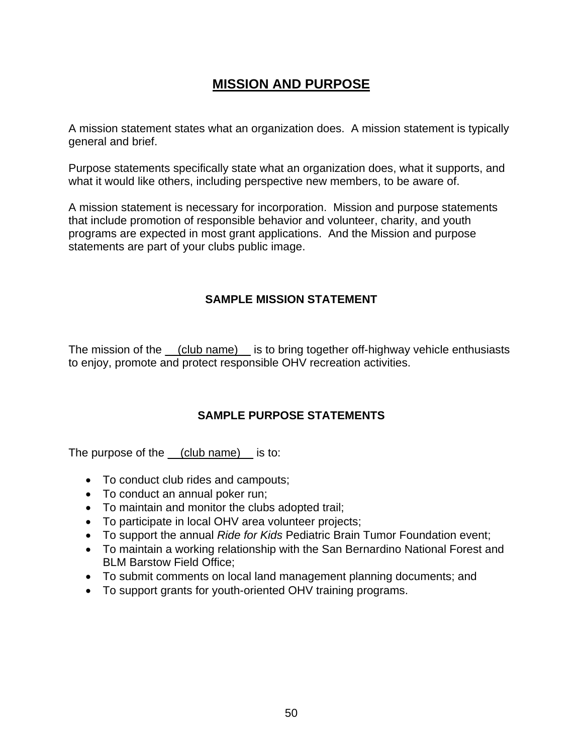# MISSION AND PURPOSE

A mission statement states what an organization does.  A mission statement is typically general and brief.

Purpose statements specifically state what an organization does, what it supports, and what it would like others, including perspective new members, to be aware of.

A mission statement is necessary for incorporation.  Mission and purpose statements that include promotion of responsible behavior and volunteer, charity, and youth programs are expected in most grant applications.  And the Mission and purpose statements are part of your clubs public image.

### SAMPLE MISSION STATEMENT

The mission of the (club name) is to bring together off-highway vehicle enthusiasts to enjoy, promote and protect responsible OHV recreation activities.

### SAMPLE PURPOSE STATEMENTS

The purpose of the (club name) is to:

- To conduct club rides and campouts;
- To conduct an annual poker run;
- To maintain and monitor the clubs adopted trail;
- To participate in local OHV area volunteer projects;
- To support the annual *Ride for Kids* Pediatric Brain Tumor Foundation event;
- To maintain a working relationship with the San Bernardino National Forest and BLM Barstow Field Office;
- To submit comments on local land management planning documents; and
- To support grants for youth-oriented OHV training programs.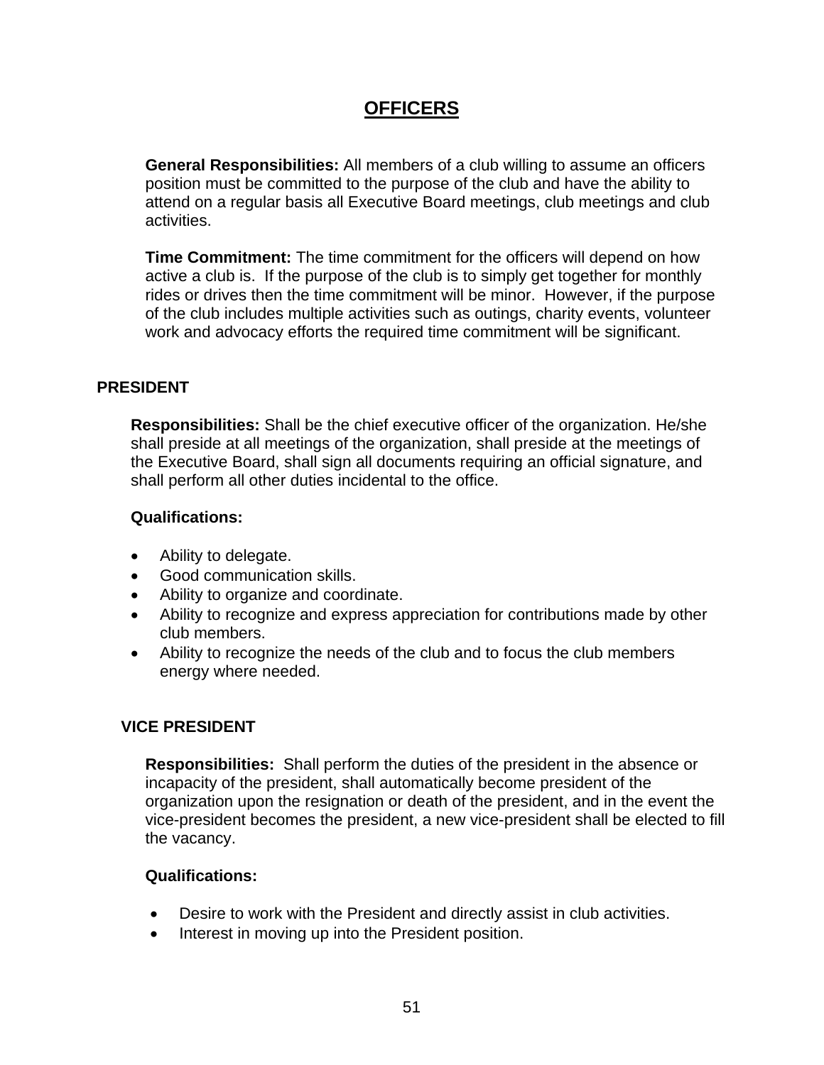# OFFICERS

**General Responsibilities:** All members of a club willing to assume an officers position must be committed to the purpose of the club and have the ability to attend on a regular basis all Executive Board meetings, club meetings and club activities.

**Time Commitment:** The time commitment for the officers will depend on how active a club is. If the purpose of the club is to simply get together for monthly rides or drives then the time commitment will be minor. However, if the purpose of the club includes multiple activities such as outings, charity events, volunteer work and advocacy efforts the required time commitment will be significant.

## PRESIDENT

**Responsibilities:** Shall be the chief executive officer of the organization. He/she shall preside at all meetings of the organization, shall preside at the meetings of the Executive Board, shall sign all documents requiring an official signature, and shall perform all other duties incidental to the office.

**Qualifications:**

- Ability to delegate.
- Good communication skills.
- Ability to organize and coordinate.
- Ability to recognize and express appreciation for contributions made by other club members.
- Ability to recognize the needs of the club and to focus the club members energy where needed.

## VICE PRESIDENT

**Responsibilities:** Shall perform the duties of the president in the absence or incapacity of the president, shall automatically become president of the organization upon the resignation or death of the president, and in the event the vice-president becomes the president, a new vice-president shall be elected to fill the vacancy.

**Qualifications:**

- Desire to work with the President and directly assist in club activities.
- Interest in moving up into the President position.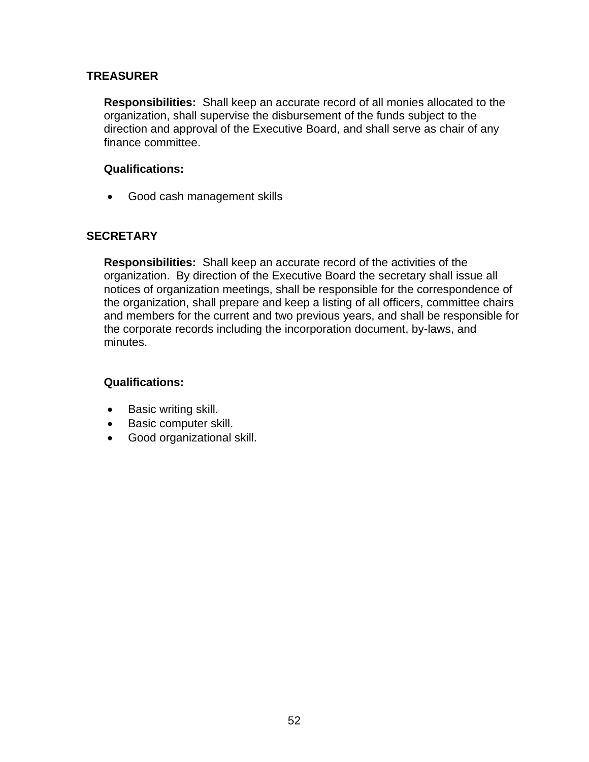## TREASURER

**Responsibilities:** Shall keep an accurate record of all monies allocated to the organization, shall supervise the disbursement of the funds subject to the direction and approval of the Executive Board, and shall serve as chair of any finance committee.

**Qualifications:**

- Good cash management skills

## SECRETARY

**Responsibilities:** Shall keep an accurate record of the activities of the organization. By direction of the Executive Board the secretary shall issue all notices of organization meetings, shall be responsible for the correspondence of the organization, shall prepare and keep a listing of all officers, committee chairs and members for the current and two previous years, and shall be responsible for the corporate records including the incorporation document, by-laws, and minutes.

**Qualifications:**

- Basic writing skill.
- Basic computer skill.
- Good organizational skill.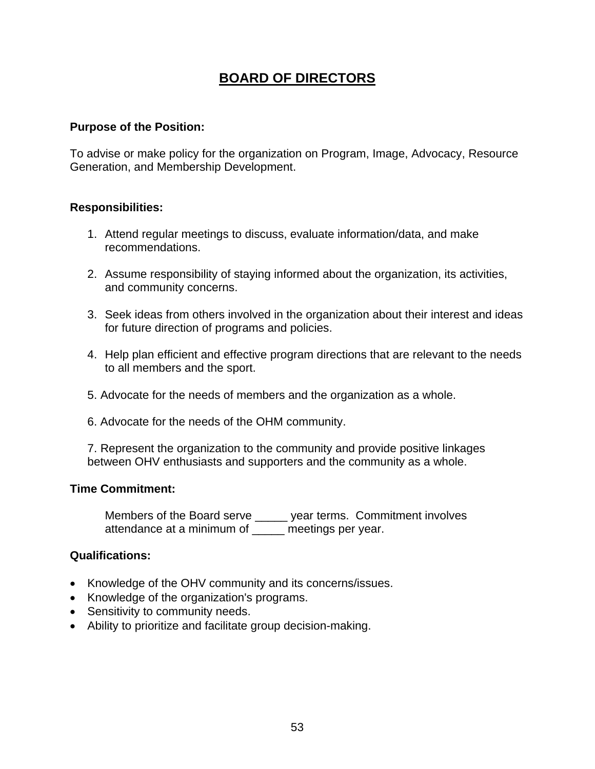# BOARD OF DIRECTORS

**Purpose of the Position:**

To advise or make policy for the organization on Program, Image, Advocacy, Resource Generation, and Membership Development.

**Responsibilities:**

1. Attend regular meetings to discuss, evaluate information/data, and make recommendations.

2. Assume responsibility of staying informed about the organization, its activities, and community concerns.

3. Seek ideas from others involved in the organization about their interest and ideas for future direction of programs and policies.

4. Help plan efficient and effective program directions that are relevant to the needs to all members and the sport.

5. Advocate for the needs of members and the organization as a whole.

6. Advocate for the needs of the OHM community.

7. Represent the organization to the community and provide positive linkages between OHV enthusiasts and supporters and the community as a whole.

**Time Commitment:**

Members of the Board serve _____ year terms. Commitment involves attendance at a minimum of _____ meetings per year.

**Qualifications:**

- Knowledge of the OHV community and its concerns/issues.
- Knowledge of the organization's programs.
- Sensitivity to community needs.
- Ability to prioritize and facilitate group decision-making.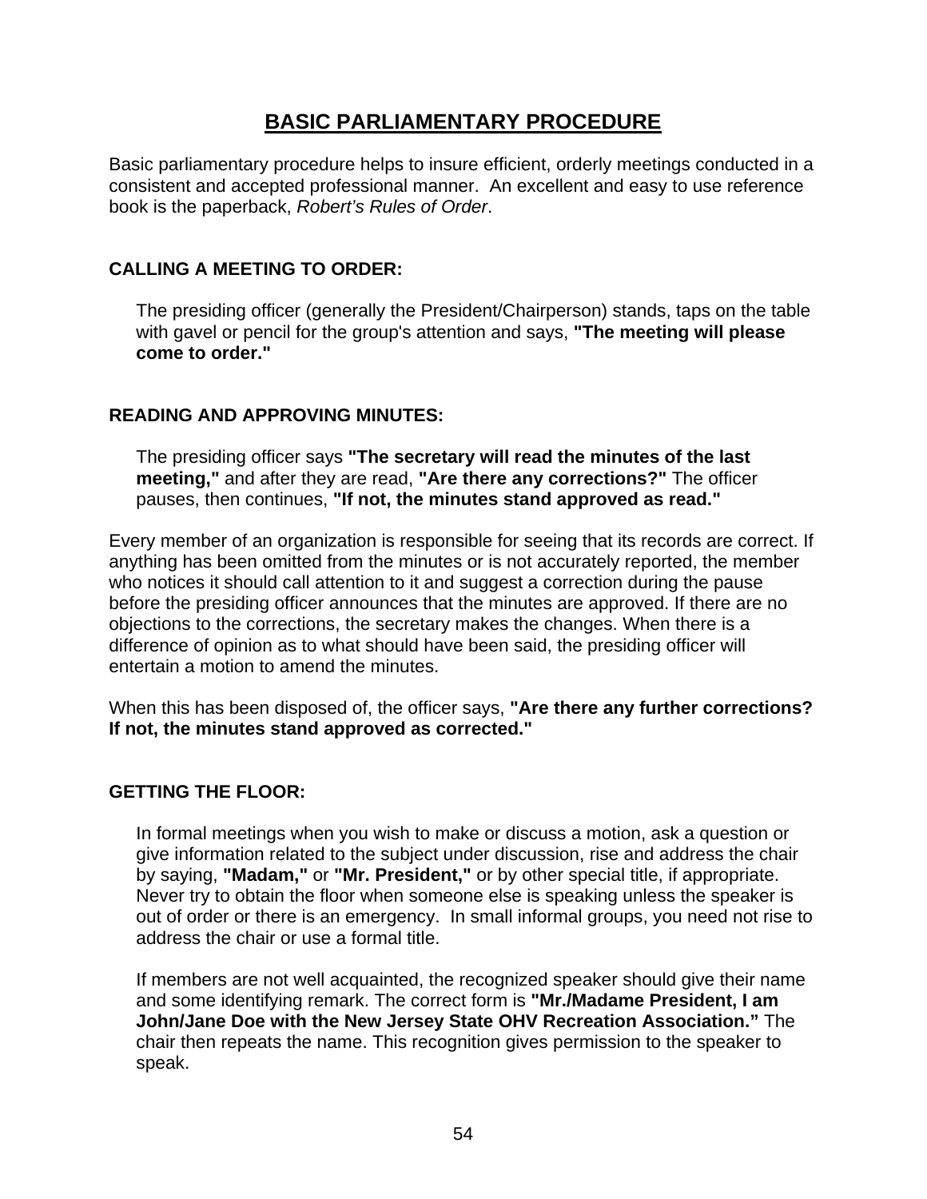# BASIC PARLIAMENTARY PROCEDURE

Basic parliamentary procedure helps to insure efficient, orderly meetings conducted in a consistent and accepted professional manner. An excellent and easy to use reference book is the paperback, *Robert's Rules of Order*.

## CALLING A MEETING TO ORDER:

The presiding officer (generally the President/Chairperson) stands, taps on the table with gavel or pencil for the group's attention and says, **"The meeting will please come to order."**

## READING AND APPROVING MINUTES:

The presiding officer says **"The secretary will read the minutes of the last meeting,"** and after they are read, **"Are there any corrections?"** The officer pauses, then continues, **"If not, the minutes stand approved as read."**

Every member of an organization is responsible for seeing that its records are correct. If anything has been omitted from the minutes or is not accurately reported, the member who notices it should call attention to it and suggest a correction during the pause before the presiding officer announces that the minutes are approved. If there are no objections to the corrections, the secretary makes the changes. When there is a difference of opinion as to what should have been said, the presiding officer will entertain a motion to amend the minutes.

When this has been disposed of, the officer says, **"Are there any further corrections? If not, the minutes stand approved as corrected."**

## GETTING THE FLOOR:

In formal meetings when you wish to make or discuss a motion, ask a question or give information related to the subject under discussion, rise and address the chair by saying, **"Madam,"** or **"Mr. President,"** or by other special title, if appropriate. Never try to obtain the floor when someone else is speaking unless the speaker is out of order or there is an emergency. In small informal groups, you need not rise to address the chair or use a formal title.

If members are not well acquainted, the recognized speaker should give their name and some identifying remark. The correct form is **"Mr./Madame President, I am John/Jane Doe with the New Jersey State OHV Recreation Association."** The chair then repeats the name. This recognition gives permission to the speaker to speak.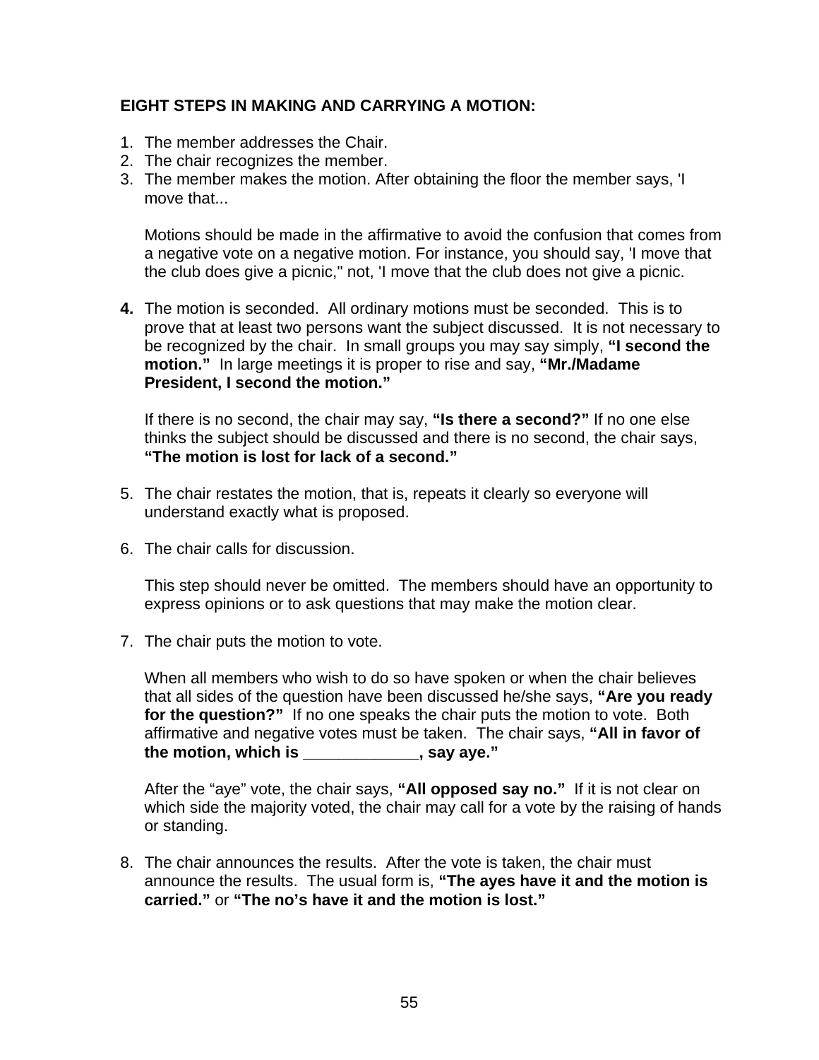**EIGHT STEPS IN MAKING AND CARRYING A MOTION:**

1. The member addresses the Chair.
2. The chair recognizes the member.
3. The member makes the motion. After obtaining the floor the member says, 'I move that...

   Motions should be made in the affirmative to avoid the confusion that comes from a negative vote on a negative motion. For instance, you should say, 'I move that the club does give a picnic," not, 'I move that the club does not give a picnic.

4. The motion is seconded. All ordinary motions must be seconded. This is to prove that at least two persons want the subject discussed. It is not necessary to be recognized by the chair. In small groups you may say simply, **"I second the motion."** In large meetings it is proper to rise and say, **"Mr./Madame President, I second the motion."**

   If there is no second, the chair may say, **"Is there a second?"** If no one else thinks the subject should be discussed and there is no second, the chair says, **"The motion is lost for lack of a second."**

5. The chair restates the motion, that is, repeats it clearly so everyone will understand exactly what is proposed.

6. The chair calls for discussion.

   This step should never be omitted. The members should have an opportunity to express opinions or to ask questions that may make the motion clear.

7. The chair puts the motion to vote.

   When all members who wish to do so have spoken or when the chair believes that all sides of the question have been discussed he/she says, **"Are you ready for the question?"** If no one speaks the chair puts the motion to vote. Both affirmative and negative votes must be taken. The chair says, **"All in favor of the motion, which is _____________, say aye."**

   After the "aye" vote, the chair says, **"All opposed say no."** If it is not clear on which side the majority voted, the chair may call for a vote by the raising of hands or standing.

8. The chair announces the results. After the vote is taken, the chair must announce the results. The usual form is, **"The ayes have it and the motion is carried."** or **"The no's have it and the motion is lost."**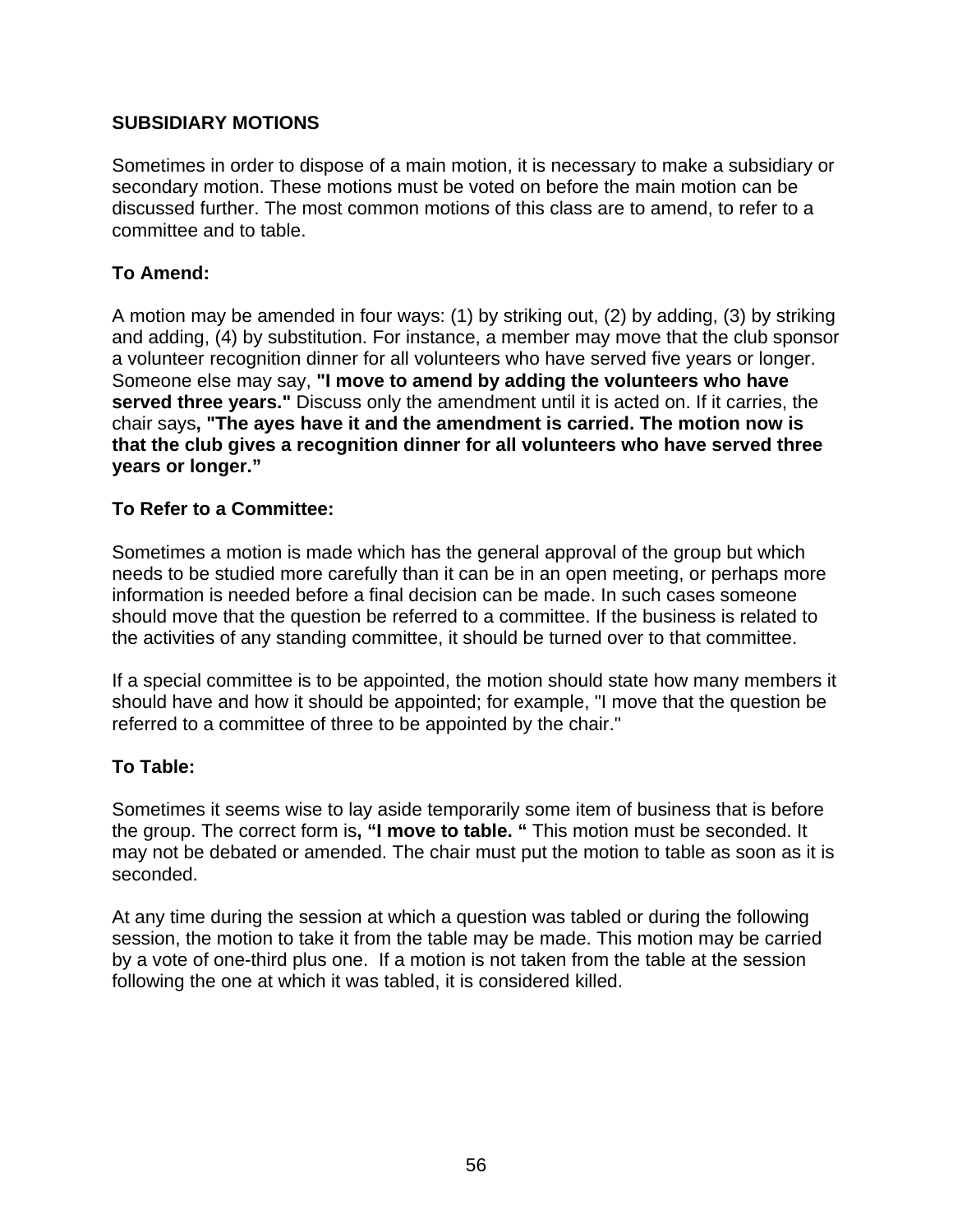## SUBSIDIARY MOTIONS

Sometimes in order to dispose of a main motion, it is necessary to make a subsidiary or secondary motion. These motions must be voted on before the main motion can be discussed further. The most common motions of this class are to amend, to refer to a committee and to table.

### To Amend:

A motion may be amended in four ways: (1) by striking out, (2) by adding, (3) by striking and adding, (4) by substitution. For instance, a member may move that the club sponsor a volunteer recognition dinner for all volunteers who have served five years or longer. Someone else may say, **"I move to amend by adding the volunteers who have served three years."** Discuss only the amendment until it is acted on. If it carries, the chair says**, "The ayes have it and the amendment is carried. The motion now is that the club gives a recognition dinner for all volunteers who have served three years or longer."**

### To Refer to a Committee:

Sometimes a motion is made which has the general approval of the group but which needs to be studied more carefully than it can be in an open meeting, or perhaps more information is needed before a final decision can be made. In such cases someone should move that the question be referred to a committee. If the business is related to the activities of any standing committee, it should be turned over to that committee.

If a special committee is to be appointed, the motion should state how many members it should have and how it should be appointed; for example, "I move that the question be referred to a committee of three to be appointed by the chair."

### To Table:

Sometimes it seems wise to lay aside temporarily some item of business that is before the group. The correct form is**, "I move to table. "** This motion must be seconded. It may not be debated or amended. The chair must put the motion to table as soon as it is seconded.

At any time during the session at which a question was tabled or during the following session, the motion to take it from the table may be made. This motion may be carried by a vote of one-third plus one. If a motion is not taken from the table at the session following the one at which it was tabled, it is considered killed.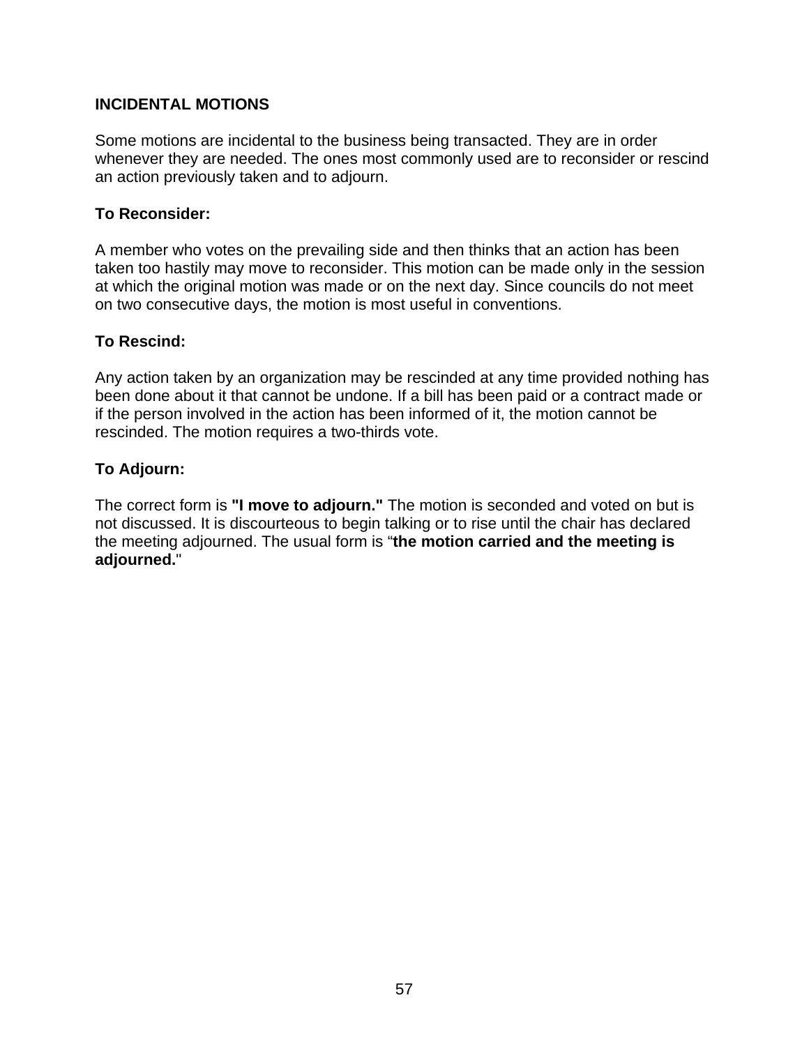## INCIDENTAL MOTIONS

Some motions are incidental to the business being transacted. They are in order whenever they are needed. The ones most commonly used are to reconsider or rescind an action previously taken and to adjourn.

### To Reconsider:

A member who votes on the prevailing side and then thinks that an action has been taken too hastily may move to reconsider. This motion can be made only in the session at which the original motion was made or on the next day. Since councils do not meet on two consecutive days, the motion is most useful in conventions.

### To Rescind:

Any action taken by an organization may be rescinded at any time provided nothing has been done about it that cannot be undone. If a bill has been paid or a contract made or if the person involved in the action has been informed of it, the motion cannot be rescinded. The motion requires a two-thirds vote.

### To Adjourn:

The correct form is **"I move to adjourn."** The motion is seconded and voted on but is not discussed. It is discourteous to begin talking or to rise until the chair has declared the meeting adjourned. The usual form is "**the motion carried and the meeting is adjourned.**"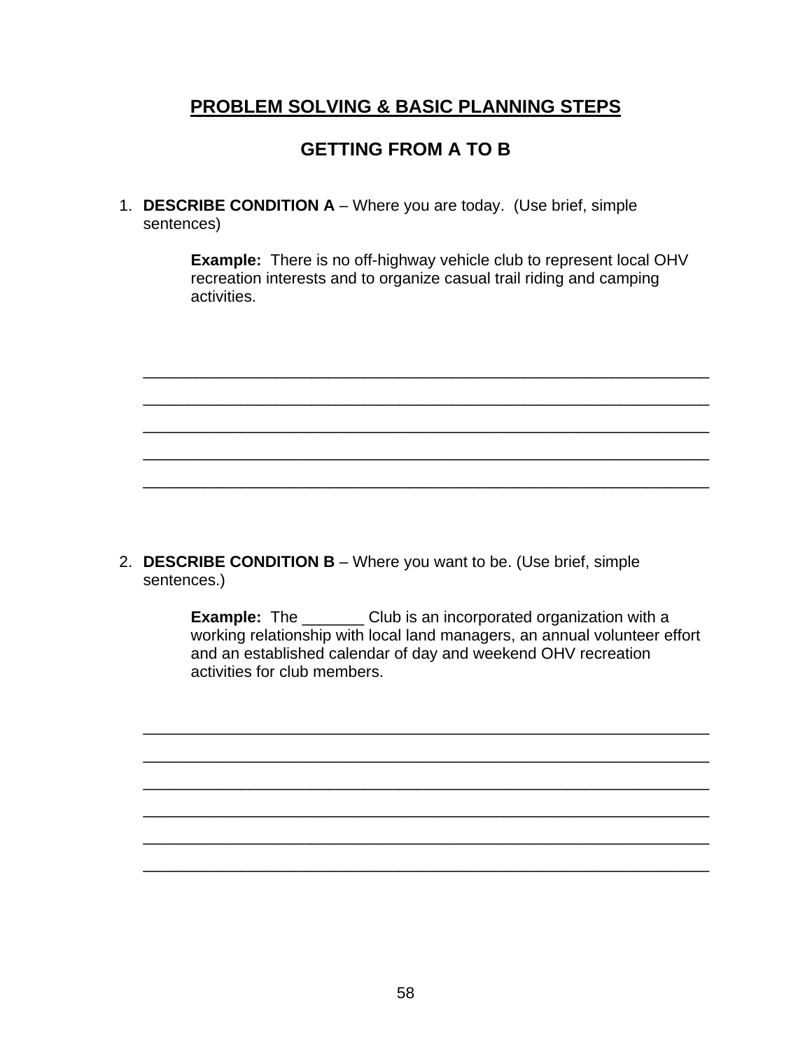## PROBLEM SOLVING & BASIC PLANNING STEPS

## GETTING FROM A TO B

1. **DESCRIBE CONDITION A** – Where you are today. (Use brief, simple sentences)

   **Example:** There is no off-highway vehicle club to represent local OHV recreation interests and to organize casual trail riding and camping activities.

   ___________________________________________________________________

   ___________________________________________________________________

   ___________________________________________________________________

   ___________________________________________________________________

   ___________________________________________________________________

2. **DESCRIBE CONDITION B** – Where you want to be. (Use brief, simple sentences.)

   **Example:** The _______ Club is an incorporated organization with a working relationship with local land managers, an annual volunteer effort and an established calendar of day and weekend OHV recreation activities for club members.

   ___________________________________________________________________

   ___________________________________________________________________

   ___________________________________________________________________

   ___________________________________________________________________

   ___________________________________________________________________

   ___________________________________________________________________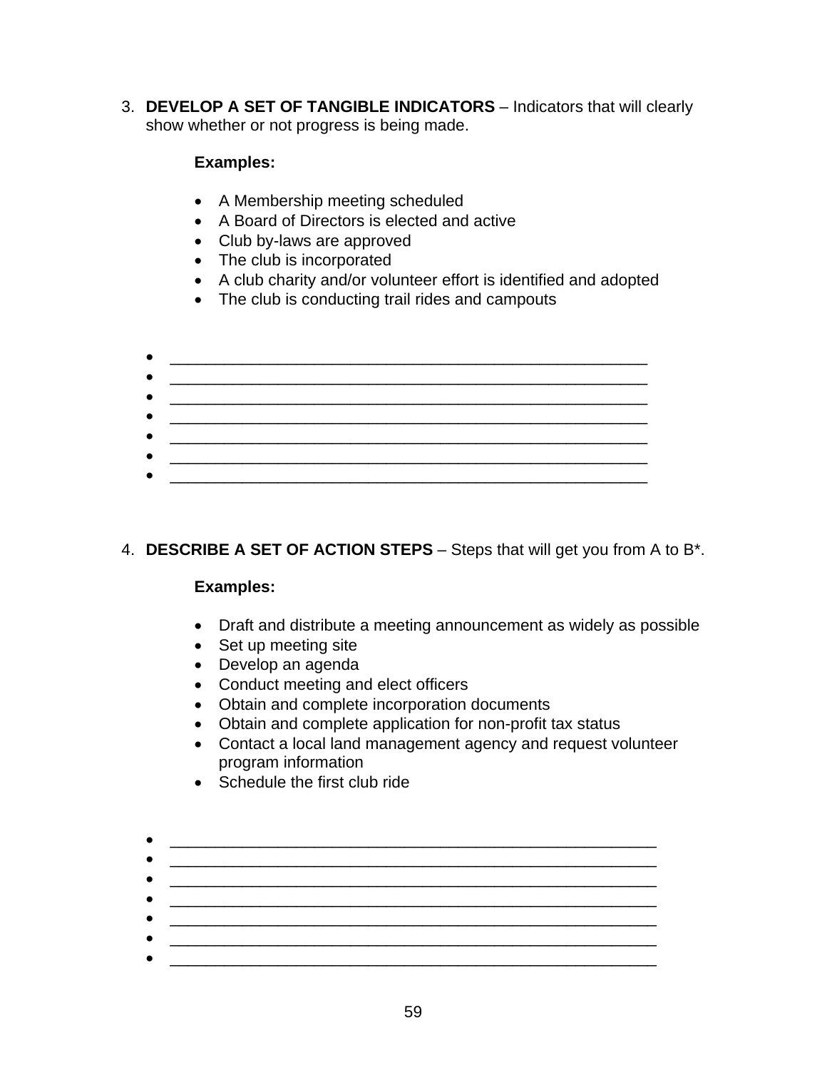3. **DEVELOP A SET OF TANGIBLE INDICATORS** – Indicators that will clearly show whether or not progress is being made.

   **Examples:**

   - A Membership meeting scheduled
   - A Board of Directors is elected and active
   - Club by-laws are approved
   - The club is incorporated
   - A club charity and/or volunteer effort is identified and adopted
   - The club is conducting trail rides and campouts

- ____________________________________________________
- ____________________________________________________
- ____________________________________________________
- ____________________________________________________
- ____________________________________________________
- ____________________________________________________
- ____________________________________________________

4. **DESCRIBE A SET OF ACTION STEPS** – Steps that will get you from A to B*.

   **Examples:**

   - Draft and distribute a meeting announcement as widely as possible
   - Set up meeting site
   - Develop an agenda
   - Conduct meeting and elect officers
   - Obtain and complete incorporation documents
   - Obtain and complete application for non-profit tax status
   - Contact a local land management agency and request volunteer program information
   - Schedule the first club ride

- ____________________________________________________
- ____________________________________________________
- ____________________________________________________
- ____________________________________________________
- ____________________________________________________
- ____________________________________________________
- ____________________________________________________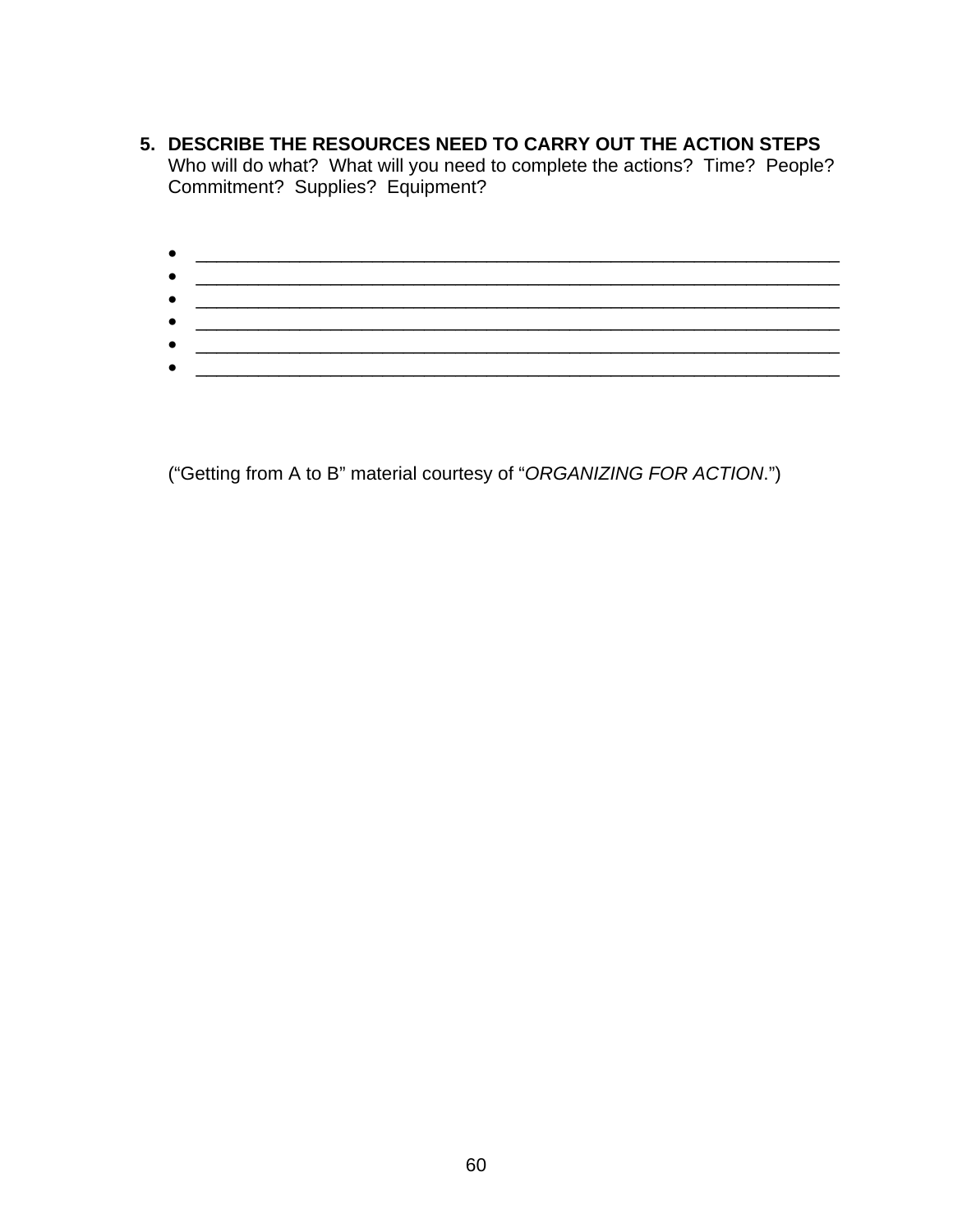5. **DESCRIBE THE RESOURCES NEED TO CARRY OUT THE ACTION STEPS**
   Who will do what? What will you need to complete the actions? Time? People? Commitment? Supplies? Equipment?

   - ____________________________________________________________
   - ____________________________________________________________
   - ____________________________________________________________
   - ____________________________________________________________
   - ____________________________________________________________
   - ____________________________________________________________

("Getting from A to B" material courtesy of "*ORGANIZING FOR ACTION*.")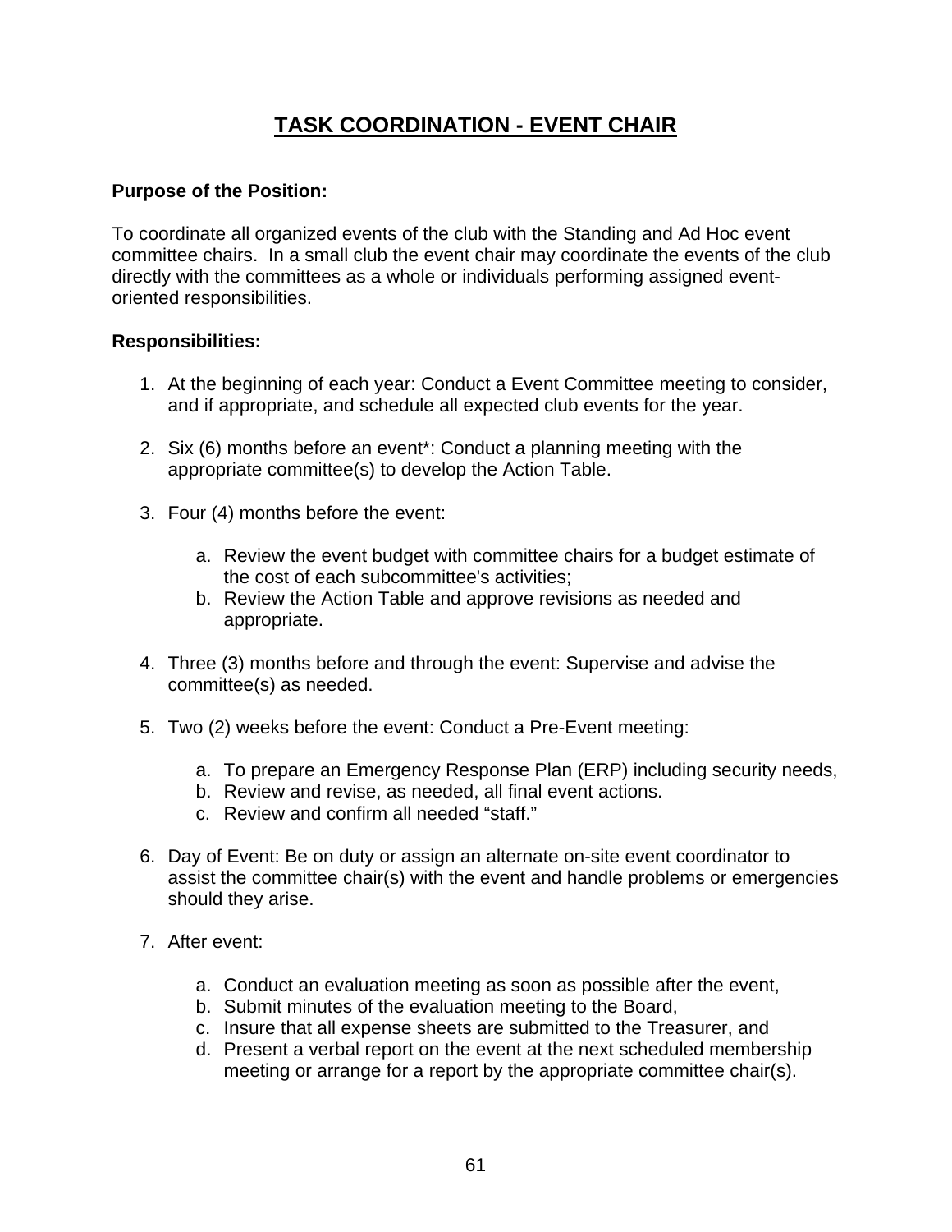# TASK COORDINATION - EVENT CHAIR

**Purpose of the Position:**

To coordinate all organized events of the club with the Standing and Ad Hoc event committee chairs. In a small club the event chair may coordinate the events of the club directly with the committees as a whole or individuals performing assigned event-oriented responsibilities.

**Responsibilities:**

1. At the beginning of each year: Conduct a Event Committee meeting to consider, and if appropriate, and schedule all expected club events for the year.

2. Six (6) months before an event*: Conduct a planning meeting with the appropriate committee(s) to develop the Action Table.

3. Four (4) months before the event:

   a. Review the event budget with committee chairs for a budget estimate of the cost of each subcommittee's activities;
   b. Review the Action Table and approve revisions as needed and appropriate.

4. Three (3) months before and through the event: Supervise and advise the committee(s) as needed.

5. Two (2) weeks before the event: Conduct a Pre-Event meeting:

   a. To prepare an Emergency Response Plan (ERP) including security needs,
   b. Review and revise, as needed, all final event actions.
   c. Review and confirm all needed "staff."

6. Day of Event: Be on duty or assign an alternate on-site event coordinator to assist the committee chair(s) with the event and handle problems or emergencies should they arise.

7. After event:

   a. Conduct an evaluation meeting as soon as possible after the event,
   b. Submit minutes of the evaluation meeting to the Board,
   c. Insure that all expense sheets are submitted to the Treasurer, and
   d. Present a verbal report on the event at the next scheduled membership meeting or arrange for a report by the appropriate committee chair(s).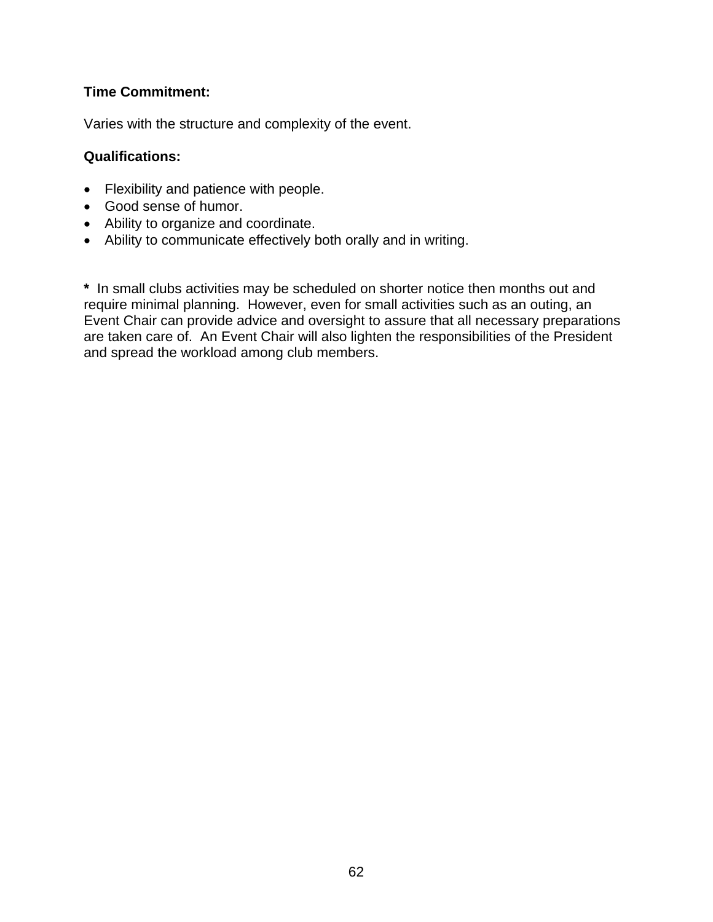**Time Commitment:**

Varies with the structure and complexity of the event.

**Qualifications:**

- Flexibility and patience with people.
- Good sense of humor.
- Ability to organize and coordinate.
- Ability to communicate effectively both orally and in writing.

**\*** In small clubs activities may be scheduled on shorter notice then months out and require minimal planning. However, even for small activities such as an outing, an Event Chair can provide advice and oversight to assure that all necessary preparations are taken care of. An Event Chair will also lighten the responsibilities of the President and spread the workload among club members.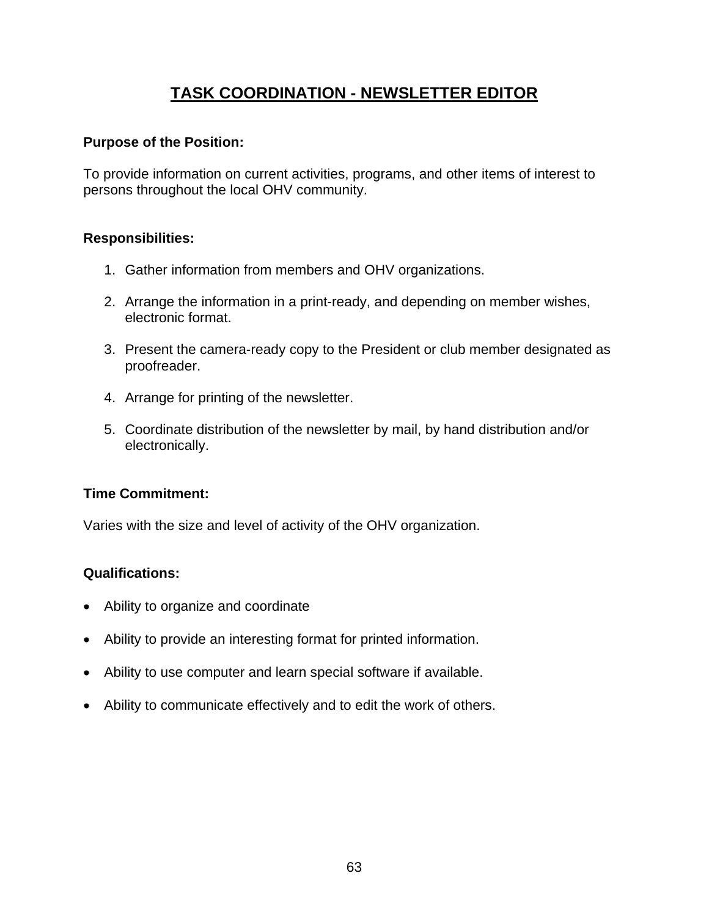# TASK COORDINATION - NEWSLETTER EDITOR

**Purpose of the Position:**

To provide information on current activities, programs, and other items of interest to persons throughout the local OHV community.

**Responsibilities:**

1. Gather information from members and OHV organizations.
2. Arrange the information in a print-ready, and depending on member wishes, electronic format.
3. Present the camera-ready copy to the President or club member designated as proofreader.
4. Arrange for printing of the newsletter.
5. Coordinate distribution of the newsletter by mail, by hand distribution and/or electronically.

**Time Commitment:**

Varies with the size and level of activity of the OHV organization.

**Qualifications:**

- Ability to organize and coordinate
- Ability to provide an interesting format for printed information.
- Ability to use computer and learn special software if available.
- Ability to communicate effectively and to edit the work of others.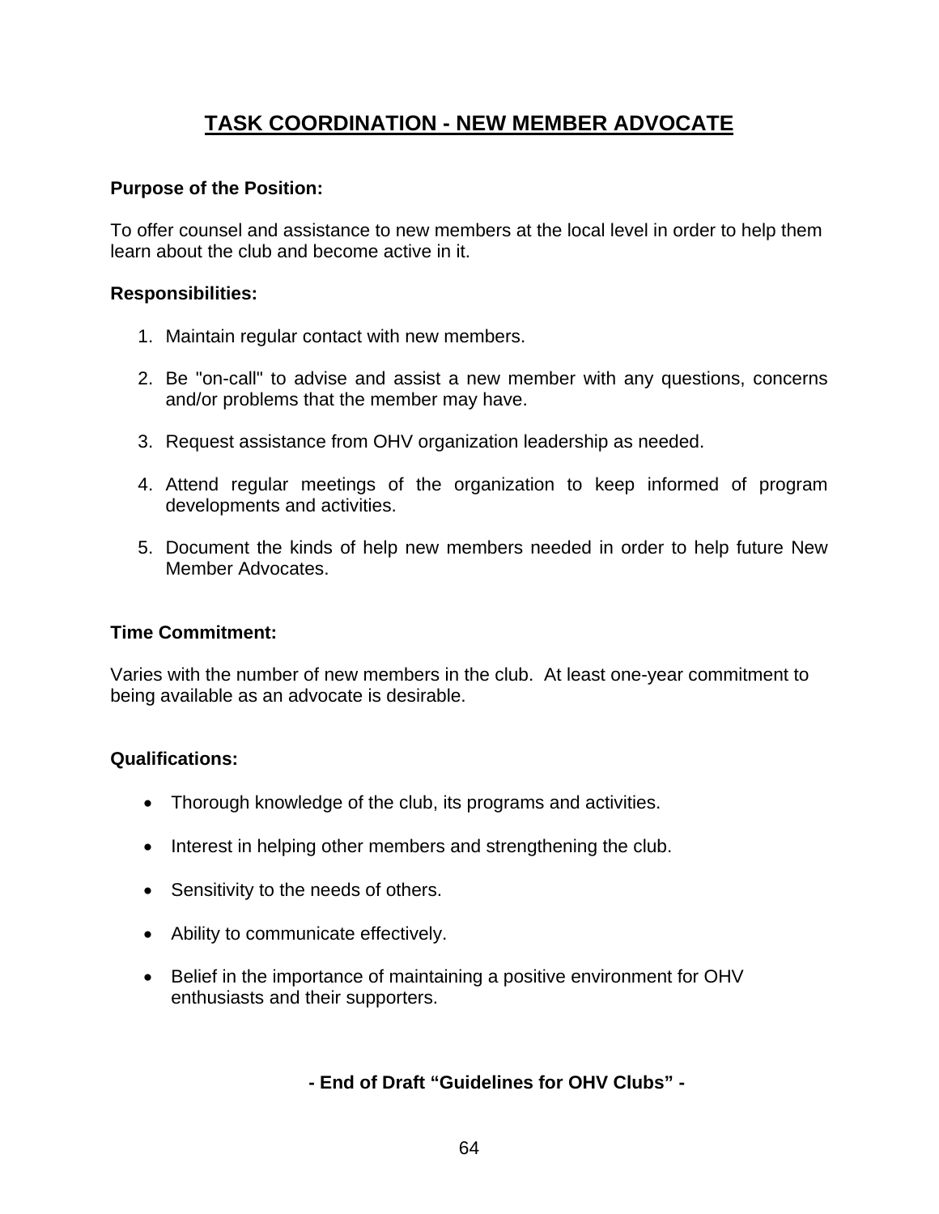# TASK COORDINATION - NEW MEMBER ADVOCATE

**Purpose of the Position:**

To offer counsel and assistance to new members at the local level in order to help them learn about the club and become active in it.

**Responsibilities:**

1. Maintain regular contact with new members.
2. Be "on-call" to advise and assist a new member with any questions, concerns and/or problems that the member may have.
3. Request assistance from OHV organization leadership as needed.
4. Attend regular meetings of the organization to keep informed of program developments and activities.
5. Document the kinds of help new members needed in order to help future New Member Advocates.

**Time Commitment:**

Varies with the number of new members in the club. At least one-year commitment to being available as an advocate is desirable.

**Qualifications:**

- Thorough knowledge of the club, its programs and activities.
- Interest in helping other members and strengthening the club.
- Sensitivity to the needs of others.
- Ability to communicate effectively.
- Belief in the importance of maintaining a positive environment for OHV enthusiasts and their supporters.

**- End of Draft "Guidelines for OHV Clubs" -**